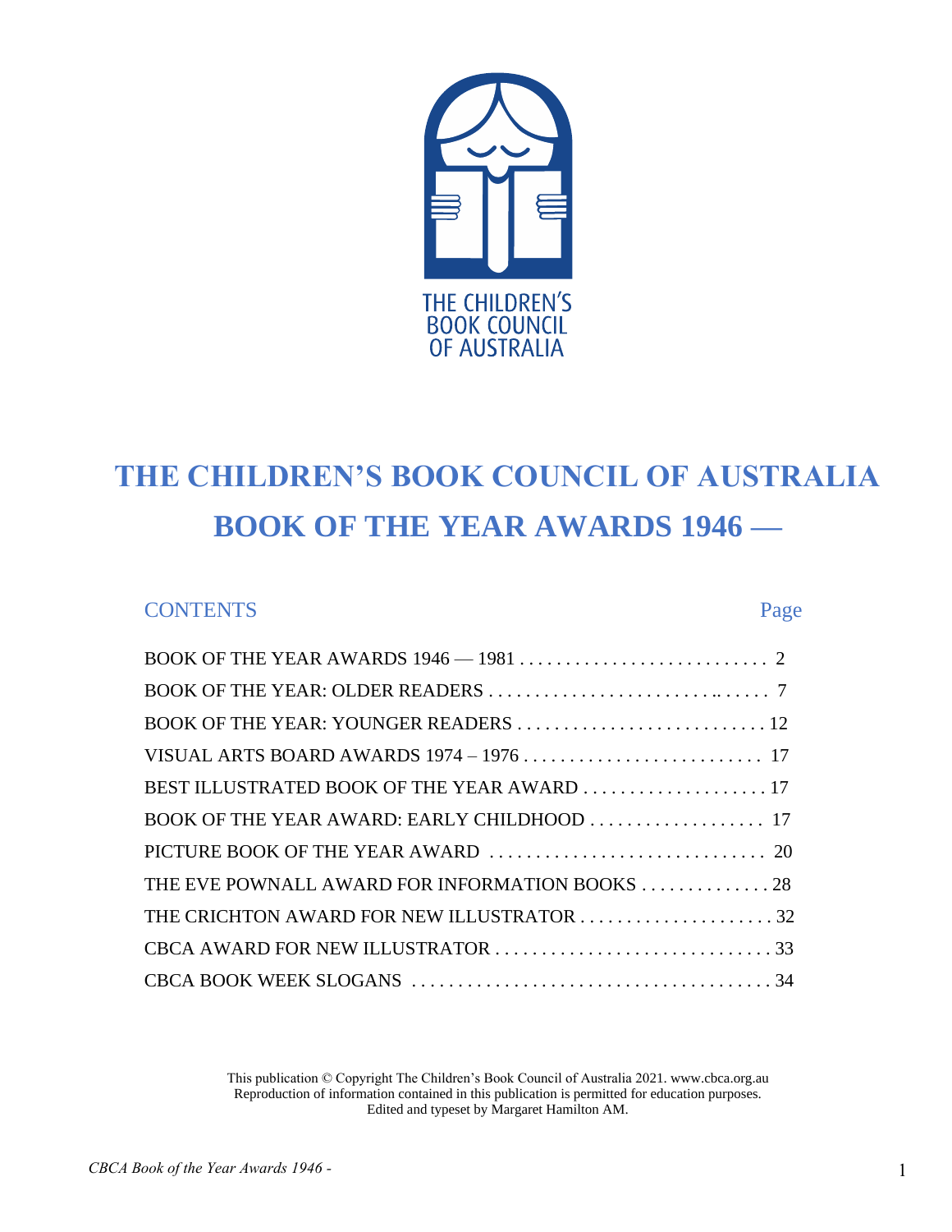THE CHILDREN'S BOOK COUNCIL OF AUSTRALIA

# THE CHILDREN'S BOOK COUNCIL OF AUSTRALIA
# BOOK OF THE YEAR AWARDS 1946 —

## CONTENTS

| CONTENTS | Page |
|---|---|
| BOOK OF THE YEAR AWARDS 1946 — 1981 | 2 |
| BOOK OF THE YEAR: OLDER READERS | 7 |
| BOOK OF THE YEAR: YOUNGER READERS | 12 |
| VISUAL ARTS BOARD AWARDS 1974 – 1976 | 17 |
| BEST ILLUSTRATED BOOK OF THE YEAR AWARD | 17 |
| BOOK OF THE YEAR AWARD: EARLY CHILDHOOD | 17 |
| PICTURE BOOK OF THE YEAR AWARD | 20 |
| THE EVE POWNALL AWARD FOR INFORMATION BOOKS | 28 |
| THE CRICHTON AWARD FOR NEW ILLUSTRATOR | 32 |
| CBCA AWARD FOR NEW ILLUSTRATOR | 33 |
| CBCA BOOK WEEK SLOGANS | 34 |

This publication © Copyright The Children's Book Council of Australia 2021. www.cbca.org.au
Reproduction of information contained in this publication is permitted for education purposes.
Edited and typeset by Margaret Hamilton AM.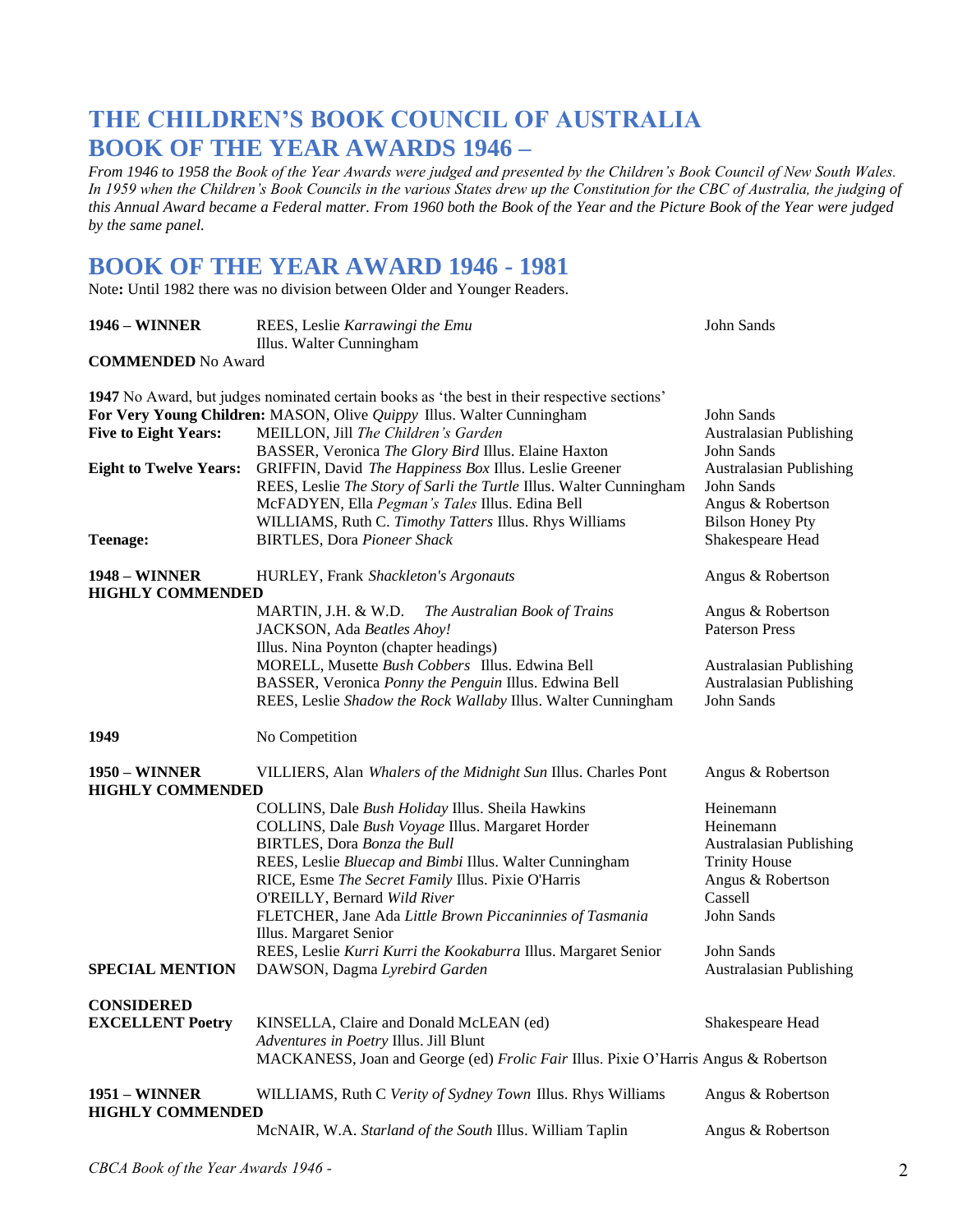# THE CHILDREN'S BOOK COUNCIL OF AUSTRALIA
# BOOK OF THE YEAR AWARDS 1946 –

*From 1946 to 1958 the Book of the Year Awards were judged and presented by the Children's Book Council of New South Wales. In 1959 when the Children's Book Councils in the various States drew up the Constitution for the CBC of Australia, the judging of this Annual Award became a Federal matter. From 1960 both the Book of the Year and the Picture Book of the Year were judged by the same panel.*

## BOOK OF THE YEAR AWARD 1946 - 1981

Note**:** Until 1982 there was no division between Older and Younger Readers.

| | | |
|---|---|---|
| **1946 – WINNER** | REES, Leslie *Karrawingi the Emu* Illus. Walter Cunningham | John Sands |
| **COMMENDED** No Award | | |
| **1947** No Award, but judges nominated certain books as 'the best in their respective sections' | | |
| **For Very Young Children:** | MASON, Olive *Quippy* Illus. Walter Cunningham | John Sands |
| **Five to Eight Years:** | MEILLON, Jill *The Children's Garden* | Australasian Publishing |
| | BASSER, Veronica *The Glory Bird* Illus. Elaine Haxton | John Sands |
| **Eight to Twelve Years:** | GRIFFIN, David *The Happiness Box* Illus. Leslie Greener | Australasian Publishing |
| | REES, Leslie *The Story of Sarli the Turtle* Illus. Walter Cunningham | John Sands |
| | McFADYEN, Ella *Pegman's Tales* Illus. Edina Bell | Angus & Robertson |
| | WILLIAMS, Ruth C. *Timothy Tatters* Illus. Rhys Williams | Bilson Honey Pty |
| **Teenage:** | BIRTLES, Dora *Pioneer Shack* | Shakespeare Head |
| **1948 – WINNER** | HURLEY, Frank *Shackleton's Argonauts* | Angus & Robertson |
| **HIGHLY COMMENDED** | | |
| | MARTIN, J.H. & W.D. *The Australian Book of Trains* | Angus & Robertson |
| | JACKSON, Ada *Beatles Ahoy!* Illus. Nina Poynton (chapter headings) | Paterson Press |
| | MORELL, Musette *Bush Cobbers* Illus. Edwina Bell | Australasian Publishing |
| | BASSER, Veronica *Ponny the Penguin* Illus. Edwina Bell | Australasian Publishing |
| | REES, Leslie *Shadow the Rock Wallaby* Illus. Walter Cunningham | John Sands |
| **1949** | No Competition | |
| **1950 – WINNER** | VILLIERS, Alan *Whalers of the Midnight Sun* Illus. Charles Pont | Angus & Robertson |
| **HIGHLY COMMENDED** | | |
| | COLLINS, Dale *Bush Holiday* Illus. Sheila Hawkins | Heinemann |
| | COLLINS, Dale *Bush Voyage* Illus. Margaret Horder | Heinemann |
| | BIRTLES, Dora *Bonza the Bull* | Australasian Publishing |
| | REES, Leslie *Bluecap and Bimbi* Illus. Walter Cunningham | Trinity House |
| | RICE, Esme *The Secret Family* Illus. Pixie O'Harris | Angus & Robertson |
| | O'REILLY, Bernard *Wild River* | Cassell |
| | FLETCHER, Jane Ada *Little Brown Piccaninnies of Tasmania* Illus. Margaret Senior | John Sands |
| | REES, Leslie *Kurri Kurri the Kookaburra* Illus. Margaret Senior | John Sands |
| **SPECIAL MENTION** | DAWSON, Dagma *Lyrebird Garden* | Australasian Publishing |
| **CONSIDERED EXCELLENT Poetry** | KINSELLA, Claire and Donald McLEAN (ed) *Adventures in Poetry* Illus. Jill Blunt | Shakespeare Head |
| | MACKANESS, Joan and George (ed) *Frolic Fair* Illus. Pixie O'Harris | Angus & Robertson |
| **1951 – WINNER** | WILLIAMS, Ruth C *Verity of Sydney Town* Illus. Rhys Williams | Angus & Robertson |
| **HIGHLY COMMENDED** | | |
| | McNAIR, W.A. *Starland of the South* Illus. William Taplin | Angus & Robertson |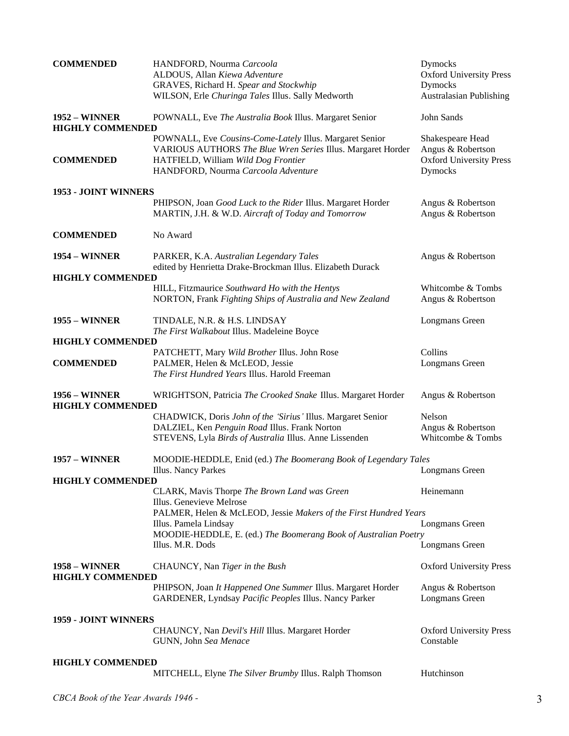**COMMENDED**

- HANDFORD, Nourma *Carcoola* — Dymocks
- ALDOUS, Allan *Kiewa Adventure* — Oxford University Press
- GRAVES, Richard H. *Spear and Stockwhip* — Dymocks
- WILSON, Erle *Churinga Tales* Illus. Sally Medworth — Australasian Publishing

**1952 – WINNER**

- POWNALL, Eve *The Australia Book* Illus. Margaret Senior — John Sands

**HIGHLY COMMENDED**

- POWNALL, Eve *Cousins-Come-Lately* Illus. Margaret Senior — Shakespeare Head
- VARIOUS AUTHORS *The Blue Wren Series* Illus. Margaret Horder — Angus & Robertson

**COMMENDED**

- HATFIELD, William *Wild Dog Frontier* — Oxford University Press
- HANDFORD, Nourma *Carcoola Adventure* — Dymocks

**1953 - JOINT WINNERS**

- PHIPSON, Joan *Good Luck to the Rider* Illus. Margaret Horder — Angus & Robertson
- MARTIN, J.H. & W.D. *Aircraft of Today and Tomorrow* — Angus & Robertson

**COMMENDED**

No Award

**1954 – WINNER**

- PARKER, K.A. *Australian Legendary Tales* edited by Henrietta Drake-Brockman Illus. Elizabeth Durack — Angus & Robertson

**HIGHLY COMMENDED**

- HILL, Fitzmaurice *Southward Ho with the Hentys* — Whitcombe & Tombs
- NORTON, Frank *Fighting Ships of Australia and New Zealand* — Angus & Robertson

**1955 – WINNER**

- TINDALE, N.R. & H.S. LINDSAY *The First Walkabout* Illus. Madeleine Boyce — Longmans Green

**HIGHLY COMMENDED**

- PATCHETT, Mary *Wild Brother* Illus. John Rose — Collins

**COMMENDED**

- PALMER, Helen & McLEOD, Jessie *The First Hundred Years* Illus. Harold Freeman — Longmans Green

**1956 – WINNER**

- WRIGHTSON, Patricia *The Crooked Snake* Illus. Margaret Horder — Angus & Robertson

**HIGHLY COMMENDED**

- CHADWICK, Doris *John of the 'Sirius'* Illus. Margaret Senior — Nelson
- DALZIEL, Ken *Penguin Road* Illus. Frank Norton — Angus & Robertson
- STEVENS, Lyla *Birds of Australia* Illus. Anne Lissenden — Whitcombe & Tombs

**1957 – WINNER**

- MOODIE-HEDDLE, Enid (ed.) *The Boomerang Book of Legendary Tales* Illus. Nancy Parkes — Longmans Green

**HIGHLY COMMENDED**

- CLARK, Mavis Thorpe *The Brown Land was Green* Illus. Genevieve Melrose — Heinemann
- PALMER, Helen & McLEOD, Jessie *Makers of the First Hundred Years* Illus. Pamela Lindsay — Longmans Green
- MOODIE-HEDDLE, E. (ed.) *The Boomerang Book of Australian Poetry* Illus. M.R. Dods — Longmans Green

**1958 – WINNER**

- CHAUNCY, Nan *Tiger in the Bush* — Oxford University Press

**HIGHLY COMMENDED**

- PHIPSON, Joan *It Happened One Summer* Illus. Margaret Horder — Angus & Robertson
- GARDENER, Lyndsay *Pacific Peoples* Illus. Nancy Parker — Longmans Green

**1959 - JOINT WINNERS**

- CHAUNCY, Nan *Devil's Hill* Illus. Margaret Horder — Oxford University Press
- GUNN, John *Sea Menace* — Constable

**HIGHLY COMMENDED**

- MITCHELL, Elyne *The Silver Brumby* Illus. Ralph Thomson — Hutchinson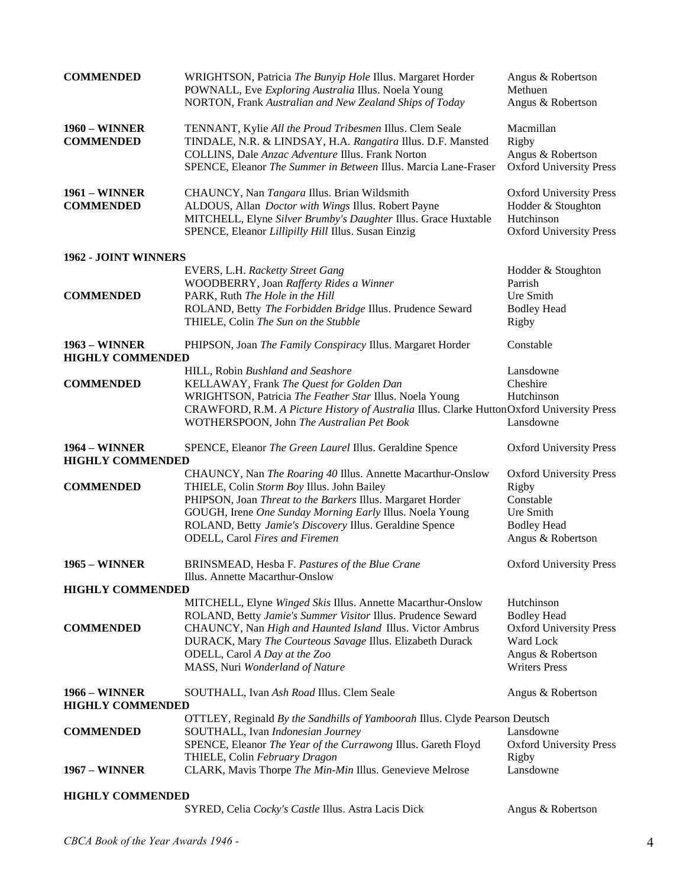| | | |
|---|---|---|
| **COMMENDED** | WRIGHTSON, Patricia *The Bunyip Hole* Illus. Margaret Horder | Angus & Robertson |
| | POWNALL, Eve *Exploring Australia* Illus. Noela Young | Methuen |
| | NORTON, Frank *Australian and New Zealand Ships of Today* | Angus & Robertson |
| **1960 – WINNER** | TENNANT, Kylie *All the Proud Tribesmen* Illus. Clem Seale | Macmillan |
| **COMMENDED** | TINDALE, N.R. & LINDSAY, H.A. *Rangatira* Illus. D.F. Mansted | Rigby |
| | COLLINS, Dale *Anzac Adventure* Illus. Frank Norton | Angus & Robertson |
| | SPENCE, Eleanor *The Summer in Between* Illus. Marcia Lane-Fraser | Oxford University Press |
| **1961 – WINNER** | CHAUNCY, Nan *Tangara* Illus. Brian Wildsmith | Oxford University Press |
| **COMMENDED** | ALDOUS, Allan *Doctor with Wings* Illus. Robert Payne | Hodder & Stoughton |
| | MITCHELL, Elyne *Silver Brumby's Daughter* Illus. Grace Huxtable | Hutchinson |
| | SPENCE, Eleanor *Lillipilly Hill* Illus. Susan Einzig | Oxford University Press |
| **1962 - JOINT WINNERS** | | |
| | EVERS, L.H. *Racketty Street Gang* | Hodder & Stoughton |
| | WOODBERRY, Joan *Rafferty Rides a Winner* | Parrish |
| **COMMENDED** | PARK, Ruth *The Hole in the Hill* | Ure Smith |
| | ROLAND, Betty *The Forbidden Bridge* Illus. Prudence Seward | Bodley Head |
| | THIELE, Colin *The Sun on the Stubble* | Rigby |
| **1963 – WINNER** | PHIPSON, Joan *The Family Conspiracy* Illus. Margaret Horder | Constable |
| **HIGHLY COMMENDED** | | |
| | HILL, Robin *Bushland and Seashore* | Lansdowne |
| **COMMENDED** | KELLAWAY, Frank *The Quest for Golden Dan* | Cheshire |
| | WRIGHTSON, Patricia *The Feather Star* Illus. Noela Young | Hutchinson |
| | CRAWFORD, R.M. *A Picture History of Australia* Illus. Clarke Hutton | Oxford University Press |
| | WOTHERSPOON, John *The Australian Pet Book* | Lansdowne |
| **1964 – WINNER** | SPENCE, Eleanor *The Green Laurel* Illus. Geraldine Spence | Oxford University Press |
| **HIGHLY COMMENDED** | | |
| | CHAUNCY, Nan *The Roaring 40* Illus. Annette Macarthur-Onslow | Oxford University Press |
| **COMMENDED** | THIELE, Colin *Storm Boy* Illus. John Bailey | Rigby |
| | PHIPSON, Joan *Threat to the Barkers* Illus. Margaret Horder | Constable |
| | GOUGH, Irene *One Sunday Morning Early* Illus. Noela Young | Ure Smith |
| | ROLAND, Betty *Jamie's Discovery* Illus. Geraldine Spence | Bodley Head |
| | ODELL, Carol *Fires and Firemen* | Angus & Robertson |
| **1965 – WINNER** | BRINSMEAD, Hesba F. *Pastures of the Blue Crane* Illus. Annette Macarthur-Onslow | Oxford University Press |
| **HIGHLY COMMENDED** | | |
| | MITCHELL, Elyne *Winged Skis* Illus. Annette Macarthur-Onslow | Hutchinson |
| | ROLAND, Betty *Jamie's Summer Visitor* Illus. Prudence Seward | Bodley Head |
| **COMMENDED** | CHAUNCY, Nan *High and Haunted Island* Illus. Victor Ambrus | Oxford University Press |
| | DURACK, Mary *The Courteous Savage* Illus. Elizabeth Durack | Ward Lock |
| | ODELL, Carol *A Day at the Zoo* | Angus & Robertson |
| | MASS, Nuri *Wonderland of Nature* | Writers Press |
| **1966 – WINNER** | SOUTHALL, Ivan *Ash Road* Illus. Clem Seale | Angus & Robertson |
| **HIGHLY COMMENDED** | | |
| | OTTLEY, Reginald *By the Sandhills of Yamboorah* Illus. Clyde Pearson | Deutsch |
| **COMMENDED** | SOUTHALL, Ivan *Indonesian Journey* | Lansdowne |
| | SPENCE, Eleanor *The Year of the Currawong* Illus. Gareth Floyd | Oxford University Press |
| | THIELE, Colin *February Dragon* | Rigby |
| **1967 – WINNER** | CLARK, Mavis Thorpe *The Min-Min* Illus. Genevieve Melrose | Lansdowne |
| **HIGHLY COMMENDED** | | |
| | SYRED, Celia *Cocky's Castle* Illus. Astra Lacis Dick | Angus & Robertson |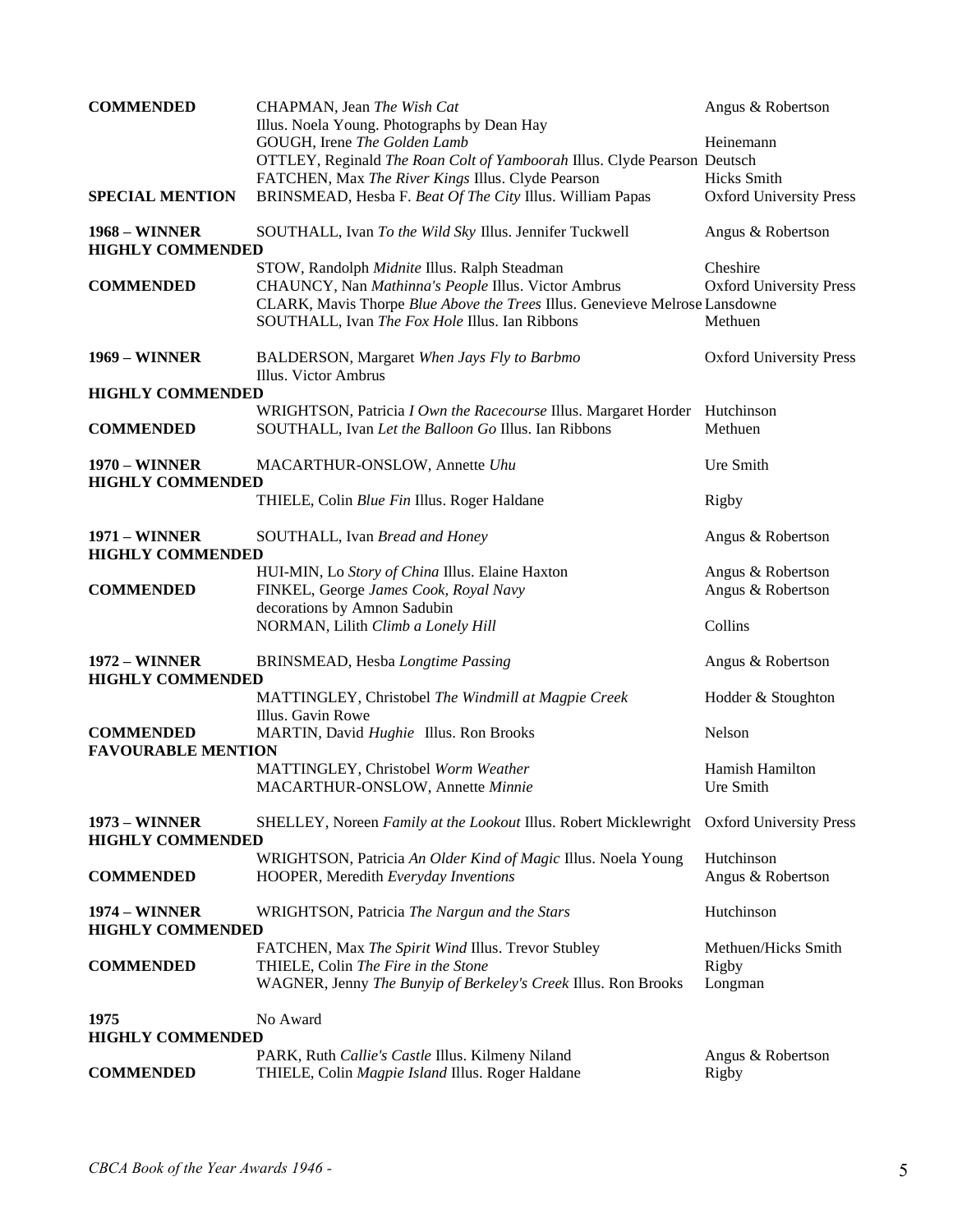| | | |
|---|---|---|
| **COMMENDED** | CHAPMAN, Jean *The Wish Cat* Illus. Noela Young. Photographs by Dean Hay | Angus & Robertson |
| | GOUGH, Irene *The Golden Lamb* | Heinemann |
| | OTTLEY, Reginald *The Roan Colt of Yamboorah* Illus. Clyde Pearson | Deutsch |
| | FATCHEN, Max *The River Kings* Illus. Clyde Pearson | Hicks Smith |
| **SPECIAL MENTION** | BRINSMEAD, Hesba F. *Beat Of The City* Illus. William Papas | Oxford University Press |
| **1968 – WINNER** | SOUTHALL, Ivan *To the Wild Sky* Illus. Jennifer Tuckwell | Angus & Robertson |
| **HIGHLY COMMENDED** | | |
| | STOW, Randolph *Midnite* Illus. Ralph Steadman | Cheshire |
| **COMMENDED** | CHAUNCY, Nan *Mathinna's People* Illus. Victor Ambrus | Oxford University Press |
| | CLARK, Mavis Thorpe *Blue Above the Trees* Illus. Genevieve Melrose | Lansdowne |
| | SOUTHALL, Ivan *The Fox Hole* Illus. Ian Ribbons | Methuen |
| **1969 – WINNER** | BALDERSON, Margaret *When Jays Fly to Barbmo* Illus. Victor Ambrus | Oxford University Press |
| **HIGHLY COMMENDED** | | |
| | WRIGHTSON, Patricia *I Own the Racecourse* Illus. Margaret Horder | Hutchinson |
| **COMMENDED** | SOUTHALL, Ivan *Let the Balloon Go* Illus. Ian Ribbons | Methuen |
| **1970 – WINNER** | MACARTHUR-ONSLOW, Annette *Uhu* | Ure Smith |
| **HIGHLY COMMENDED** | | |
| | THIELE, Colin *Blue Fin* Illus. Roger Haldane | Rigby |
| **1971 – WINNER** | SOUTHALL, Ivan *Bread and Honey* | Angus & Robertson |
| **HIGHLY COMMENDED** | | |
| | HUI-MIN, Lo *Story of China* Illus. Elaine Haxton | Angus & Robertson |
| **COMMENDED** | FINKEL, George *James Cook, Royal Navy* decorations by Amnon Sadubin | Angus & Robertson |
| | NORMAN, Lilith *Climb a Lonely Hill* | Collins |
| **1972 – WINNER** | BRINSMEAD, Hesba *Longtime Passing* | Angus & Robertson |
| **HIGHLY COMMENDED** | | |
| | MATTINGLEY, Christobel *The Windmill at Magpie Creek* Illus. Gavin Rowe | Hodder & Stoughton |
| **COMMENDED** | MARTIN, David *Hughie* Illus. Ron Brooks | Nelson |
| **FAVOURABLE MENTION** | | |
| | MATTINGLEY, Christobel *Worm Weather* | Hamish Hamilton |
| | MACARTHUR-ONSLOW, Annette *Minnie* | Ure Smith |
| **1973 – WINNER** | SHELLEY, Noreen *Family at the Lookout* Illus. Robert Micklewright | Oxford University Press |
| **HIGHLY COMMENDED** | | |
| | WRIGHTSON, Patricia *An Older Kind of Magic* Illus. Noela Young | Hutchinson |
| **COMMENDED** | HOOPER, Meredith *Everyday Inventions* | Angus & Robertson |
| **1974 – WINNER** | WRIGHTSON, Patricia *The Nargun and the Stars* | Hutchinson |
| **HIGHLY COMMENDED** | | |
| | FATCHEN, Max *The Spirit Wind* Illus. Trevor Stubley | Methuen/Hicks Smith |
| **COMMENDED** | THIELE, Colin *The Fire in the Stone* | Rigby |
| | WAGNER, Jenny *The Bunyip of Berkeley's Creek* Illus. Ron Brooks | Longman |
| **1975** | No Award | |
| **HIGHLY COMMENDED** | | |
| | PARK, Ruth *Callie's Castle* Illus. Kilmeny Niland | Angus & Robertson |
| **COMMENDED** | THIELE, Colin *Magpie Island* Illus. Roger Haldane | Rigby |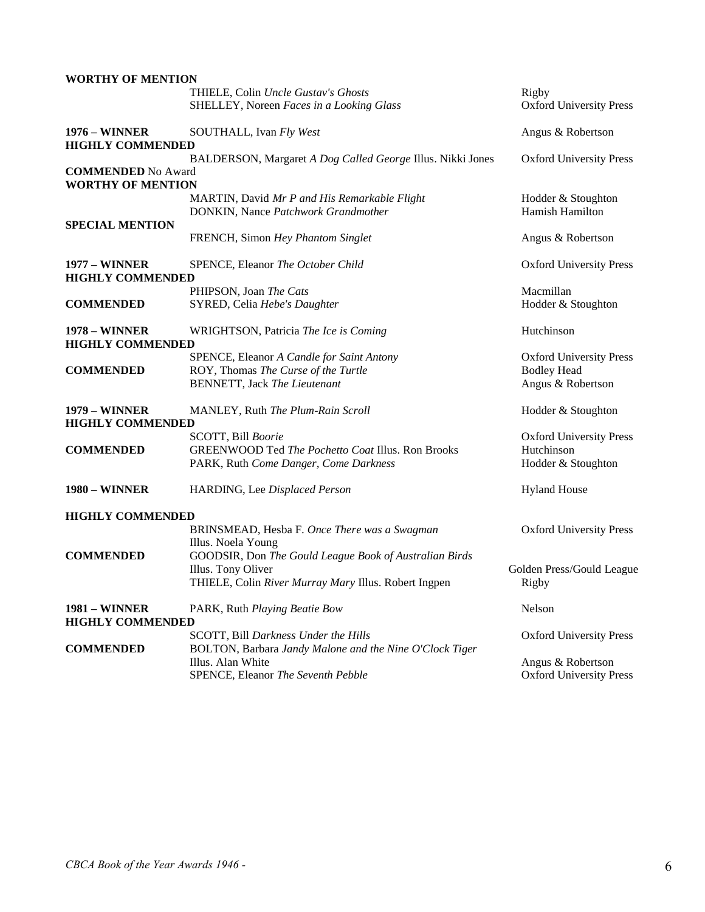| | | |
|---|---|---|
| **WORTHY OF MENTION** | | |
| | THIELE, Colin *Uncle Gustav's Ghosts* | Rigby |
| | SHELLEY, Noreen *Faces in a Looking Glass* | Oxford University Press |
| **1976 – WINNER** | SOUTHALL, Ivan *Fly West* | Angus & Robertson |
| **HIGHLY COMMENDED** | | |
| | BALDERSON, Margaret *A Dog Called George* Illus. Nikki Jones | Oxford University Press |
| **COMMENDED** No Award | | |
| **WORTHY OF MENTION** | | |
| | MARTIN, David *Mr P and His Remarkable Flight* | Hodder & Stoughton |
| | DONKIN, Nance *Patchwork Grandmother* | Hamish Hamilton |
| **SPECIAL MENTION** | | |
| | FRENCH, Simon *Hey Phantom Singlet* | Angus & Robertson |
| **1977 – WINNER** | SPENCE, Eleanor *The October Child* | Oxford University Press |
| **HIGHLY COMMENDED** | | |
| | PHIPSON, Joan *The Cats* | Macmillan |
| **COMMENDED** | SYRED, Celia *Hebe's Daughter* | Hodder & Stoughton |
| **1978 – WINNER** | WRIGHTSON, Patricia *The Ice is Coming* | Hutchinson |
| **HIGHLY COMMENDED** | | |
| | SPENCE, Eleanor *A Candle for Saint Antony* | Oxford University Press |
| **COMMENDED** | ROY, Thomas *The Curse of the Turtle* | Bodley Head |
| | BENNETT, Jack *The Lieutenant* | Angus & Robertson |
| **1979 – WINNER** | MANLEY, Ruth *The Plum-Rain Scroll* | Hodder & Stoughton |
| **HIGHLY COMMENDED** | | |
| | SCOTT, Bill *Boorie* | Oxford University Press |
| **COMMENDED** | GREENWOOD Ted *The Pochetto Coat* Illus. Ron Brooks | Hutchinson |
| | PARK, Ruth *Come Danger, Come Darkness* | Hodder & Stoughton |
| **1980 – WINNER** | HARDING, Lee *Displaced Person* | Hyland House |
| **HIGHLY COMMENDED** | | |
| | BRINSMEAD, Hesba F. *Once There was a Swagman* Illus. Noela Young | Oxford University Press |
| **COMMENDED** | GOODSIR, Don *The Gould League Book of Australian Birds* Illus. Tony Oliver | Golden Press/Gould League |
| | THIELE, Colin *River Murray Mary* Illus. Robert Ingpen | Rigby |
| **1981 – WINNER** | PARK, Ruth *Playing Beatie Bow* | Nelson |
| **HIGHLY COMMENDED** | | |
| | SCOTT, Bill *Darkness Under the Hills* | Oxford University Press |
| **COMMENDED** | BOLTON, Barbara *Jandy Malone and the Nine O'Clock Tiger* Illus. Alan White | Angus & Robertson |
| | SPENCE, Eleanor *The Seventh Pebble* | Oxford University Press |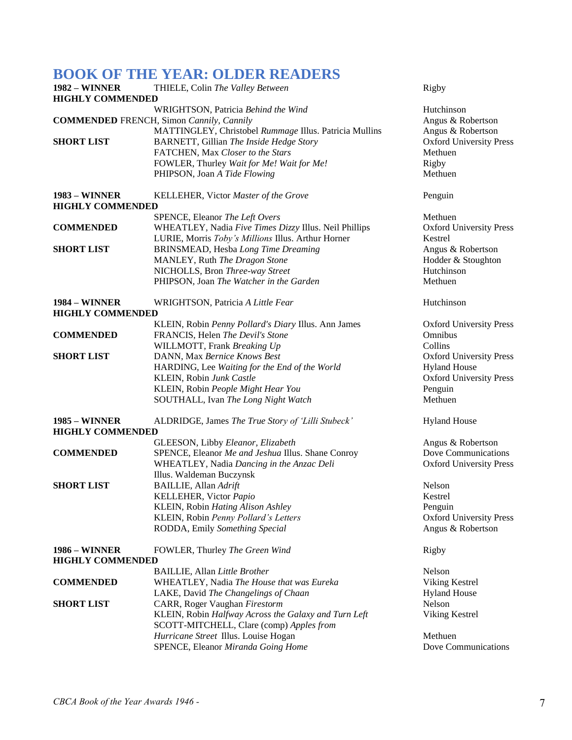## BOOK OF THE YEAR: OLDER READERS

| Category | Author / Title | Publisher |
|---|---|---|
| **1982 – WINNER** | THIELE, Colin *The Valley Between* | Rigby |
| **HIGHLY COMMENDED** | | |
| | WRIGHTSON, Patricia *Behind the Wind* | Hutchinson |
| **COMMENDED** | FRENCH, Simon *Cannily, Cannily* | Angus & Robertson |
| | MATTINGLEY, Christobel *Rummage* Illus. Patricia Mullins | Angus & Robertson |
| **SHORT LIST** | BARNETT, Gillian *The Inside Hedge Story* | Oxford University Press |
| | FATCHEN, Max *Closer to the Stars* | Methuen |
| | FOWLER, Thurley *Wait for Me! Wait for Me!* | Rigby |
| | PHIPSON, Joan *A Tide Flowing* | Methuen |
| **1983 – WINNER** | KELLEHER, Victor *Master of the Grove* | Penguin |
| **HIGHLY COMMENDED** | | |
| | SPENCE, Eleanor *The Left Overs* | Methuen |
| **COMMENDED** | WHEATLEY, Nadia *Five Times Dizzy* Illus. Neil Phillips | Oxford University Press |
| | LURIE, Morris *Toby's Millions* Illus. Arthur Horner | Kestrel |
| **SHORT LIST** | BRINSMEAD, Hesba *Long Time Dreaming* | Angus & Robertson |
| | MANLEY, Ruth *The Dragon Stone* | Hodder & Stoughton |
| | NICHOLLS, Bron *Three-way Street* | Hutchinson |
| | PHIPSON, Joan *The Watcher in the Garden* | Methuen |
| **1984 – WINNER** | WRIGHTSON, Patricia *A Little Fear* | Hutchinson |
| **HIGHLY COMMENDED** | | |
| | KLEIN, Robin *Penny Pollard's Diary* Illus. Ann James | Oxford University Press |
| **COMMENDED** | FRANCIS, Helen *The Devil's Stone* | Omnibus |
| | WILLMOTT, Frank *Breaking Up* | Collins |
| **SHORT LIST** | DANN, Max *Bernice Knows Best* | Oxford University Press |
| | HARDING, Lee *Waiting for the End of the World* | Hyland House |
| | KLEIN, Robin *Junk Castle* | Oxford University Press |
| | KLEIN, Robin *People Might Hear You* | Penguin |
| | SOUTHALL, Ivan *The Long Night Watch* | Methuen |
| **1985 – WINNER** | ALDRIDGE, James *The True Story of 'Lilli Stubeck'* | Hyland House |
| **HIGHLY COMMENDED** | | |
| | GLEESON, Libby *Eleanor, Elizabeth* | Angus & Robertson |
| **COMMENDED** | SPENCE, Eleanor *Me and Jeshua* Illus. Shane Conroy | Dove Communications |
| | WHEATLEY, Nadia *Dancing in the Anzac Deli* Illus. Waldeman Buczynsk | Oxford University Press |
| **SHORT LIST** | BAILLIE, Allan *Adrift* | Nelson |
| | KELLEHER, Victor *Papio* | Kestrel |
| | KLEIN, Robin *Hating Alison Ashley* | Penguin |
| | KLEIN, Robin *Penny Pollard's Letters* | Oxford University Press |
| | RODDA, Emily *Something Special* | Angus & Robertson |
| **1986 – WINNER** | FOWLER, Thurley *The Green Wind* | Rigby |
| **HIGHLY COMMENDED** | | |
| | BAILLIE, Allan *Little Brother* | Nelson |
| **COMMENDED** | WHEATLEY, Nadia *The House that was Eureka* | Viking Kestrel |
| | LAKE, David *The Changelings of Chaan* | Hyland House |
| **SHORT LIST** | CARR, Roger Vaughan *Firestorm* | Nelson |
| | KLEIN, Robin *Halfway Across the Galaxy and Turn Left* | Viking Kestrel |
| | SCOTT-MITCHELL, Clare (comp) *Apples from Hurricane Street* Illus. Louise Hogan | Methuen |
| | SPENCE, Eleanor *Miranda Going Home* | Dove Communications |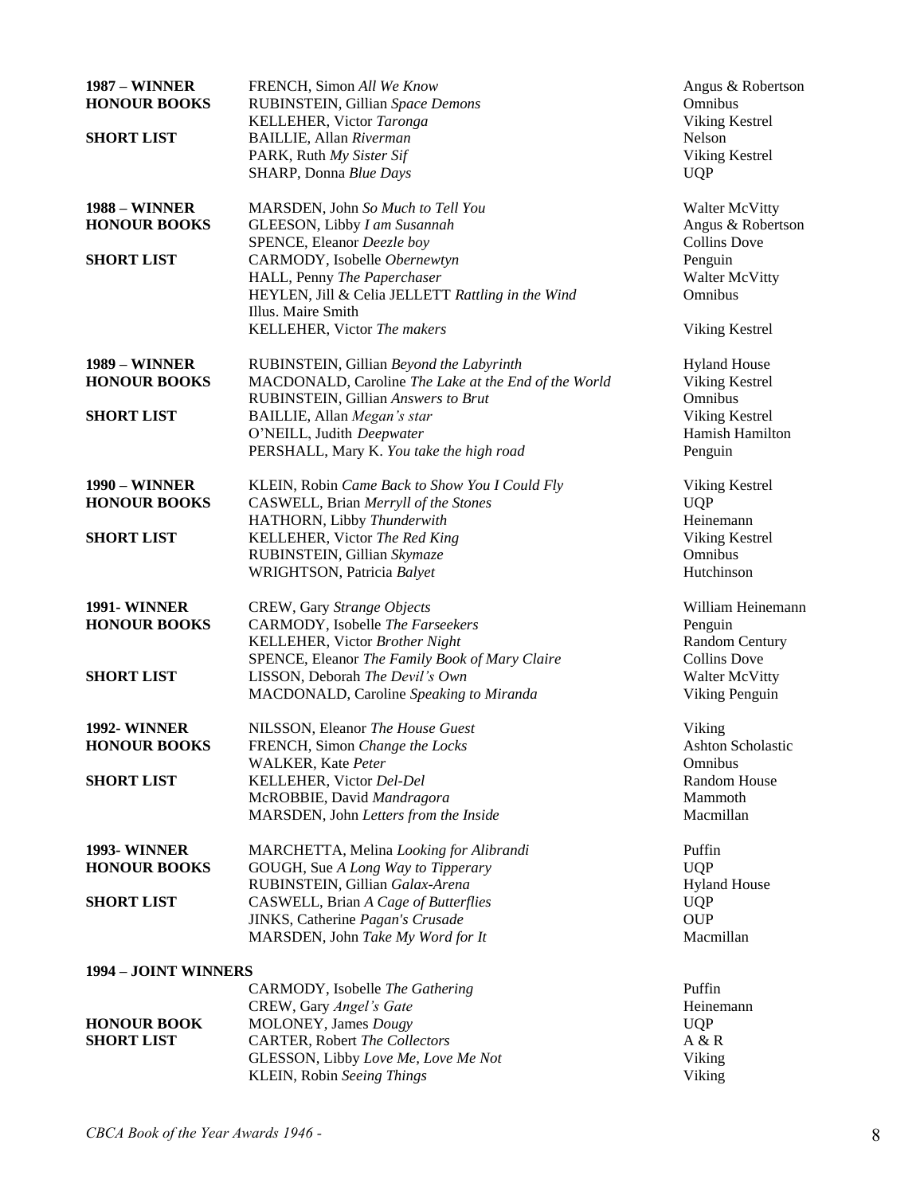| | | |
|---|---|---|
| **1987 – WINNER** | FRENCH, Simon *All We Know* | Angus & Robertson |
| **HONOUR BOOKS** | RUBINSTEIN, Gillian *Space Demons* | Omnibus |
| | KELLEHER, Victor *Taronga* | Viking Kestrel |
| **SHORT LIST** | BAILLIE, Allan *Riverman* | Nelson |
| | PARK, Ruth *My Sister Sif* | Viking Kestrel |
| | SHARP, Donna *Blue Days* | UQP |
| **1988 – WINNER** | MARSDEN, John *So Much to Tell You* | Walter McVitty |
| **HONOUR BOOKS** | GLEESON, Libby *I am Susannah* | Angus & Robertson |
| | SPENCE, Eleanor *Deezle boy* | Collins Dove |
| **SHORT LIST** | CARMODY, Isobelle *Obernewtyn* | Penguin |
| | HALL, Penny *The Paperchaser* | Walter McVitty |
| | HEYLEN, Jill & Celia JELLETT *Rattling in the Wind* Illus. Maire Smith | Omnibus |
| | KELLEHER, Victor *The makers* | Viking Kestrel |
| **1989 – WINNER** | RUBINSTEIN, Gillian *Beyond the Labyrinth* | Hyland House |
| **HONOUR BOOKS** | MACDONALD, Caroline *The Lake at the End of the World* | Viking Kestrel |
| | RUBINSTEIN, Gillian *Answers to Brut* | Omnibus |
| **SHORT LIST** | BAILLIE, Allan *Megan's star* | Viking Kestrel |
| | O'NEILL, Judith *Deepwater* | Hamish Hamilton |
| | PERSHALL, Mary K. *You take the high road* | Penguin |
| **1990 – WINNER** | KLEIN, Robin *Came Back to Show You I Could Fly* | Viking Kestrel |
| **HONOUR BOOKS** | CASWELL, Brian *Merryll of the Stones* | UQP |
| | HATHORN, Libby *Thunderwith* | Heinemann |
| **SHORT LIST** | KELLEHER, Victor *The Red King* | Viking Kestrel |
| | RUBINSTEIN, Gillian *Skymaze* | Omnibus |
| | WRIGHTSON, Patricia *Balyet* | Hutchinson |
| **1991- WINNER** | CREW, Gary *Strange Objects* | William Heinemann |
| **HONOUR BOOKS** | CARMODY, Isobelle *The Farseekers* | Penguin |
| | KELLEHER, Victor *Brother Night* | Random Century |
| | SPENCE, Eleanor *The Family Book of Mary Claire* | Collins Dove |
| **SHORT LIST** | LISSON, Deborah *The Devil's Own* | Walter McVitty |
| | MACDONALD, Caroline *Speaking to Miranda* | Viking Penguin |
| **1992- WINNER** | NILSSON, Eleanor *The House Guest* | Viking |
| **HONOUR BOOKS** | FRENCH, Simon *Change the Locks* | Ashton Scholastic |
| | WALKER, Kate *Peter* | Omnibus |
| **SHORT LIST** | KELLEHER, Victor *Del-Del* | Random House |
| | McROBBIE, David *Mandragora* | Mammoth |
| | MARSDEN, John *Letters from the Inside* | Macmillan |
| **1993- WINNER** | MARCHETTA, Melina *Looking for Alibrandi* | Puffin |
| **HONOUR BOOKS** | GOUGH, Sue *A Long Way to Tipperary* | UQP |
| | RUBINSTEIN, Gillian *Galax-Arena* | Hyland House |
| **SHORT LIST** | CASWELL, Brian *A Cage of Butterflies* | UQP |
| | JINKS, Catherine *Pagan's Crusade* | OUP |
| | MARSDEN, John *Take My Word for It* | Macmillan |
| **1994 – JOINT WINNERS** | | |
| | CARMODY, Isobelle *The Gathering* | Puffin |
| | CREW, Gary *Angel's Gate* | Heinemann |
| **HONOUR BOOK** | MOLONEY, James *Dougy* | UQP |
| **SHORT LIST** | CARTER, Robert *The Collectors* | A & R |
| | GLESSON, Libby *Love Me, Love Me Not* | Viking |
| | KLEIN, Robin *Seeing Things* | Viking |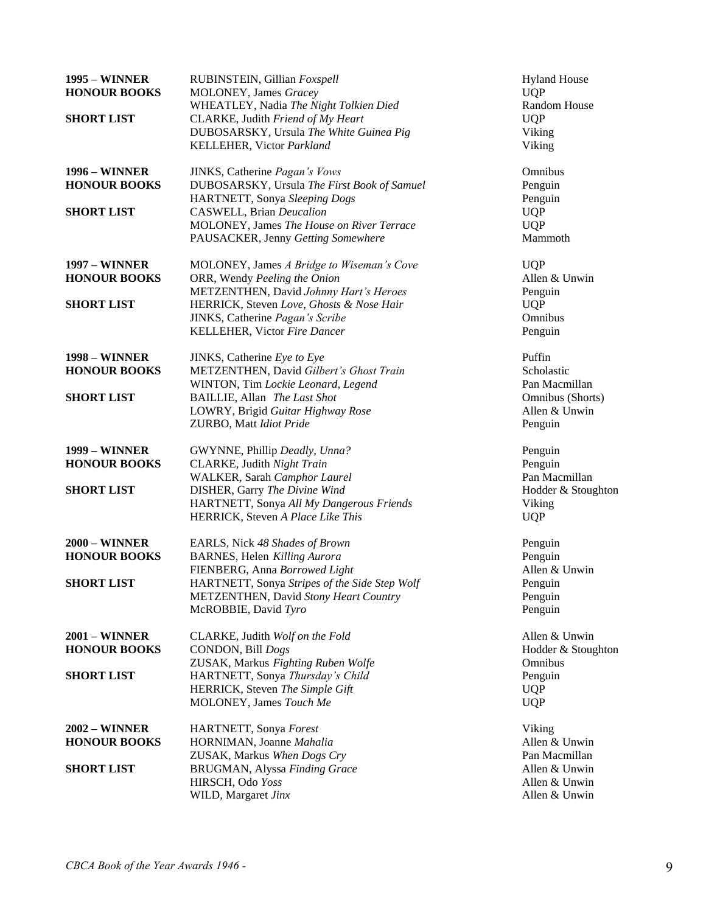| | | |
|---|---|---|
| **1995 – WINNER** | RUBINSTEIN, Gillian *Foxspell* | Hyland House |
| **HONOUR BOOKS** | MOLONEY, James *Gracey* | UQP |
| | WHEATLEY, Nadia *The Night Tolkien Died* | Random House |
| **SHORT LIST** | CLARKE, Judith *Friend of My Heart* | UQP |
| | DUBOSARSKY, Ursula *The White Guinea Pig* | Viking |
| | KELLEHER, Victor *Parkland* | Viking |
| **1996 – WINNER** | JINKS, Catherine *Pagan's Vows* | Omnibus |
| **HONOUR BOOKS** | DUBOSARSKY, Ursula *The First Book of Samuel* | Penguin |
| | HARTNETT, Sonya *Sleeping Dogs* | Penguin |
| **SHORT LIST** | CASWELL, Brian *Deucalion* | UQP |
| | MOLONEY, James *The House on River Terrace* | UQP |
| | PAUSACKER, Jenny *Getting Somewhere* | Mammoth |
| **1997 – WINNER** | MOLONEY, James *A Bridge to Wiseman's Cove* | UQP |
| **HONOUR BOOKS** | ORR, Wendy *Peeling the Onion* | Allen & Unwin |
| | METZENTHEN, David *Johnny Hart's Heroes* | Penguin |
| **SHORT LIST** | HERRICK, Steven *Love, Ghosts & Nose Hair* | UQP |
| | JINKS, Catherine *Pagan's Scribe* | Omnibus |
| | KELLEHER, Victor *Fire Dancer* | Penguin |
| **1998 – WINNER** | JINKS, Catherine *Eye to Eye* | Puffin |
| **HONOUR BOOKS** | METZENTHEN, David *Gilbert's Ghost Train* | Scholastic |
| | WINTON, Tim *Lockie Leonard, Legend* | Pan Macmillan |
| **SHORT LIST** | BAILLIE, Allan *The Last Shot* | Omnibus (Shorts) |
| | LOWRY, Brigid *Guitar Highway Rose* | Allen & Unwin |
| | ZURBO, Matt *Idiot Pride* | Penguin |
| **1999 – WINNER** | GWYNNE, Phillip *Deadly, Unna?* | Penguin |
| **HONOUR BOOKS** | CLARKE, Judith *Night Train* | Penguin |
| | WALKER, Sarah *Camphor Laurel* | Pan Macmillan |
| **SHORT LIST** | DISHER, Garry *The Divine Wind* | Hodder & Stoughton |
| | HARTNETT, Sonya *All My Dangerous Friends* | Viking |
| | HERRICK, Steven *A Place Like This* | UQP |
| **2000 – WINNER** | EARLS, Nick *48 Shades of Brown* | Penguin |
| **HONOUR BOOKS** | BARNES, Helen *Killing Aurora* | Penguin |
| | FIENBERG, Anna *Borrowed Light* | Allen & Unwin |
| **SHORT LIST** | HARTNETT, Sonya *Stripes of the Side Step Wolf* | Penguin |
| | METZENTHEN, David *Stony Heart Country* | Penguin |
| | McROBBIE, David *Tyro* | Penguin |
| **2001 – WINNER** | CLARKE, Judith *Wolf on the Fold* | Allen & Unwin |
| **HONOUR BOOKS** | CONDON, Bill *Dogs* | Hodder & Stoughton |
| | ZUSAK, Markus *Fighting Ruben Wolfe* | Omnibus |
| **SHORT LIST** | HARTNETT, Sonya *Thursday's Child* | Penguin |
| | HERRICK, Steven *The Simple Gift* | UQP |
| | MOLONEY, James *Touch Me* | UQP |
| **2002 – WINNER** | HARTNETT, Sonya *Forest* | Viking |
| **HONOUR BOOKS** | HORNIMAN, Joanne *Mahalia* | Allen & Unwin |
| | ZUSAK, Markus *When Dogs Cry* | Pan Macmillan |
| **SHORT LIST** | BRUGMAN, Alyssa *Finding Grace* | Allen & Unwin |
| | HIRSCH, Odo *Yoss* | Allen & Unwin |
| | WILD, Margaret *Jinx* | Allen & Unwin |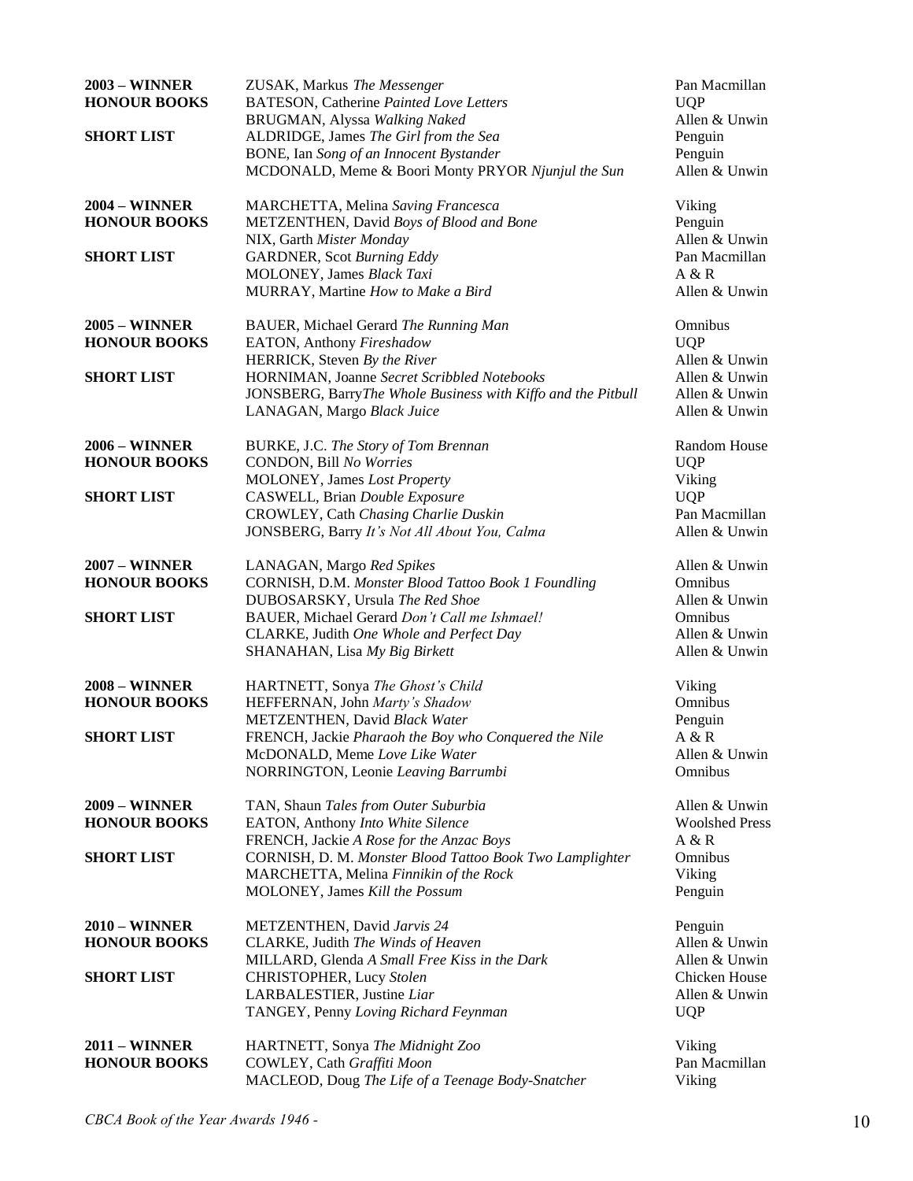| | | |
|---|---|---|
| **2003 – WINNER** | ZUSAK, Markus *The Messenger* | Pan Macmillan |
| **HONOUR BOOKS** | BATESON, Catherine *Painted Love Letters* | UQP |
| | BRUGMAN, Alyssa *Walking Naked* | Allen & Unwin |
| **SHORT LIST** | ALDRIDGE, James *The Girl from the Sea* | Penguin |
| | BONE, Ian *Song of an Innocent Bystander* | Penguin |
| | MCDONALD, Meme & Boori Monty PRYOR *Njunjul the Sun* | Allen & Unwin |
| **2004 – WINNER** | MARCHETTA, Melina *Saving Francesca* | Viking |
| **HONOUR BOOKS** | METZENTHEN, David *Boys of Blood and Bone* | Penguin |
| | NIX, Garth *Mister Monday* | Allen & Unwin |
| **SHORT LIST** | GARDNER, Scot *Burning Eddy* | Pan Macmillan |
| | MOLONEY, James *Black Taxi* | A & R |
| | MURRAY, Martine *How to Make a Bird* | Allen & Unwin |
| **2005 – WINNER** | BAUER, Michael Gerard *The Running Man* | Omnibus |
| **HONOUR BOOKS** | EATON, Anthony *Fireshadow* | UQP |
| | HERRICK, Steven *By the River* | Allen & Unwin |
| **SHORT LIST** | HORNIMAN, Joanne *Secret Scribbled Notebooks* | Allen & Unwin |
| | JONSBERG, Barry*The Whole Business with Kiffo and the Pitbull* | Allen & Unwin |
| | LANAGAN, Margo *Black Juice* | Allen & Unwin |
| **2006 – WINNER** | BURKE, J.C. *The Story of Tom Brennan* | Random House |
| **HONOUR BOOKS** | CONDON, Bill *No Worries* | UQP |
| | MOLONEY, James *Lost Property* | Viking |
| **SHORT LIST** | CASWELL, Brian *Double Exposure* | UQP |
| | CROWLEY, Cath *Chasing Charlie Duskin* | Pan Macmillan |
| | JONSBERG, Barry *It's Not All About You, Calma* | Allen & Unwin |
| **2007 – WINNER** | LANAGAN, Margo *Red Spikes* | Allen & Unwin |
| **HONOUR BOOKS** | CORNISH, D.M. *Monster Blood Tattoo Book 1 Foundling* | Omnibus |
| | DUBOSARSKY, Ursula *The Red Shoe* | Allen & Unwin |
| **SHORT LIST** | BAUER, Michael Gerard *Don't Call me Ishmael!* | Omnibus |
| | CLARKE, Judith *One Whole and Perfect Day* | Allen & Unwin |
| | SHANAHAN, Lisa *My Big Birkett* | Allen & Unwin |
| **2008 – WINNER** | HARTNETT, Sonya *The Ghost's Child* | Viking |
| **HONOUR BOOKS** | HEFFERNAN, John *Marty's Shadow* | Omnibus |
| | METZENTHEN, David *Black Water* | Penguin |
| **SHORT LIST** | FRENCH, Jackie *Pharaoh the Boy who Conquered the Nile* | A & R |
| | McDONALD, Meme *Love Like Water* | Allen & Unwin |
| | NORRINGTON, Leonie *Leaving Barrumbi* | Omnibus |
| **2009 – WINNER** | TAN, Shaun *Tales from Outer Suburbia* | Allen & Unwin |
| **HONOUR BOOKS** | EATON, Anthony *Into White Silence* | Woolshed Press |
| | FRENCH, Jackie *A Rose for the Anzac Boys* | A & R |
| **SHORT LIST** | CORNISH, D. M. *Monster Blood Tattoo Book Two Lamplighter* | Omnibus |
| | MARCHETTA, Melina *Finnikin of the Rock* | Viking |
| | MOLONEY, James *Kill the Possum* | Penguin |
| **2010 – WINNER** | METZENTHEN, David *Jarvis 24* | Penguin |
| **HONOUR BOOKS** | CLARKE, Judith *The Winds of Heaven* | Allen & Unwin |
| | MILLARD, Glenda *A Small Free Kiss in the Dark* | Allen & Unwin |
| **SHORT LIST** | CHRISTOPHER, Lucy *Stolen* | Chicken House |
| | LARBALESTIER, Justine *Liar* | Allen & Unwin |
| | TANGEY, Penny *Loving Richard Feynman* | UQP |
| **2011 – WINNER** | HARTNETT, Sonya *The Midnight Zoo* | Viking |
| **HONOUR BOOKS** | COWLEY, Cath *Graffiti Moon* | Pan Macmillan |
| | MACLEOD, Doug *The Life of a Teenage Body-Snatcher* | Viking |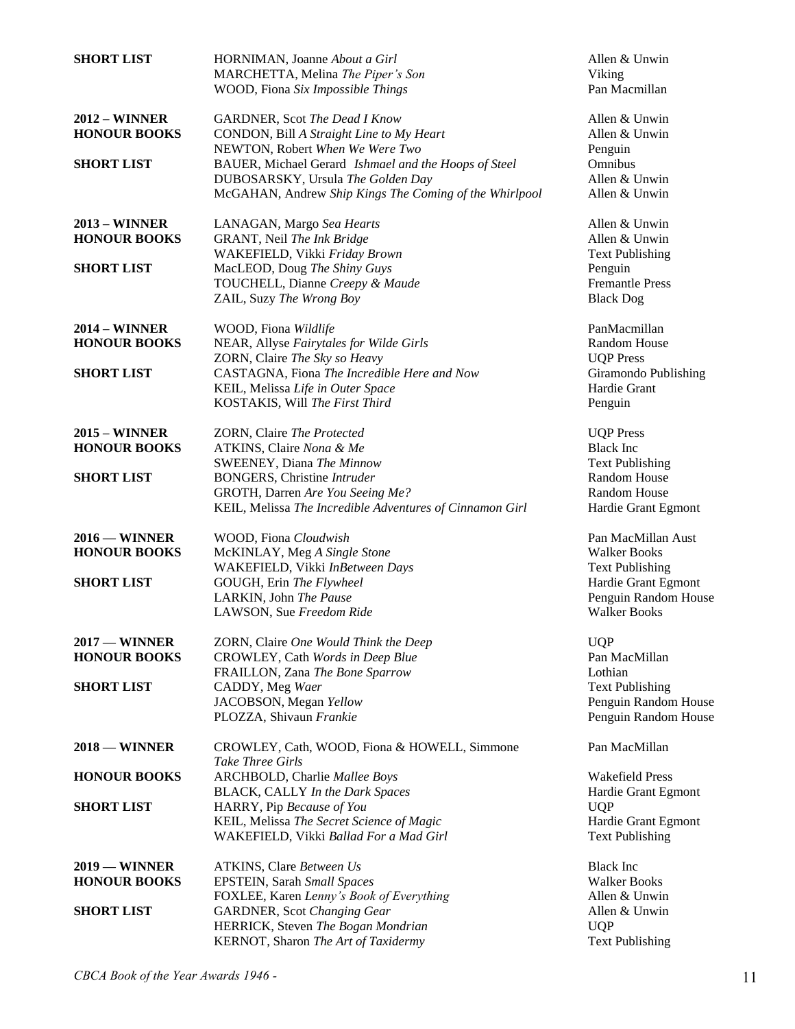| | | |
|---|---|---|
| **SHORT LIST** | HORNIMAN, Joanne *About a Girl* | Allen & Unwin |
| | MARCHETTA, Melina *The Piper's Son* | Viking |
| | WOOD, Fiona *Six Impossible Things* | Pan Macmillan |
| **2012 – WINNER** | GARDNER, Scot *The Dead I Know* | Allen & Unwin |
| **HONOUR BOOKS** | CONDON, Bill *A Straight Line to My Heart* | Allen & Unwin |
| | NEWTON, Robert *When We Were Two* | Penguin |
| **SHORT LIST** | BAUER, Michael Gerard *Ishmael and the Hoops of Steel* | Omnibus |
| | DUBOSARSKY, Ursula *The Golden Day* | Allen & Unwin |
| | McGAHAN, Andrew *Ship Kings The Coming of the Whirlpool* | Allen & Unwin |
| **2013 – WINNER** | LANAGAN, Margo *Sea Hearts* | Allen & Unwin |
| **HONOUR BOOKS** | GRANT, Neil *The Ink Bridge* | Allen & Unwin |
| | WAKEFIELD, Vikki *Friday Brown* | Text Publishing |
| **SHORT LIST** | MacLEOD, Doug *The Shiny Guys* | Penguin |
| | TOUCHELL, Dianne *Creepy & Maude* | Fremantle Press |
| | ZAIL, Suzy *The Wrong Boy* | Black Dog |
| **2014 – WINNER** | WOOD, Fiona *Wildlife* | PanMacmillan |
| **HONOUR BOOKS** | NEAR, Allyse *Fairytales for Wilde Girls* | Random House |
| | ZORN, Claire *The Sky so Heavy* | UQP Press |
| **SHORT LIST** | CASTAGNA, Fiona *The Incredible Here and Now* | Giramondo Publishing |
| | KEIL, Melissa *Life in Outer Space* | Hardie Grant |
| | KOSTAKIS, Will *The First Third* | Penguin |
| **2015 – WINNER** | ZORN, Claire *The Protected* | UQP Press |
| **HONOUR BOOKS** | ATKINS, Claire *Nona & Me* | Black Inc |
| | SWEENEY, Diana *The Minnow* | Text Publishing |
| **SHORT LIST** | BONGERS, Christine *Intruder* | Random House |
| | GROTH, Darren *Are You Seeing Me?* | Random House |
| | KEIL, Melissa *The Incredible Adventures of Cinnamon Girl* | Hardie Grant Egmont |
| **2016 — WINNER** | WOOD, Fiona *Cloudwish* | Pan MacMillan Aust |
| **HONOUR BOOKS** | McKINLAY, Meg *A Single Stone* | Walker Books |
| | WAKEFIELD, Vikki *InBetween Days* | Text Publishing |
| **SHORT LIST** | GOUGH, Erin *The Flywheel* | Hardie Grant Egmont |
| | LARKIN, John *The Pause* | Penguin Random House |
| | LAWSON, Sue *Freedom Ride* | Walker Books |
| **2017 — WINNER** | ZORN, Claire *One Would Think the Deep* | UQP |
| **HONOUR BOOKS** | CROWLEY, Cath *Words in Deep Blue* | Pan MacMillan |
| | FRAILLON, Zana *The Bone Sparrow* | Lothian |
| **SHORT LIST** | CADDY, Meg *Waer* | Text Publishing |
| | JACOBSON, Megan *Yellow* | Penguin Random House |
| | PLOZZA, Shivaun *Frankie* | Penguin Random House |
| **2018 — WINNER** | CROWLEY, Cath, WOOD, Fiona & HOWELL, Simmone *Take Three Girls* | Pan MacMillan |
| **HONOUR BOOKS** | ARCHBOLD, Charlie *Mallee Boys* | Wakefield Press |
| | BLACK, CALLY *In the Dark Spaces* | Hardie Grant Egmont |
| **SHORT LIST** | HARRY, Pip *Because of You* | UQP |
| | KEIL, Melissa *The Secret Science of Magic* | Hardie Grant Egmont |
| | WAKEFIELD, Vikki *Ballad For a Mad Girl* | Text Publishing |
| **2019 — WINNER** | ATKINS, Clare *Between Us* | Black Inc |
| **HONOUR BOOKS** | EPSTEIN, Sarah *Small Spaces* | Walker Books |
| | FOXLEE, Karen *Lenny's Book of Everything* | Allen & Unwin |
| **SHORT LIST** | GARDNER, Scot *Changing Gear* | Allen & Unwin |
| | HERRICK, Steven *The Bogan Mondrian* | UQP |
| | KERNOT, Sharon *The Art of Taxidermy* | Text Publishing |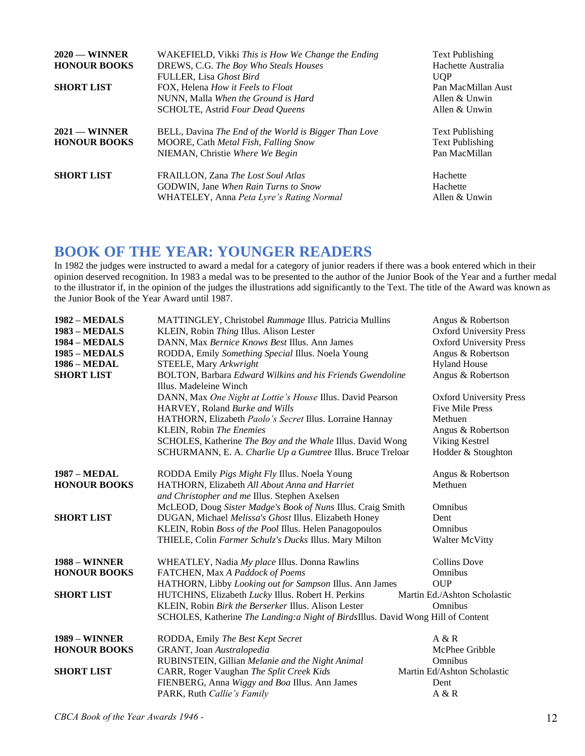| | | |
|---|---|---|
| **2020 — WINNER** | WAKEFIELD, Vikki *This is How We Change the Ending* | Text Publishing |
| **HONOUR BOOKS** | DREWS, C.G. *The Boy Who Steals Houses* | Hachette Australia |
| | FULLER, Lisa *Ghost Bird* | UQP |
| **SHORT LIST** | FOX, Helena *How it Feels to Float* | Pan MacMillan Aust |
| | NUNN, Malla *When the Ground is Hard* | Allen & Unwin |
| | SCHOLTE, Astrid *Four Dead Queens* | Allen & Unwin |
| **2021 — WINNER** | BELL, Davina *The End of the World is Bigger Than Love* | Text Publishing |
| **HONOUR BOOKS** | MOORE, Cath *Metal Fish, Falling Snow* | Text Publishing |
| | NIEMAN, Christie *Where We Begin* | Pan MacMillan |
| **SHORT LIST** | FRAILLON, Zana *The Lost Soul Atlas* | Hachette |
| | GODWIN, Jane *When Rain Turns to Snow* | Hachette |
| | WHATELEY, Anna *Peta Lyre's Rating Normal* | Allen & Unwin |

## BOOK OF THE YEAR: YOUNGER READERS

In 1982 the judges were instructed to award a medal for a category of junior readers if there was a book entered which in their opinion deserved recognition. In 1983 a medal was to be presented to the author of the Junior Book of the Year and a further medal to the illustrator if, in the opinion of the judges the illustrations add significantly to the Text. The title of the Award was known as the Junior Book of the Year Award until 1987.

| | | |
|---|---|---|
| **1982 – MEDALS** | MATTINGLEY, Christobel *Rummage* Illus. Patricia Mullins | Angus & Robertson |
| **1983 – MEDALS** | KLEIN, Robin *Thing* Illus. Alison Lester | Oxford University Press |
| **1984 – MEDALS** | DANN, Max *Bernice Knows Best* Illus. Ann James | Oxford University Press |
| **1985 – MEDALS** | RODDA, Emily *Something Special* Illus. Noela Young | Angus & Robertson |
| **1986 – MEDAL** | STEELE, Mary *Arkwright* | Hyland House |
| **SHORT LIST** | BOLTON, Barbara *Edward Wilkins and his Friends Gwendoline* Illus. Madeleine Winch | Angus & Robertson |
| | DANN, Max *One Night at Lottie's House* Illus. David Pearson | Oxford University Press |
| | HARVEY, Roland *Burke and Wills* | Five Mile Press |
| | HATHORN, Elizabeth *Paolo's Secret* Illus. Lorraine Hannay | Methuen |
| | KLEIN, Robin *The Enemies* | Angus & Robertson |
| | SCHOLES, Katherine *The Boy and the Whale* Illus. David Wong | Viking Kestrel |
| | SCHURMANN, E. A. *Charlie Up a Gumtree* Illus. Bruce Treloar | Hodder & Stoughton |
| **1987 – MEDAL** | RODDA Emily *Pigs Might Fly* Illus. Noela Young | Angus & Robertson |
| **HONOUR BOOKS** | HATHORN, Elizabeth *All About Anna and Harriet and Christopher and me* Illus. Stephen Axelsen | Methuen |
| | McLEOD, Doug *Sister Madge's Book of Nuns* Illus. Craig Smith | Omnibus |
| **SHORT LIST** | DUGAN, Michael *Melissa's Ghost* Illus. Elizabeth Honey | Dent |
| | KLEIN, Robin *Boss of the Pool* Illus. Helen Panagopoulos | Omnibus |
| | THIELE, Colin *Farmer Schulz's Ducks* Illus. Mary Milton | Walter McVitty |
| **1988 – WINNER** | WHEATLEY, Nadia *My place* Illus. Donna Rawlins | Collins Dove |
| **HONOUR BOOKS** | FATCHEN, Max *A Paddock of Poems* | Omnibus |
| | HATHORN, Libby *Looking out for Sampson* Illus. Ann James | OUP |
| **SHORT LIST** | HUTCHINS, Elizabeth *Lucky* Illus. Robert H. Perkins | Martin Ed./Ashton Scholastic |
| | KLEIN, Robin *Birk the Berserker* Illus. Alison Lester | Omnibus |
| | SCHOLES, Katherine *The Landing:a Night of Birds* Illus. David Wong | Hill of Content |
| **1989 – WINNER** | RODDA, Emily *The Best Kept Secret* | A & R |
| **HONOUR BOOKS** | GRANT, Joan *Australopedia* | McPhee Gribble |
| | RUBINSTEIN, Gillian *Melanie and the Night Animal* | Omnibus |
| **SHORT LIST** | CARR, Roger Vaughan *The Split Creek Kids* | Martin Ed/Ashton Scholastic |
| | FIENBERG, Anna *Wiggy and Boa* Illus. Ann James | Dent |
| | PARK, Ruth *Callie's Family* | A & R |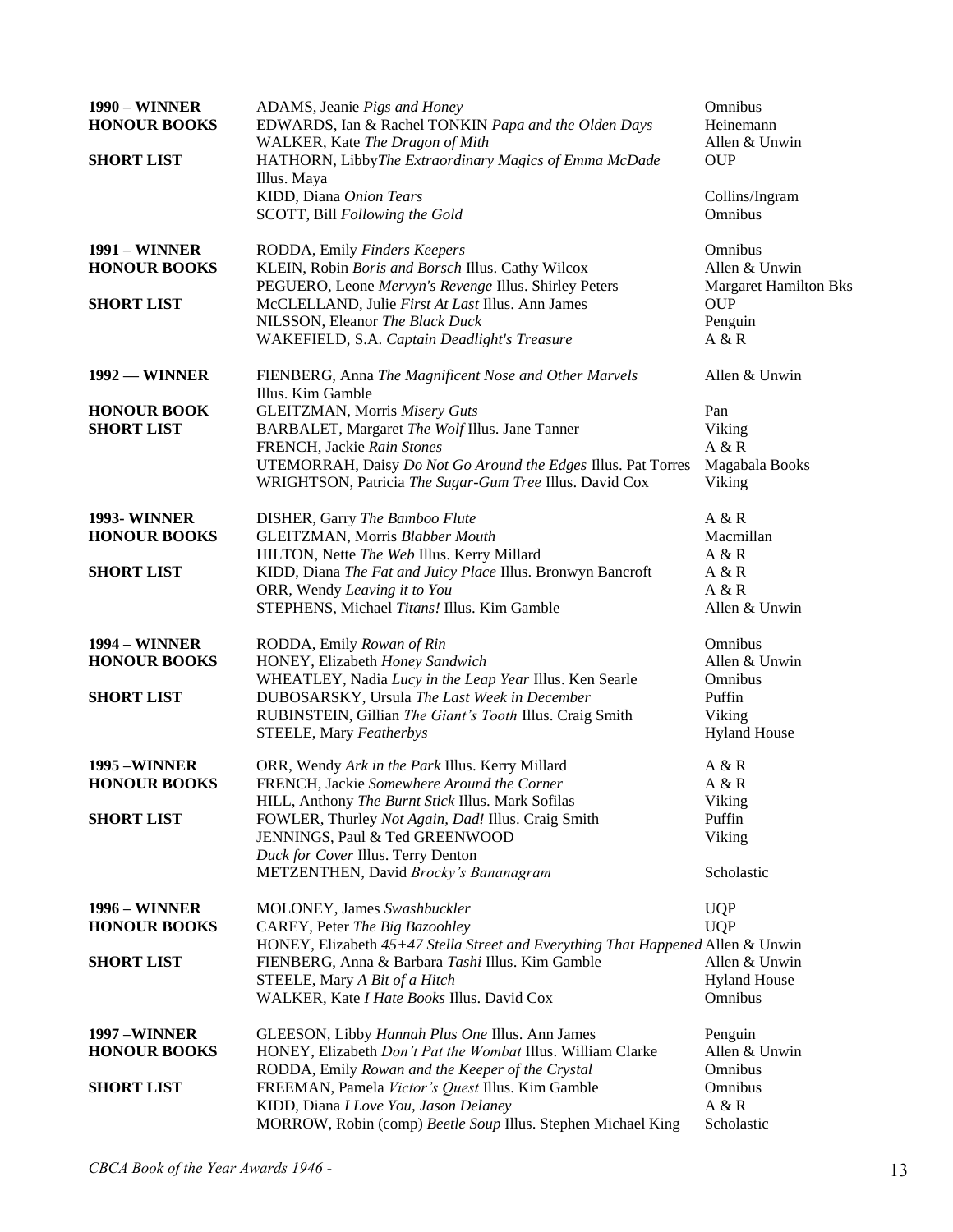| | | |
|---|---|---|
| **1990 – WINNER** | ADAMS, Jeanie *Pigs and Honey* | Omnibus |
| **HONOUR BOOKS** | EDWARDS, Ian & Rachel TONKIN *Papa and the Olden Days* | Heinemann |
| | WALKER, Kate *The Dragon of Mith* | Allen & Unwin |
| **SHORT LIST** | HATHORN, Libby*The Extraordinary Magics of Emma McDade* Illus. Maya | OUP |
| | KIDD, Diana *Onion Tears* | Collins/Ingram |
| | SCOTT, Bill *Following the Gold* | Omnibus |
| **1991 – WINNER** | RODDA, Emily *Finders Keepers* | Omnibus |
| **HONOUR BOOKS** | KLEIN, Robin *Boris and Borsch* Illus. Cathy Wilcox | Allen & Unwin |
| | PEGUERO, Leone *Mervyn's Revenge* Illus. Shirley Peters | Margaret Hamilton Bks |
| **SHORT LIST** | McCLELLAND, Julie *First At Last* Illus. Ann James | OUP |
| | NILSSON, Eleanor *The Black Duck* | Penguin |
| | WAKEFIELD, S.A. *Captain Deadlight's Treasure* | A & R |
| **1992 — WINNER** | FIENBERG, Anna *The Magnificent Nose and Other Marvels* Illus. Kim Gamble | Allen & Unwin |
| **HONOUR BOOK** | GLEITZMAN, Morris *Misery Guts* | Pan |
| **SHORT LIST** | BARBALET, Margaret *The Wolf* Illus. Jane Tanner | Viking |
| | FRENCH, Jackie *Rain Stones* | A & R |
| | UTEMORRAH, Daisy *Do Not Go Around the Edges* Illus. Pat Torres | Magabala Books |
| | WRIGHTSON, Patricia *The Sugar-Gum Tree* Illus. David Cox | Viking |
| **1993- WINNER** | DISHER, Garry *The Bamboo Flute* | A & R |
| **HONOUR BOOKS** | GLEITZMAN, Morris *Blabber Mouth* | Macmillan |
| | HILTON, Nette *The Web* Illus. Kerry Millard | A & R |
| **SHORT LIST** | KIDD, Diana *The Fat and Juicy Place* Illus. Bronwyn Bancroft | A & R |
| | ORR, Wendy *Leaving it to You* | A & R |
| | STEPHENS, Michael *Titans!* Illus. Kim Gamble | Allen & Unwin |
| **1994 – WINNER** | RODDA, Emily *Rowan of Rin* | Omnibus |
| **HONOUR BOOKS** | HONEY, Elizabeth *Honey Sandwich* | Allen & Unwin |
| | WHEATLEY, Nadia *Lucy in the Leap Year* Illus. Ken Searle | Omnibus |
| **SHORT LIST** | DUBOSARSKY, Ursula *The Last Week in December* | Puffin |
| | RUBINSTEIN, Gillian *The Giant's Tooth* Illus. Craig Smith | Viking |
| | STEELE, Mary *Featherbys* | Hyland House |
| **1995 –WINNER** | ORR, Wendy *Ark in the Park* Illus. Kerry Millard | A & R |
| **HONOUR BOOKS** | FRENCH, Jackie *Somewhere Around the Corner* | A & R |
| | HILL, Anthony *The Burnt Stick* Illus. Mark Sofilas | Viking |
| **SHORT LIST** | FOWLER, Thurley *Not Again, Dad!* Illus. Craig Smith | Puffin |
| | JENNINGS, Paul & Ted GREENWOOD *Duck for Cover* Illus. Terry Denton | Viking |
| | METZENTHEN, David *Brocky's Bananagram* | Scholastic |
| **1996 – WINNER** | MOLONEY, James *Swashbuckler* | UQP |
| **HONOUR BOOKS** | CAREY, Peter *The Big Bazoohley* | UQP |
| | HONEY, Elizabeth *45+47 Stella Street and Everything That Happened* | Allen & Unwin |
| **SHORT LIST** | FIENBERG, Anna & Barbara *Tashi* Illus. Kim Gamble | Allen & Unwin |
| | STEELE, Mary *A Bit of a Hitch* | Hyland House |
| | WALKER, Kate *I Hate Books* Illus. David Cox | Omnibus |
| **1997 –WINNER** | GLEESON, Libby *Hannah Plus One* Illus. Ann James | Penguin |
| **HONOUR BOOKS** | HONEY, Elizabeth *Don't Pat the Wombat* Illus. William Clarke | Allen & Unwin |
| | RODDA, Emily *Rowan and the Keeper of the Crystal* | Omnibus |
| **SHORT LIST** | FREEMAN, Pamela *Victor's Quest* Illus. Kim Gamble | Omnibus |
| | KIDD, Diana *I Love You, Jason Delaney* | A & R |
| | MORROW, Robin (comp) *Beetle Soup* Illus. Stephen Michael King | Scholastic |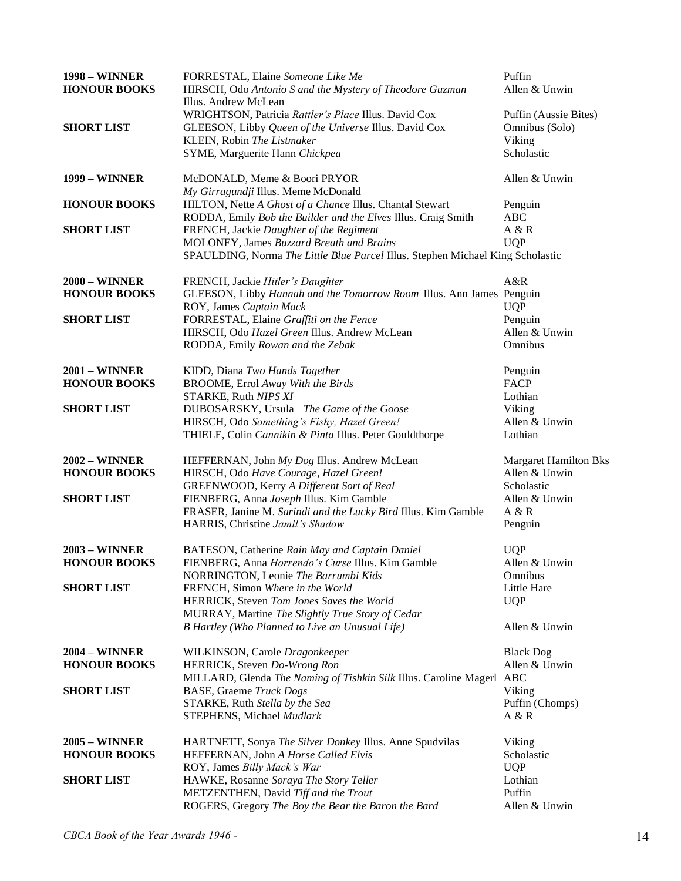| | | |
|---|---|---|
| **1998 – WINNER** | FORRESTAL, Elaine *Someone Like Me* | Puffin |
| **HONOUR BOOKS** | HIRSCH, Odo *Antonio S and the Mystery of Theodore Guzman* Illus. Andrew McLean | Allen & Unwin |
| | WRIGHTSON, Patricia *Rattler's Place* Illus. David Cox | Puffin (Aussie Bites) |
| **SHORT LIST** | GLEESON, Libby *Queen of the Universe* Illus. David Cox | Omnibus (Solo) |
| | KLEIN, Robin *The Listmaker* | Viking |
| | SYME, Marguerite Hann *Chickpea* | Scholastic |
| **1999 – WINNER** | McDONALD, Meme & Boori PRYOR *My Girragundji* Illus. Meme McDonald | Allen & Unwin |
| **HONOUR BOOKS** | HILTON, Nette *A Ghost of a Chance* Illus. Chantal Stewart | Penguin |
| | RODDA, Emily *Bob the Builder and the Elves* Illus. Craig Smith | ABC |
| **SHORT LIST** | FRENCH, Jackie *Daughter of the Regiment* | A & R |
| | MOLONEY, James *Buzzard Breath and Brains* | UQP |
| | SPAULDING, Norma *The Little Blue Parcel* Illus. Stephen Michael King | Scholastic |
| **2000 – WINNER** | FRENCH, Jackie *Hitler's Daughter* | A&R |
| **HONOUR BOOKS** | GLEESON, Libby *Hannah and the Tomorrow Room* Illus. Ann James | Penguin |
| | ROY, James *Captain Mack* | UQP |
| **SHORT LIST** | FORRESTAL, Elaine *Graffiti on the Fence* | Penguin |
| | HIRSCH, Odo *Hazel Green* Illus. Andrew McLean | Allen & Unwin |
| | RODDA, Emily *Rowan and the Zebak* | Omnibus |
| **2001 – WINNER** | KIDD, Diana *Two Hands Together* | Penguin |
| **HONOUR BOOKS** | BROOME, Errol *Away With the Birds* | FACP |
| | STARKE, Ruth *NIPS XI* | Lothian |
| **SHORT LIST** | DUBOSARSKY, Ursula *The Game of the Goose* | Viking |
| | HIRSCH, Odo *Something's Fishy, Hazel Green!* | Allen & Unwin |
| | THIELE, Colin *Cannikin & Pinta* Illus. Peter Gouldthorpe | Lothian |
| **2002 – WINNER** | HEFFERNAN, John *My Dog* Illus. Andrew McLean | Margaret Hamilton Bks |
| **HONOUR BOOKS** | HIRSCH, Odo *Have Courage, Hazel Green!* | Allen & Unwin |
| | GREENWOOD, Kerry *A Different Sort of Real* | Scholastic |
| **SHORT LIST** | FIENBERG, Anna *Joseph* Illus. Kim Gamble | Allen & Unwin |
| | FRASER, Janine M. *Sarindi and the Lucky Bird* Illus. Kim Gamble | A & R |
| | HARRIS, Christine *Jamil's Shadow* | Penguin |
| **2003 – WINNER** | BATESON, Catherine *Rain May and Captain Daniel* | UQP |
| **HONOUR BOOKS** | FIENBERG, Anna *Horrendo's Curse* Illus. Kim Gamble | Allen & Unwin |
| | NORRINGTON, Leonie *The Barrumbi Kids* | Omnibus |
| **SHORT LIST** | FRENCH, Simon *Where in the World* | Little Hare |
| | HERRICK, Steven *Tom Jones Saves the World* | UQP |
| | MURRAY, Martine *The Slightly True Story of Cedar B Hartley (Who Planned to Live an Unusual Life)* | Allen & Unwin |
| **2004 – WINNER** | WILKINSON, Carole *Dragonkeeper* | Black Dog |
| **HONOUR BOOKS** | HERRICK, Steven *Do-Wrong Ron* | Allen & Unwin |
| | MILLARD, Glenda *The Naming of Tishkin Silk* Illus. Caroline Magerl | ABC |
| **SHORT LIST** | BASE, Graeme *Truck Dogs* | Viking |
| | STARKE, Ruth *Stella by the Sea* | Puffin (Chomps) |
| | STEPHENS, Michael *Mudlark* | A & R |
| **2005 – WINNER** | HARTNETT, Sonya *The Silver Donkey* Illus. Anne Spudvilas | Viking |
| **HONOUR BOOKS** | HEFFERNAN, John *A Horse Called Elvis* | Scholastic |
| | ROY, James *Billy Mack's War* | UQP |
| **SHORT LIST** | HAWKE, Rosanne *Soraya The Story Teller* | Lothian |
| | METZENTHEN, David *Tiff and the Trout* | Puffin |
| | ROGERS, Gregory *The Boy the Bear the Baron the Bard* | Allen & Unwin |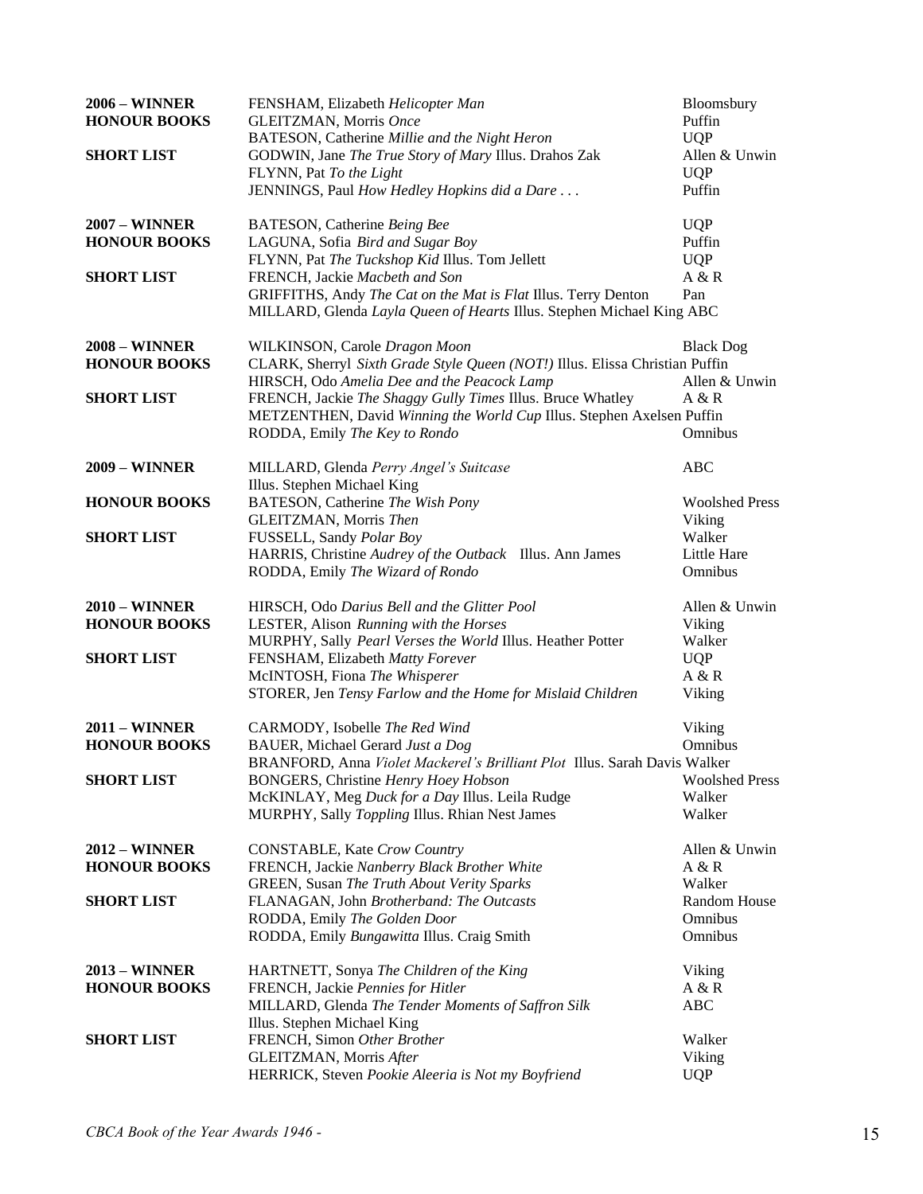| | | |
|---|---|---|
| **2006 – WINNER** | FENSHAM, Elizabeth *Helicopter Man* | Bloomsbury |
| **HONOUR BOOKS** | GLEITZMAN, Morris *Once* | Puffin |
| | BATESON, Catherine *Millie and the Night Heron* | UQP |
| **SHORT LIST** | GODWIN, Jane *The True Story of Mary* Illus. Drahos Zak | Allen & Unwin |
| | FLYNN, Pat *To the Light* | UQP |
| | JENNINGS, Paul *How Hedley Hopkins did a Dare . . .* | Puffin |
| **2007 – WINNER** | BATESON, Catherine *Being Bee* | UQP |
| **HONOUR BOOKS** | LAGUNA, Sofia *Bird and Sugar Boy* | Puffin |
| | FLYNN, Pat *The Tuckshop Kid* Illus. Tom Jellett | UQP |
| **SHORT LIST** | FRENCH, Jackie *Macbeth and Son* | A & R |
| | GRIFFITHS, Andy *The Cat on the Mat is Flat* Illus. Terry Denton | Pan |
| | MILLARD, Glenda *Layla Queen of Hearts* Illus. Stephen Michael King | ABC |
| **2008 – WINNER** | WILKINSON, Carole *Dragon Moon* | Black Dog |
| **HONOUR BOOKS** | CLARK, Sherryl *Sixth Grade Style Queen (NOT!)* Illus. Elissa Christian | Puffin |
| | HIRSCH, Odo *Amelia Dee and the Peacock Lamp* | Allen & Unwin |
| **SHORT LIST** | FRENCH, Jackie *The Shaggy Gully Times* Illus. Bruce Whatley | A & R |
| | METZENTHEN, David *Winning the World Cup* Illus. Stephen Axelsen | Puffin |
| | RODDA, Emily *The Key to Rondo* | Omnibus |
| **2009 – WINNER** | MILLARD, Glenda *Perry Angel's Suitcase* Illus. Stephen Michael King | ABC |
| **HONOUR BOOKS** | BATESON, Catherine *The Wish Pony* | Woolshed Press |
| | GLEITZMAN, Morris *Then* | Viking |
| **SHORT LIST** | FUSSELL, Sandy *Polar Boy* | Walker |
| | HARRIS, Christine *Audrey of the Outback* Illus. Ann James | Little Hare |
| | RODDA, Emily *The Wizard of Rondo* | Omnibus |
| **2010 – WINNER** | HIRSCH, Odo *Darius Bell and the Glitter Pool* | Allen & Unwin |
| **HONOUR BOOKS** | LESTER, Alison *Running with the Horses* | Viking |
| | MURPHY, Sally *Pearl Verses the World* Illus. Heather Potter | Walker |
| **SHORT LIST** | FENSHAM, Elizabeth *Matty Forever* | UQP |
| | McINTOSH, Fiona *The Whisperer* | A & R |
| | STORER, Jen *Tensy Farlow and the Home for Mislaid Children* | Viking |
| **2011 – WINNER** | CARMODY, Isobelle *The Red Wind* | Viking |
| **HONOUR BOOKS** | BAUER, Michael Gerard *Just a Dog* | Omnibus |
| | BRANFORD, Anna *Violet Mackerel's Brilliant Plot* Illus. Sarah Davis | Walker |
| **SHORT LIST** | BONGERS, Christine *Henry Hoey Hobson* | Woolshed Press |
| | McKINLAY, Meg *Duck for a Day* Illus. Leila Rudge | Walker |
| | MURPHY, Sally *Toppling* Illus. Rhian Nest James | Walker |
| **2012 – WINNER** | CONSTABLE, Kate *Crow Country* | Allen & Unwin |
| **HONOUR BOOKS** | FRENCH, Jackie *Nanberry Black Brother White* | A & R |
| | GREEN, Susan *The Truth About Verity Sparks* | Walker |
| **SHORT LIST** | FLANAGAN, John *Brotherband: The Outcasts* | Random House |
| | RODDA, Emily *The Golden Door* | Omnibus |
| | RODDA, Emily *Bungawitta* Illus. Craig Smith | Omnibus |
| **2013 – WINNER** | HARTNETT, Sonya *The Children of the King* | Viking |
| **HONOUR BOOKS** | FRENCH, Jackie *Pennies for Hitler* | A & R |
| | MILLARD, Glenda *The Tender Moments of Saffron Silk* Illus. Stephen Michael King | ABC |
| **SHORT LIST** | FRENCH, Simon *Other Brother* | Walker |
| | GLEITZMAN, Morris *After* | Viking |
| | HERRICK, Steven *Pookie Aleeria is Not my Boyfriend* | UQP |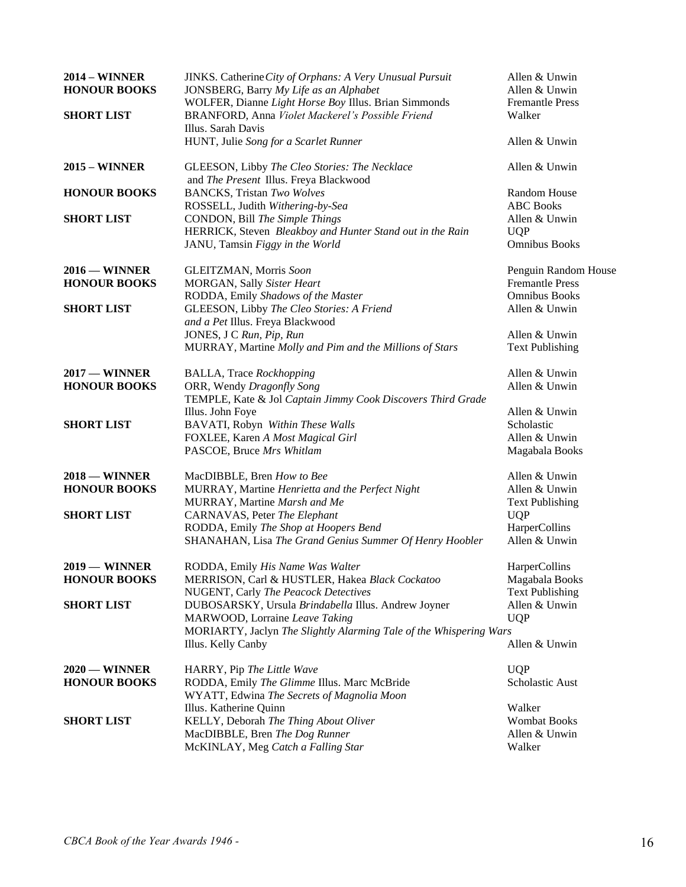| | | |
|---|---|---|
| **2014 – WINNER** | JINKS. Catherine *City of Orphans: A Very Unusual Pursuit* | Allen & Unwin |
| **HONOUR BOOKS** | JONSBERG, Barry *My Life as an Alphabet* | Allen & Unwin |
| | WOLFER, Dianne *Light Horse Boy* Illus. Brian Simmonds | Fremantle Press |
| **SHORT LIST** | BRANFORD, Anna *Violet Mackerel's Possible Friend* Illus. Sarah Davis | Walker |
| | HUNT, Julie *Song for a Scarlet Runner* | Allen & Unwin |
| **2015 – WINNER** | GLEESON, Libby *The Cleo Stories: The Necklace* and *The Present* Illus. Freya Blackwood | Allen & Unwin |
| **HONOUR BOOKS** | BANCKS, Tristan *Two Wolves* | Random House |
| | ROSSELL, Judith *Withering-by-Sea* | ABC Books |
| **SHORT LIST** | CONDON, Bill *The Simple Things* | Allen & Unwin |
| | HERRICK, Steven *Bleakboy and Hunter Stand out in the Rain* | UQP |
| | JANU, Tamsin *Figgy in the World* | Omnibus Books |
| **2016 — WINNER** | GLEITZMAN, Morris *Soon* | Penguin Random House |
| **HONOUR BOOKS** | MORGAN, Sally *Sister Heart* | Fremantle Press |
| | RODDA, Emily *Shadows of the Master* | Omnibus Books |
| **SHORT LIST** | GLEESON, Libby *The Cleo Stories: A Friend and a Pet* Illus. Freya Blackwood | Allen & Unwin |
| | JONES, J C *Run, Pip, Run* | Allen & Unwin |
| | MURRAY, Martine *Molly and Pim and the Millions of Stars* | Text Publishing |
| **2017 — WINNER** | BALLA, Trace *Rockhopping* | Allen & Unwin |
| **HONOUR BOOKS** | ORR, Wendy *Dragonfly Song* | Allen & Unwin |
| | TEMPLE, Kate & Jol *Captain Jimmy Cook Discovers Third Grade* Illus. John Foye | Allen & Unwin |
| **SHORT LIST** | BAVATI, Robyn *Within These Walls* | Scholastic |
| | FOXLEE, Karen *A Most Magical Girl* | Allen & Unwin |
| | PASCOE, Bruce *Mrs Whitlam* | Magabala Books |
| **2018 — WINNER** | MacDIBBLE, Bren *How to Bee* | Allen & Unwin |
| **HONOUR BOOKS** | MURRAY, Martine *Henrietta and the Perfect Night* | Allen & Unwin |
| | MURRAY, Martine *Marsh and Me* | Text Publishing |
| **SHORT LIST** | CARNAVAS, Peter *The Elephant* | UQP |
| | RODDA, Emily *The Shop at Hoopers Bend* | HarperCollins |
| | SHANAHAN, Lisa *The Grand Genius Summer Of Henry Hoobler* | Allen & Unwin |
| **2019 — WINNER** | RODDA, Emily *His Name Was Walter* | HarperCollins |
| **HONOUR BOOKS** | MERRISON, Carl & HUSTLER, Hakea *Black Cockatoo* | Magabala Books |
| | NUGENT, Carly *The Peacock Detectives* | Text Publishing |
| **SHORT LIST** | DUBOSARSKY, Ursula *Brindabella* Illus. Andrew Joyner | Allen & Unwin |
| | MARWOOD, Lorraine *Leave Taking* | UQP |
| | MORIARTY, Jaclyn *The Slightly Alarming Tale of the Whispering Wars* Illus. Kelly Canby | Allen & Unwin |
| **2020 — WINNER** | HARRY, Pip *The Little Wave* | UQP |
| **HONOUR BOOKS** | RODDA, Emily *The Glimme* Illus. Marc McBride | Scholastic Aust |
| | WYATT, Edwina *The Secrets of Magnolia Moon* Illus. Katherine Quinn | Walker |
| **SHORT LIST** | KELLY, Deborah *The Thing About Oliver* | Wombat Books |
| | MacDIBBLE, Bren *The Dog Runner* | Allen & Unwin |
| | McKINLAY, Meg *Catch a Falling Star* | Walker |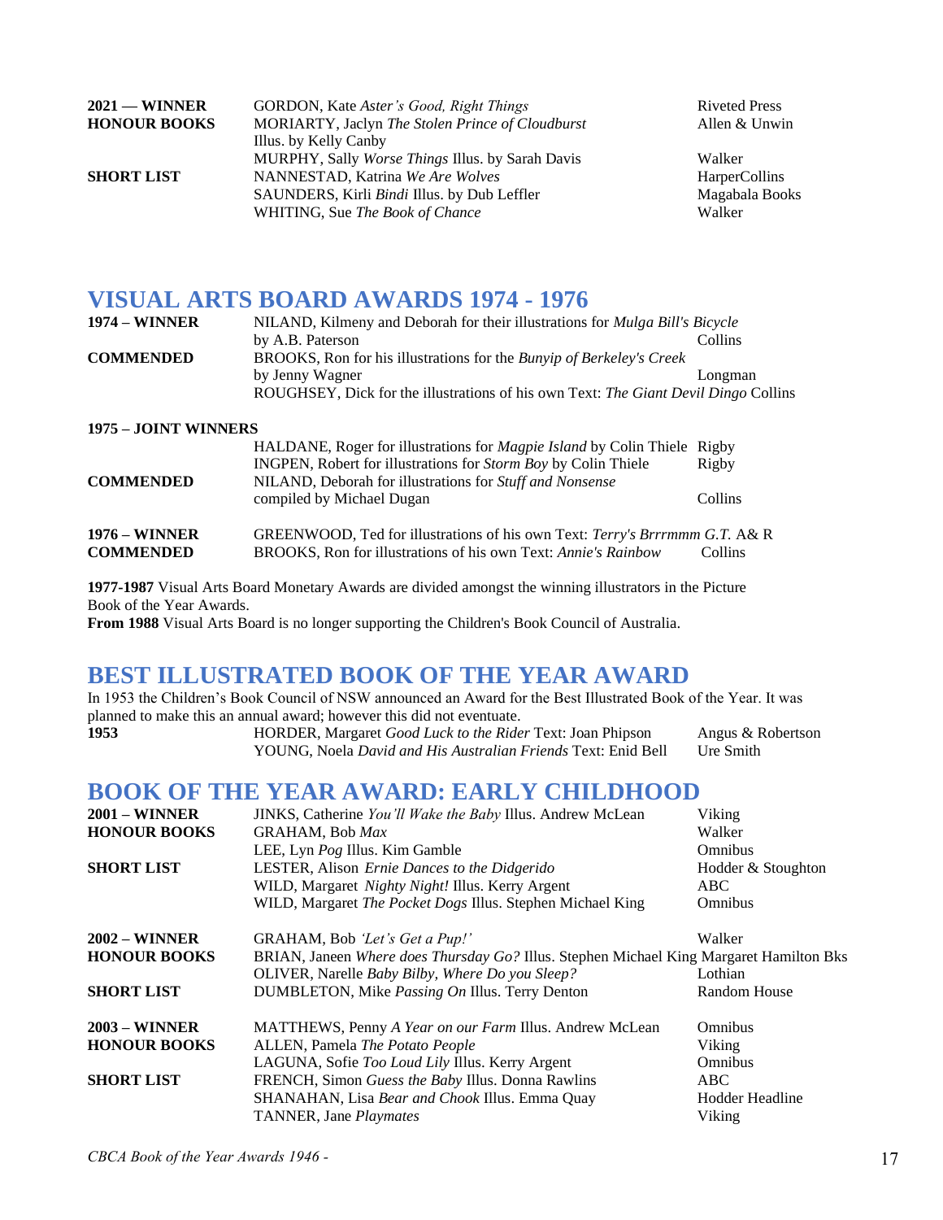| | | |
|---|---|---|
| **2021 — WINNER** | GORDON, Kate *Aster's Good, Right Things* | Riveted Press |
| **HONOUR BOOKS** | MORIARTY, Jaclyn *The Stolen Prince of Cloudburst* Illus. by Kelly Canby | Allen & Unwin |
| | MURPHY, Sally *Worse Things* Illus. by Sarah Davis | Walker |
| **SHORT LIST** | NANNESTAD, Katrina *We Are Wolves* | HarperCollins |
| | SAUNDERS, Kirli *Bindi* Illus. by Dub Leffler | Magabala Books |
| | WHITING, Sue *The Book of Chance* | Walker |

## VISUAL ARTS BOARD AWARDS 1974 - 1976

| | | |
|---|---|---|
| **1974 – WINNER** | NILAND, Kilmeny and Deborah for their illustrations for *Mulga Bill's Bicycle* by A.B. Paterson | Collins |
| **COMMENDED** | BROOKS, Ron for his illustrations for the *Bunyip of Berkeley's Creek* by Jenny Wagner | Longman |
| | ROUGHSEY, Dick for the illustrations of his own Text: *The Giant Devil Dingo* | Collins |
| **1975 – JOINT WINNERS** | | |
| | HALDANE, Roger for illustrations for *Magpie Island* by Colin Thiele | Rigby |
| | INGPEN, Robert for illustrations for *Storm Boy* by Colin Thiele | Rigby |
| **COMMENDED** | NILAND, Deborah for illustrations for *Stuff and Nonsense* compiled by Michael Dugan | Collins |
| **1976 – WINNER** | GREENWOOD, Ted for illustrations of his own Text: *Terry's Brrrmmm G.T.* | A& R |
| **COMMENDED** | BROOKS, Ron for illustrations of his own Text: *Annie's Rainbow* | Collins |

**1977-1987** Visual Arts Board Monetary Awards are divided amongst the winning illustrators in the Picture Book of the Year Awards.
**From 1988** Visual Arts Board is no longer supporting the Children's Book Council of Australia.

## BEST ILLUSTRATED BOOK OF THE YEAR AWARD

In 1953 the Children's Book Council of NSW announced an Award for the Best Illustrated Book of the Year. It was planned to make this an annual award; however this did not eventuate.

| | | |
|---|---|---|
| **1953** | HORDER, Margaret *Good Luck to the Rider* Text: Joan Phipson | Angus & Robertson |
| | YOUNG, Noela *David and His Australian Friends* Text: Enid Bell | Ure Smith |

## BOOK OF THE YEAR AWARD: EARLY CHILDHOOD

| | | |
|---|---|---|
| **2001 – WINNER** | JINKS, Catherine *You'll Wake the Baby* Illus. Andrew McLean | Viking |
| **HONOUR BOOKS** | GRAHAM, Bob *Max* | Walker |
| | LEE, Lyn *Pog* Illus. Kim Gamble | Omnibus |
| **SHORT LIST** | LESTER, Alison *Ernie Dances to the Didgerido* | Hodder & Stoughton |
| | WILD, Margaret *Nighty Night!* Illus. Kerry Argent | ABC |
| | WILD, Margaret *The Pocket Dogs* Illus. Stephen Michael King | Omnibus |
| **2002 – WINNER** | GRAHAM, Bob *'Let's Get a Pup!'* | Walker |
| **HONOUR BOOKS** | BRIAN, Janeen *Where does Thursday Go?* Illus. Stephen Michael King | Margaret Hamilton Bks |
| | OLIVER, Narelle *Baby Bilby, Where Do you Sleep?* | Lothian |
| **SHORT LIST** | DUMBLETON, Mike *Passing On* Illus. Terry Denton | Random House |
| **2003 – WINNER** | MATTHEWS, Penny *A Year on our Farm* Illus. Andrew McLean | Omnibus |
| **HONOUR BOOKS** | ALLEN, Pamela *The Potato People* | Viking |
| | LAGUNA, Sofie *Too Loud Lily* Illus. Kerry Argent | Omnibus |
| **SHORT LIST** | FRENCH, Simon *Guess the Baby* Illus. Donna Rawlins | ABC |
| | SHANAHAN, Lisa *Bear and Chook* Illus. Emma Quay | Hodder Headline |
| | TANNER, Jane *Playmates* | Viking |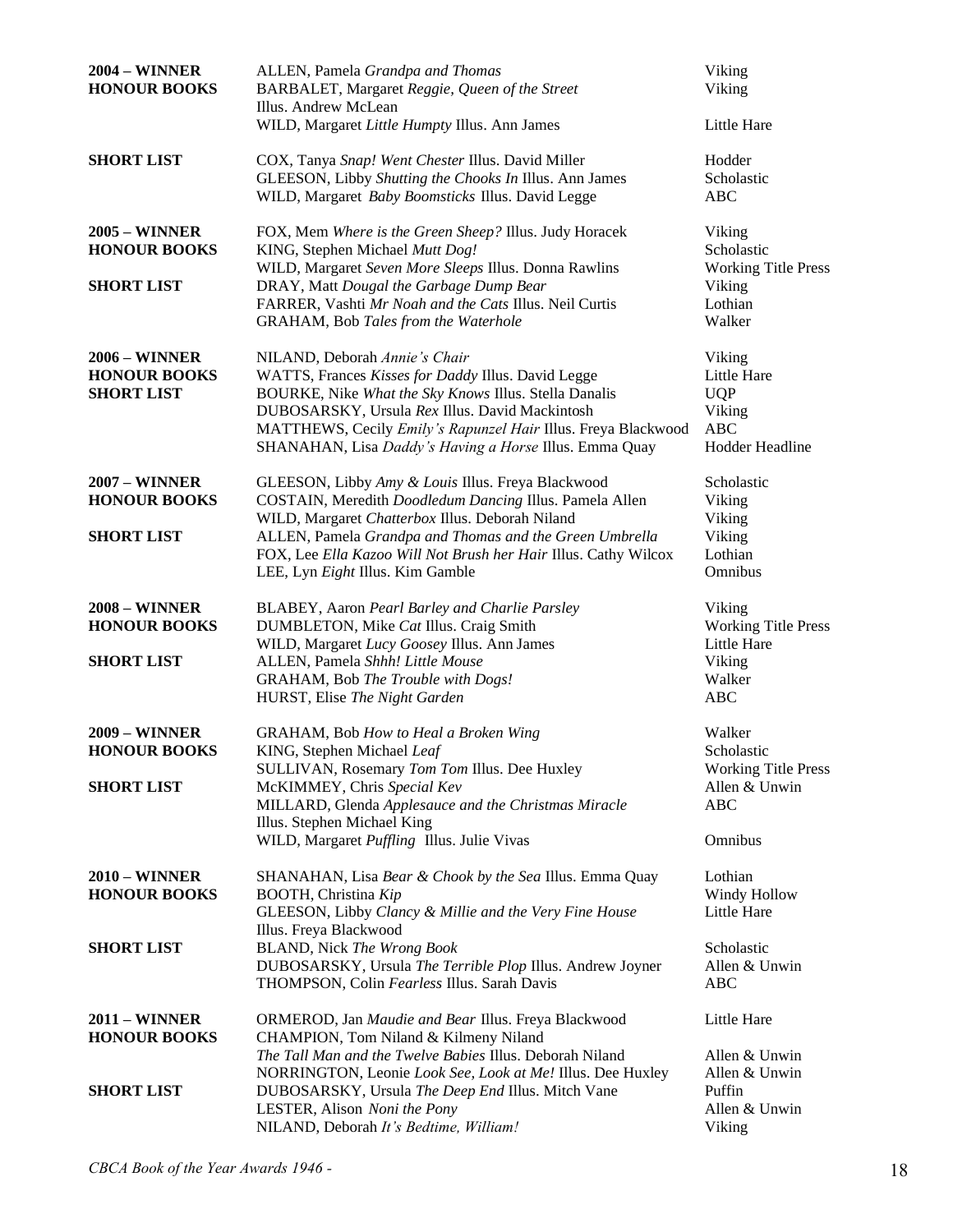| | | |
|---|---|---|
| **2004 – WINNER** | ALLEN, Pamela *Grandpa and Thomas* | Viking |
| **HONOUR BOOKS** | BARBALET, Margaret *Reggie, Queen of the Street* Illus. Andrew McLean | Viking |
| | WILD, Margaret *Little Humpty* Illus. Ann James | Little Hare |
| **SHORT LIST** | COX, Tanya *Snap! Went Chester* Illus. David Miller | Hodder |
| | GLEESON, Libby *Shutting the Chooks In* Illus. Ann James | Scholastic |
| | WILD, Margaret *Baby Boomsticks* Illus. David Legge | ABC |
| **2005 – WINNER** | FOX, Mem *Where is the Green Sheep?* Illus. Judy Horacek | Viking |
| **HONOUR BOOKS** | KING, Stephen Michael *Mutt Dog!* | Scholastic |
| | WILD, Margaret *Seven More Sleeps* Illus. Donna Rawlins | Working Title Press |
| **SHORT LIST** | DRAY, Matt *Dougal the Garbage Dump Bear* | Viking |
| | FARRER, Vashti *Mr Noah and the Cats* Illus. Neil Curtis | Lothian |
| | GRAHAM, Bob *Tales from the Waterhole* | Walker |
| **2006 – WINNER** | NILAND, Deborah *Annie's Chair* | Viking |
| **HONOUR BOOKS** | WATTS, Frances *Kisses for Daddy* Illus. David Legge | Little Hare |
| **SHORT LIST** | BOURKE, Nike *What the Sky Knows* Illus. Stella Danalis | UQP |
| | DUBOSARSKY, Ursula *Rex* Illus. David Mackintosh | Viking |
| | MATTHEWS, Cecily *Emily's Rapunzel Hair* Illus. Freya Blackwood | ABC |
| | SHANAHAN, Lisa *Daddy's Having a Horse* Illus. Emma Quay | Hodder Headline |
| **2007 – WINNER** | GLEESON, Libby *Amy & Louis* Illus. Freya Blackwood | Scholastic |
| **HONOUR BOOKS** | COSTAIN, Meredith *Doodledum Dancing* Illus. Pamela Allen | Viking |
| | WILD, Margaret *Chatterbox* Illus. Deborah Niland | Viking |
| **SHORT LIST** | ALLEN, Pamela *Grandpa and Thomas and the Green Umbrella* | Viking |
| | FOX, Lee *Ella Kazoo Will Not Brush her Hair* Illus. Cathy Wilcox | Lothian |
| | LEE, Lyn *Eight* Illus. Kim Gamble | Omnibus |
| **2008 – WINNER** | BLABEY, Aaron *Pearl Barley and Charlie Parsley* | Viking |
| **HONOUR BOOKS** | DUMBLETON, Mike *Cat* Illus. Craig Smith | Working Title Press |
| | WILD, Margaret *Lucy Goosey* Illus. Ann James | Little Hare |
| **SHORT LIST** | ALLEN, Pamela *Shhh! Little Mouse* | Viking |
| | GRAHAM, Bob *The Trouble with Dogs!* | Walker |
| | HURST, Elise *The Night Garden* | ABC |
| **2009 – WINNER** | GRAHAM, Bob *How to Heal a Broken Wing* | Walker |
| **HONOUR BOOKS** | KING, Stephen Michael *Leaf* | Scholastic |
| | SULLIVAN, Rosemary *Tom Tom* Illus. Dee Huxley | Working Title Press |
| **SHORT LIST** | McKIMMEY, Chris *Special Kev* | Allen & Unwin |
| | MILLARD, Glenda *Applesauce and the Christmas Miracle* Illus. Stephen Michael King | ABC |
| | WILD, Margaret *Puffling* Illus. Julie Vivas | Omnibus |
| **2010 – WINNER** | SHANAHAN, Lisa *Bear & Chook by the Sea* Illus. Emma Quay | Lothian |
| **HONOUR BOOKS** | BOOTH, Christina *Kip* | Windy Hollow |
| | GLEESON, Libby *Clancy & Millie and the Very Fine House* Illus. Freya Blackwood | Little Hare |
| **SHORT LIST** | BLAND, Nick *The Wrong Book* | Scholastic |
| | DUBOSARSKY, Ursula *The Terrible Plop* Illus. Andrew Joyner | Allen & Unwin |
| | THOMPSON, Colin *Fearless* Illus. Sarah Davis | ABC |
| **2011 – WINNER** | ORMEROD, Jan *Maudie and Bear* Illus. Freya Blackwood | Little Hare |
| **HONOUR BOOKS** | CHAMPION, Tom Niland & Kilmeny Niland *The Tall Man and the Twelve Babies* Illus. Deborah Niland | Allen & Unwin |
| | NORRINGTON, Leonie *Look See, Look at Me!* Illus. Dee Huxley | Allen & Unwin |
| **SHORT LIST** | DUBOSARSKY, Ursula *The Deep End* Illus. Mitch Vane | Puffin |
| | LESTER, Alison *Noni the Pony* | Allen & Unwin |
| | NILAND, Deborah *It's Bedtime, William!* | Viking |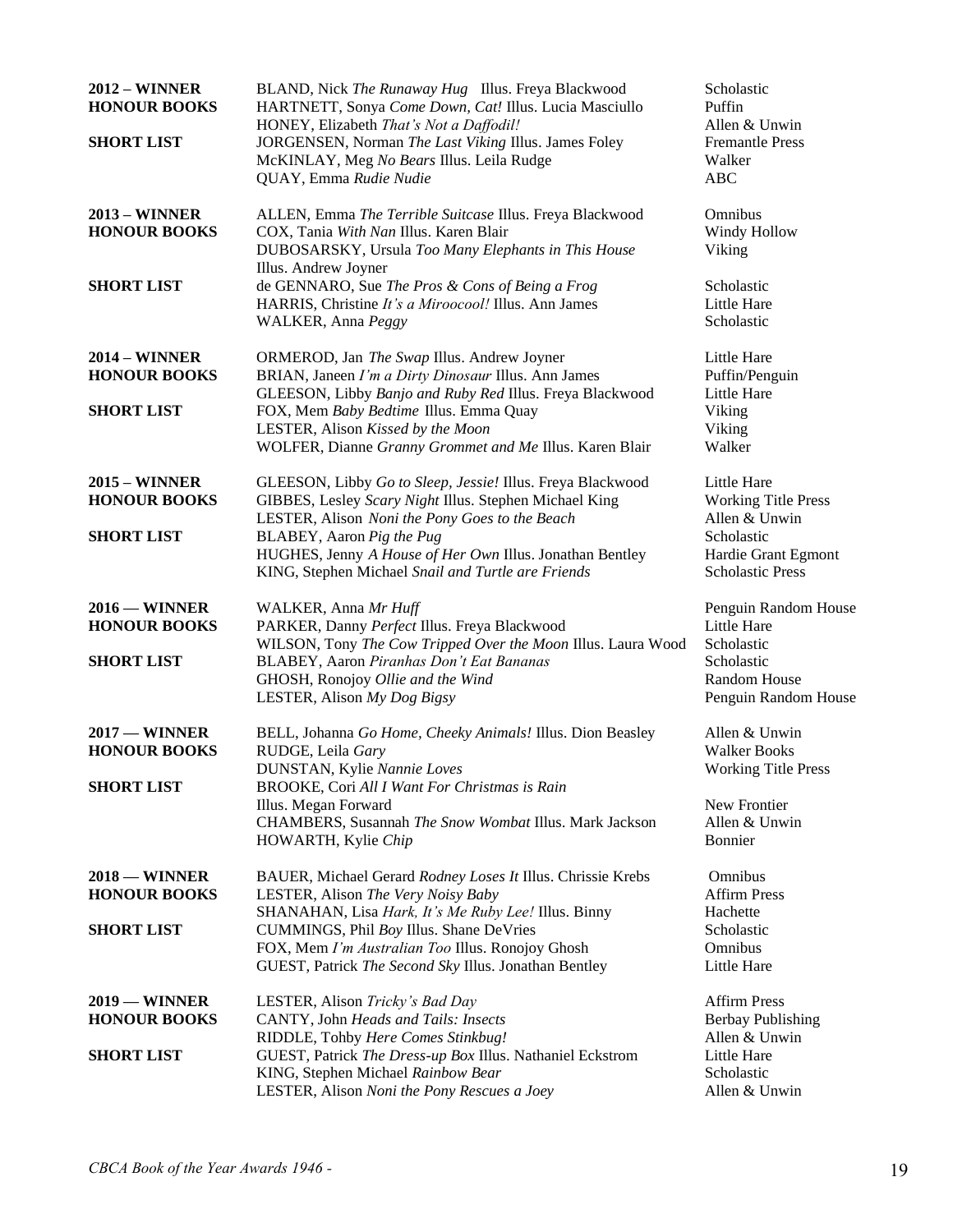| | | |
|---|---|---|
| **2012 – WINNER** | BLAND, Nick *The Runaway Hug* Illus. Freya Blackwood | Scholastic |
| **HONOUR BOOKS** | HARTNETT, Sonya *Come Down, Cat!* Illus. Lucia Masciullo | Puffin |
| | HONEY, Elizabeth *That's Not a Daffodil!* | Allen & Unwin |
| **SHORT LIST** | JORGENSEN, Norman *The Last Viking* Illus. James Foley | Fremantle Press |
| | McKINLAY, Meg *No Bears* Illus. Leila Rudge | Walker |
| | QUAY, Emma *Rudie Nudie* | ABC |
| **2013 – WINNER** | ALLEN, Emma *The Terrible Suitcase* Illus. Freya Blackwood | Omnibus |
| **HONOUR BOOKS** | COX, Tania *With Nan* Illus. Karen Blair | Windy Hollow |
| | DUBOSARSKY, Ursula *Too Many Elephants in This House* Illus. Andrew Joyner | Viking |
| **SHORT LIST** | de GENNARO, Sue *The Pros & Cons of Being a Frog* | Scholastic |
| | HARRIS, Christine *It's a Miroocool!* Illus. Ann James | Little Hare |
| | WALKER, Anna *Peggy* | Scholastic |
| **2014 – WINNER** | ORMEROD, Jan *The Swap* Illus. Andrew Joyner | Little Hare |
| **HONOUR BOOKS** | BRIAN, Janeen *I'm a Dirty Dinosaur* Illus. Ann James | Puffin/Penguin |
| | GLEESON, Libby *Banjo and Ruby Red* Illus. Freya Blackwood | Little Hare |
| **SHORT LIST** | FOX, Mem *Baby Bedtime* Illus. Emma Quay | Viking |
| | LESTER, Alison *Kissed by the Moon* | Viking |
| | WOLFER, Dianne *Granny Grommet and Me* Illus. Karen Blair | Walker |
| **2015 – WINNER** | GLEESON, Libby *Go to Sleep, Jessie!* Illus. Freya Blackwood | Little Hare |
| **HONOUR BOOKS** | GIBBES, Lesley *Scary Night* Illus. Stephen Michael King | Working Title Press |
| | LESTER, Alison *Noni the Pony Goes to the Beach* | Allen & Unwin |
| **SHORT LIST** | BLABEY, Aaron *Pig the Pug* | Scholastic |
| | HUGHES, Jenny *A House of Her Own* Illus. Jonathan Bentley | Hardie Grant Egmont |
| | KING, Stephen Michael *Snail and Turtle are Friends* | Scholastic Press |
| **2016 — WINNER** | WALKER, Anna *Mr Huff* | Penguin Random House |
| **HONOUR BOOKS** | PARKER, Danny *Perfect* Illus. Freya Blackwood | Little Hare |
| | WILSON, Tony *The Cow Tripped Over the Moon* Illus. Laura Wood | Scholastic |
| **SHORT LIST** | BLABEY, Aaron *Piranhas Don't Eat Bananas* | Scholastic |
| | GHOSH, Ronojoy *Ollie and the Wind* | Random House |
| | LESTER, Alison *My Dog Bigsy* | Penguin Random House |
| **2017 — WINNER** | BELL, Johanna *Go Home, Cheeky Animals!* Illus. Dion Beasley | Allen & Unwin |
| **HONOUR BOOKS** | RUDGE, Leila *Gary* | Walker Books |
| | DUNSTAN, Kylie *Nannie Loves* | Working Title Press |
| **SHORT LIST** | BROOKE, Cori *All I Want For Christmas is Rain* Illus. Megan Forward | New Frontier |
| | CHAMBERS, Susannah *The Snow Wombat* Illus. Mark Jackson | Allen & Unwin |
| | HOWARTH, Kylie *Chip* | Bonnier |
| **2018 — WINNER** | BAUER, Michael Gerard *Rodney Loses It* Illus. Chrissie Krebs | Omnibus |
| **HONOUR BOOKS** | LESTER, Alison *The Very Noisy Baby* | Affirm Press |
| | SHANAHAN, Lisa *Hark, It's Me Ruby Lee!* Illus. Binny | Hachette |
| **SHORT LIST** | CUMMINGS, Phil *Boy* Illus. Shane DeVries | Scholastic |
| | FOX, Mem *I'm Australian Too* Illus. Ronojoy Ghosh | Omnibus |
| | GUEST, Patrick *The Second Sky* Illus. Jonathan Bentley | Little Hare |
| **2019 — WINNER** | LESTER, Alison *Tricky's Bad Day* | Affirm Press |
| **HONOUR BOOKS** | CANTY, John *Heads and Tails: Insects* | Berbay Publishing |
| | RIDDLE, Tohby *Here Comes Stinkbug!* | Allen & Unwin |
| **SHORT LIST** | GUEST, Patrick *The Dress-up Box* Illus. Nathaniel Eckstrom | Little Hare |
| | KING, Stephen Michael *Rainbow Bear* | Scholastic |
| | LESTER, Alison *Noni the Pony Rescues a Joey* | Allen & Unwin |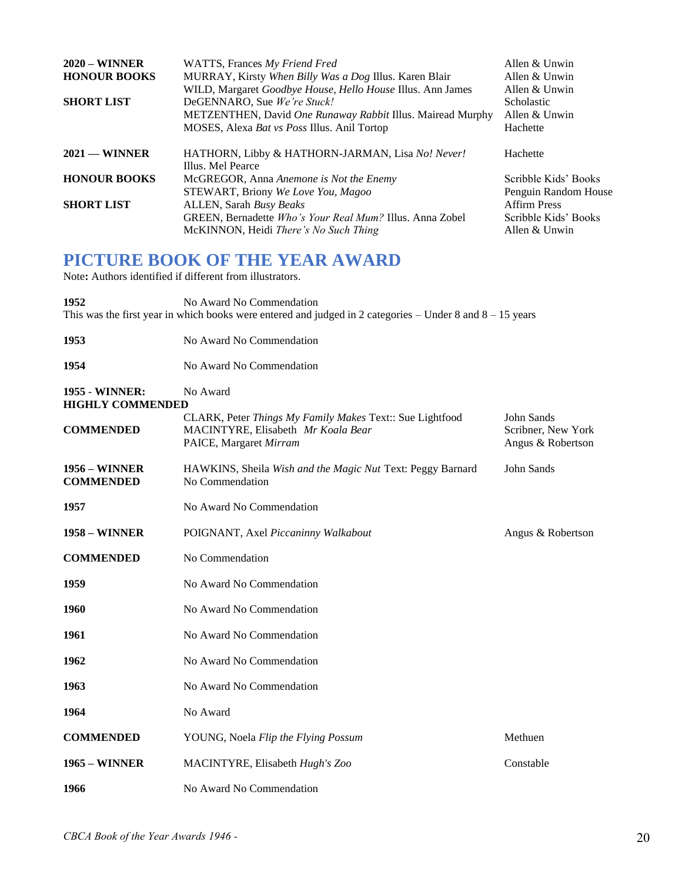| | | |
|---|---|---|
| **2020 – WINNER** | WATTS, Frances *My Friend Fred* | Allen & Unwin |
| **HONOUR BOOKS** | MURRAY, Kirsty *When Billy Was a Dog* Illus. Karen Blair | Allen & Unwin |
| | WILD, Margaret *Goodbye House, Hello House* Illus. Ann James | Allen & Unwin |
| **SHORT LIST** | DeGENNARO, Sue *We're Stuck!* | Scholastic |
| | METZENTHEN, David *One Runaway Rabbit* Illus. Mairead Murphy | Allen & Unwin |
| | MOSES, Alexa *Bat vs Poss* Illus. Anil Tortop | Hachette |
| **2021 — WINNER** | HATHORN, Libby & HATHORN-JARMAN, Lisa *No! Never!* Illus. Mel Pearce | Hachette |
| **HONOUR BOOKS** | McGREGOR, Anna *Anemone is Not the Enemy* | Scribble Kids' Books |
| | STEWART, Briony *We Love You, Magoo* | Penguin Random House |
| **SHORT LIST** | ALLEN, Sarah *Busy Beaks* | Affirm Press |
| | GREEN, Bernadette *Who's Your Real Mum?* Illus. Anna Zobel | Scribble Kids' Books |
| | McKINNON, Heidi *There's No Such Thing* | Allen & Unwin |

## PICTURE BOOK OF THE YEAR AWARD

Note**:** Authors identified if different from illustrators.

**1952** No Award No Commendation

This was the first year in which books were entered and judged in 2 categories – Under 8 and 8 – 15 years

| | | |
|---|---|---|
| **1953** | No Award No Commendation | |
| **1954** | No Award No Commendation | |
| **1955 - WINNER:** | No Award | |
| **HIGHLY COMMENDED** | CLARK, Peter *Things My Family Makes* Text:: Sue Lightfood | John Sands |
| **COMMENDED** | MACINTYRE, Elisabeth *Mr Koala Bear* | Scribner, New York |
| | PAICE, Margaret *Mirram* | Angus & Robertson |
| **1956 – WINNER** | HAWKINS, Sheila *Wish and the Magic Nut* Text: Peggy Barnard | John Sands |
| **COMMENDED** | No Commendation | |
| **1957** | No Award No Commendation | |
| **1958 – WINNER** | POIGNANT, Axel *Piccaninny Walkabout* | Angus & Robertson |
| **COMMENDED** | No Commendation | |
| **1959** | No Award No Commendation | |
| **1960** | No Award No Commendation | |
| **1961** | No Award No Commendation | |
| **1962** | No Award No Commendation | |
| **1963** | No Award No Commendation | |
| **1964** | No Award | |
| **COMMENDED** | YOUNG, Noela *Flip the Flying Possum* | Methuen |
| **1965 – WINNER** | MACINTYRE, Elisabeth *Hugh's Zoo* | Constable |
| **1966** | No Award No Commendation | |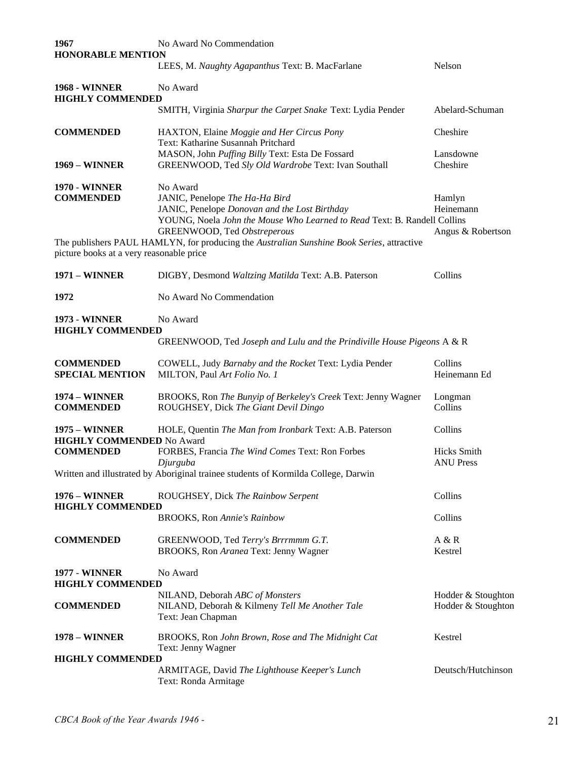| Year / Category | Entry | Publisher |
|---|---|---|
| **1967** | No Award No Commendation | |
| **HONORABLE MENTION** | | |
| | LEES, M. *Naughty Agapanthus* Text: B. MacFarlane | Nelson |
| **1968 - WINNER** | No Award | |
| **HIGHLY COMMENDED** | | |
| | SMITH, Virginia *Sharpur the Carpet Snake* Text: Lydia Pender | Abelard-Schuman |
| **COMMENDED** | HAXTON, Elaine *Moggie and Her Circus Pony* Text: Katharine Susannah Pritchard | Cheshire |
| | MASON, John *Puffing Billy* Text: Esta De Fossard | Lansdowne |
| **1969 – WINNER** | GREENWOOD, Ted *Sly Old Wardrobe* Text: Ivan Southall | Cheshire |
| **1970 - WINNER** | No Award | |
| **COMMENDED** | JANIC, Penelope *The Ha-Ha Bird* | Hamlyn |
| | JANIC, Penelope *Donovan and the Lost Birthday* | Heinemann |
| | YOUNG, Noela *John the Mouse Who Learned to Read* Text: B. Randell Collins | |
| | GREENWOOD, Ted *Obstreperous* | Angus & Robertson |
| The publishers PAUL HAMLYN, for producing the *Australian Sunshine Book Series*, attractive picture books at a very reasonable price | | |
| **1971 – WINNER** | DIGBY, Desmond *Waltzing Matilda* Text: A.B. Paterson | Collins |
| **1972** | No Award No Commendation | |
| **1973 - WINNER** | No Award | |
| **HIGHLY COMMENDED** | | |
| | GREENWOOD, Ted *Joseph and Lulu and the Prindiville House Pigeons* A & R | |
| **COMMENDED** | COWELL, Judy *Barnaby and the Rocket* Text: Lydia Pender | Collins |
| **SPECIAL MENTION** | MILTON, Paul *Art Folio No. 1* | Heinemann Ed |
| **1974 – WINNER** | BROOKS, Ron *The Bunyip of Berkeley's Creek* Text: Jenny Wagner | Longman |
| **COMMENDED** | ROUGHSEY, Dick *The Giant Devil Dingo* | Collins |
| **1975 – WINNER** | HOLE, Quentin *The Man from Ironbark* Text: A.B. Paterson | Collins |
| **HIGHLY COMMENDED** No Award | | |
| **COMMENDED** | FORBES, Francia *The Wind Comes* Text: Ron Forbes | Hicks Smith |
| | *Djurguba* | ANU Press |
| Written and illustrated by Aboriginal trainee students of Kormilda College, Darwin | | |
| **1976 – WINNER** | ROUGHSEY, Dick *The Rainbow Serpent* | Collins |
| **HIGHLY COMMENDED** | | |
| | BROOKS, Ron *Annie's Rainbow* | Collins |
| **COMMENDED** | GREENWOOD, Ted *Terry's Brrrmmm G.T.* | A & R |
| | BROOKS, Ron *Aranea* Text: Jenny Wagner | Kestrel |
| **1977 - WINNER** | No Award | |
| **HIGHLY COMMENDED** | | |
| | NILAND, Deborah *ABC of Monsters* | Hodder & Stoughton |
| **COMMENDED** | NILAND, Deborah & Kilmeny *Tell Me Another Tale* Text: Jean Chapman | Hodder & Stoughton |
| **1978 – WINNER** | BROOKS, Ron *John Brown, Rose and The Midnight Cat* Text: Jenny Wagner | Kestrel |
| **HIGHLY COMMENDED** | | |
| | ARMITAGE, David *The Lighthouse Keeper's Lunch* Text: Ronda Armitage | Deutsch/Hutchinson |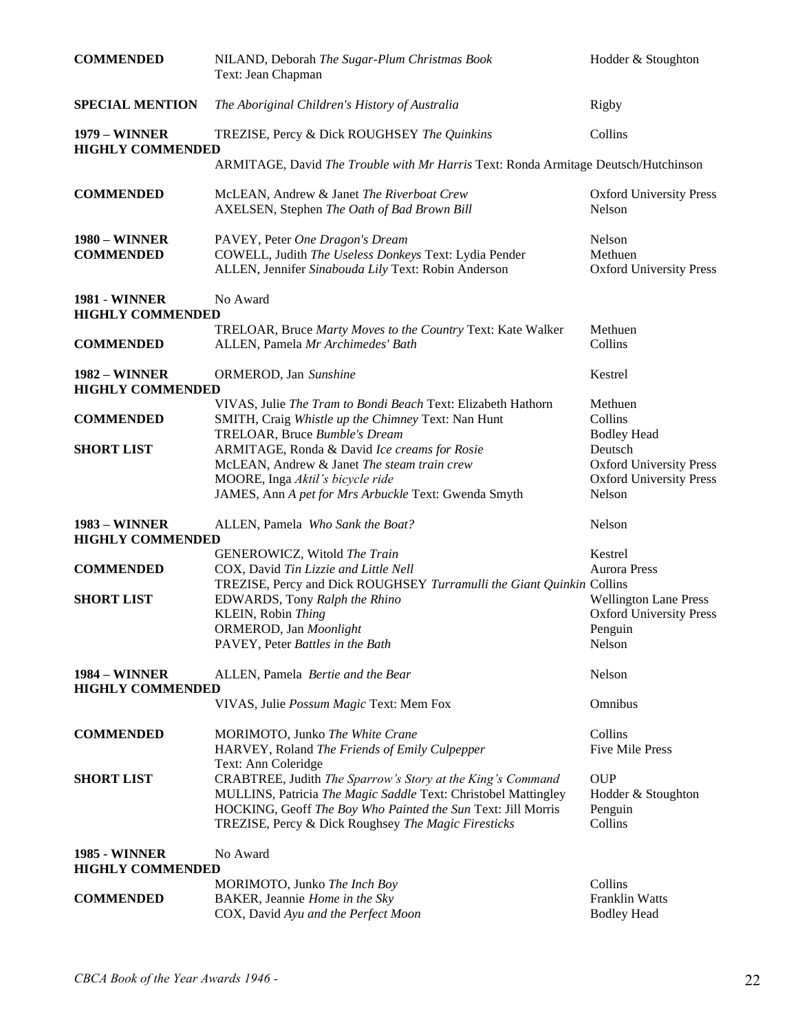| | | |
|---|---|---|
| **COMMENDED** | NILAND, Deborah *The Sugar-Plum Christmas Book* Text: Jean Chapman | Hodder & Stoughton |
| **SPECIAL MENTION** | *The Aboriginal Children's History of Australia* | Rigby |
| **1979 – WINNER** | TREZISE, Percy & Dick ROUGHSEY *The Quinkins* | Collins |
| **HIGHLY COMMENDED** | ARMITAGE, David *The Trouble with Mr Harris* Text: Ronda Armitage | Deutsch/Hutchinson |
| **COMMENDED** | McLEAN, Andrew & Janet *The Riverboat Crew* | Oxford University Press |
| | AXELSEN, Stephen *The Oath of Bad Brown Bill* | Nelson |
| **1980 – WINNER** | PAVEY, Peter *One Dragon's Dream* | Nelson |
| **COMMENDED** | COWELL, Judith *The Useless Donkeys* Text: Lydia Pender | Methuen |
| | ALLEN, Jennifer *Sinabouda Lily* Text: Robin Anderson | Oxford University Press |
| **1981 - WINNER** | No Award | |
| **HIGHLY COMMENDED** | TRELOAR, Bruce *Marty Moves to the Country* Text: Kate Walker | Methuen |
| **COMMENDED** | ALLEN, Pamela *Mr Archimedes' Bath* | Collins |
| **1982 – WINNER** | ORMEROD, Jan *Sunshine* | Kestrel |
| **HIGHLY COMMENDED** | VIVAS, Julie *The Tram to Bondi Beach* Text: Elizabeth Hathorn | Methuen |
| **COMMENDED** | SMITH, Craig *Whistle up the Chimney* Text: Nan Hunt | Collins |
| | TRELOAR, Bruce *Bumble's Dream* | Bodley Head |
| **SHORT LIST** | ARMITAGE, Ronda & David *Ice creams for Rosie* | Deutsch |
| | McLEAN, Andrew & Janet *The steam train crew* | Oxford University Press |
| | MOORE, Inga *Aktil's bicycle ride* | Oxford University Press |
| | JAMES, Ann *A pet for Mrs Arbuckle* Text: Gwenda Smyth | Nelson |
| **1983 – WINNER** | ALLEN, Pamela *Who Sank the Boat?* | Nelson |
| **HIGHLY COMMENDED** | GENEROWICZ, Witold *The Train* | Kestrel |
| **COMMENDED** | COX, David *Tin Lizzie and Little Nell* | Aurora Press |
| | TREZISE, Percy and Dick ROUGHSEY *Turramulli the Giant Quinkin* | Collins |
| **SHORT LIST** | EDWARDS, Tony *Ralph the Rhino* | Wellington Lane Press |
| | KLEIN, Robin *Thing* | Oxford University Press |
| | ORMEROD, Jan *Moonlight* | Penguin |
| | PAVEY, Peter *Battles in the Bath* | Nelson |
| **1984 – WINNER** | ALLEN, Pamela *Bertie and the Bear* | Nelson |
| **HIGHLY COMMENDED** | VIVAS, Julie *Possum Magic* Text: Mem Fox | Omnibus |
| **COMMENDED** | MORIMOTO, Junko *The White Crane* | Collins |
| | HARVEY, Roland *The Friends of Emily Culpepper* Text: Ann Coleridge | Five Mile Press |
| **SHORT LIST** | CRABTREE, Judith *The Sparrow's Story at the King's Command* | OUP |
| | MULLINS, Patricia *The Magic Saddle* Text: Christobel Mattingley | Hodder & Stoughton |
| | HOCKING, Geoff *The Boy Who Painted the Sun* Text: Jill Morris | Penguin |
| | TREZISE, Percy & Dick Roughsey *The Magic Firesticks* | Collins |
| **1985 - WINNER** | No Award | |
| **HIGHLY COMMENDED** | MORIMOTO, Junko *The Inch Boy* | Collins |
| **COMMENDED** | BAKER, Jeannie *Home in the Sky* | Franklin Watts |
| | COX, David *Ayu and the Perfect Moon* | Bodley Head |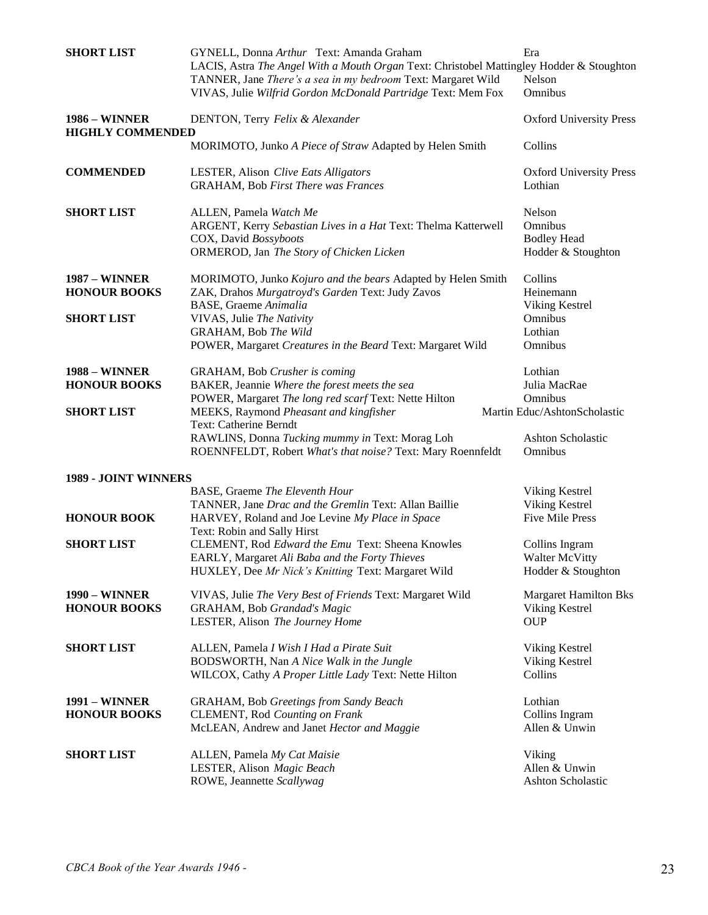| | | |
|---|---|---|
| **SHORT LIST** | GYNELL, Donna *Arthur* Text: Amanda Graham | Era |
| | LACIS, Astra *The Angel With a Mouth Organ* Text: Christobel Mattingley | Hodder & Stoughton |
| | TANNER, Jane *There's a sea in my bedroom* Text: Margaret Wild | Nelson |
| | VIVAS, Julie *Wilfrid Gordon McDonald Partridge* Text: Mem Fox | Omnibus |
| **1986 – WINNER** | DENTON, Terry *Felix & Alexander* | Oxford University Press |
| **HIGHLY COMMENDED** | | |
| | MORIMOTO, Junko *A Piece of Straw* Adapted by Helen Smith | Collins |
| **COMMENDED** | LESTER, Alison *Clive Eats Alligators* | Oxford University Press |
| | GRAHAM, Bob *First There was Frances* | Lothian |
| **SHORT LIST** | ALLEN, Pamela *Watch Me* | Nelson |
| | ARGENT, Kerry *Sebastian Lives in a Hat* Text: Thelma Katterwell | Omnibus |
| | COX, David *Bossyboots* | Bodley Head |
| | ORMEROD, Jan *The Story of Chicken Licken* | Hodder & Stoughton |
| **1987 – WINNER** | MORIMOTO, Junko *Kojuro and the bears* Adapted by Helen Smith | Collins |
| **HONOUR BOOKS** | ZAK, Drahos *Murgatroyd's Garden* Text: Judy Zavos | Heinemann |
| | BASE, Graeme *Animalia* | Viking Kestrel |
| **SHORT LIST** | VIVAS, Julie *The Nativity* | Omnibus |
| | GRAHAM, Bob *The Wild* | Lothian |
| | POWER, Margaret *Creatures in the Beard* Text: Margaret Wild | Omnibus |
| **1988 – WINNER** | GRAHAM, Bob *Crusher is coming* | Lothian |
| **HONOUR BOOKS** | BAKER, Jeannie *Where the forest meets the sea* | Julia MacRae |
| | POWER, Margaret *The long red scarf* Text: Nette Hilton | Omnibus |
| **SHORT LIST** | MEEKS, Raymond *Pheasant and kingfisher* Text: Catherine Berndt | Martin Educ/AshtonScholastic |
| | RAWLINS, Donna *Tucking mummy in* Text: Morag Loh | Ashton Scholastic |
| | ROENNFELDT, Robert *What's that noise?* Text: Mary Roennfeldt | Omnibus |
| **1989 - JOINT WINNERS** | | |
| | BASE, Graeme *The Eleventh Hour* | Viking Kestrel |
| | TANNER, Jane *Drac and the Gremlin* Text: Allan Baillie | Viking Kestrel |
| **HONOUR BOOK** | HARVEY, Roland and Joe Levine *My Place in Space* Text: Robin and Sally Hirst | Five Mile Press |
| **SHORT LIST** | CLEMENT, Rod *Edward the Emu* Text: Sheena Knowles | Collins Ingram |
| | EARLY, Margaret *Ali Baba and the Forty Thieves* | Walter McVitty |
| | HUXLEY, Dee *Mr Nick's Knitting* Text: Margaret Wild | Hodder & Stoughton |
| **1990 – WINNER** | VIVAS, Julie *The Very Best of Friends* Text: Margaret Wild | Margaret Hamilton Bks |
| **HONOUR BOOKS** | GRAHAM, Bob *Grandad's Magic* | Viking Kestrel |
| | LESTER, Alison *The Journey Home* | OUP |
| **SHORT LIST** | ALLEN, Pamela *I Wish I Had a Pirate Suit* | Viking Kestrel |
| | BODSWORTH, Nan *A Nice Walk in the Jungle* | Viking Kestrel |
| | WILCOX, Cathy *A Proper Little Lady* Text: Nette Hilton | Collins |
| **1991 – WINNER** | GRAHAM, Bob *Greetings from Sandy Beach* | Lothian |
| **HONOUR BOOKS** | CLEMENT, Rod *Counting on Frank* | Collins Ingram |
| | McLEAN, Andrew and Janet *Hector and Maggie* | Allen & Unwin |
| **SHORT LIST** | ALLEN, Pamela *My Cat Maisie* | Viking |
| | LESTER, Alison *Magic Beach* | Allen & Unwin |
| | ROWE, Jeannette *Scallywag* | Ashton Scholastic |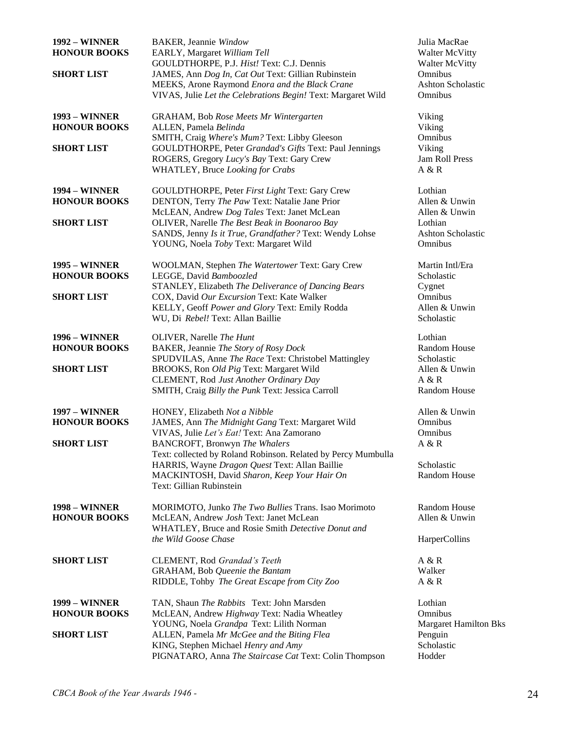| | | |
|---|---|---|
| **1992 – WINNER** | BAKER, Jeannie *Window* | Julia MacRae |
| **HONOUR BOOKS** | EARLY, Margaret *William Tell* | Walter McVitty |
| | GOULDTHORPE, P.J. *Hist!* Text: C.J. Dennis | Walter McVitty |
| **SHORT LIST** | JAMES, Ann *Dog In, Cat Out* Text: Gillian Rubinstein | Omnibus |
| | MEEKS, Arone Raymond *Enora and the Black Crane* | Ashton Scholastic |
| | VIVAS, Julie *Let the Celebrations Begin!* Text: Margaret Wild | Omnibus |
| **1993 – WINNER** | GRAHAM, Bob *Rose Meets Mr Wintergarten* | Viking |
| **HONOUR BOOKS** | ALLEN, Pamela *Belinda* | Viking |
| | SMITH, Craig *Where's Mum?* Text: Libby Gleeson | Omnibus |
| **SHORT LIST** | GOULDTHORPE, Peter *Grandad's Gifts* Text: Paul Jennings | Viking |
| | ROGERS, Gregory *Lucy's Bay* Text: Gary Crew | Jam Roll Press |
| | WHATLEY, Bruce *Looking for Crabs* | A & R |
| **1994 – WINNER** | GOULDTHORPE, Peter *First Light* Text: Gary Crew | Lothian |
| **HONOUR BOOKS** | DENTON, Terry *The Paw* Text: Natalie Jane Prior | Allen & Unwin |
| | McLEAN, Andrew *Dog Tales* Text: Janet McLean | Allen & Unwin |
| **SHORT LIST** | OLIVER, Narelle *The Best Beak in Boonaroo Bay* | Lothian |
| | SANDS, Jenny *Is it True, Grandfather?* Text: Wendy Lohse | Ashton Scholastic |
| | YOUNG, Noela *Toby* Text: Margaret Wild | Omnibus |
| **1995 – WINNER** | WOOLMAN, Stephen *The Watertower* Text: Gary Crew | Martin Intl/Era |
| **HONOUR BOOKS** | LEGGE, David *Bamboozled* | Scholastic |
| | STANLEY, Elizabeth *The Deliverance of Dancing Bears* | Cygnet |
| **SHORT LIST** | COX, David *Our Excursion* Text: Kate Walker | Omnibus |
| | KELLY, Geoff *Power and Glory* Text: Emily Rodda | Allen & Unwin |
| | WU, Di *Rebel!* Text: Allan Baillie | Scholastic |
| **1996 – WINNER** | OLIVER, Narelle *The Hunt* | Lothian |
| **HONOUR BOOKS** | BAKER, Jeannie *The Story of Rosy Dock* | Random House |
| | SPUDVILAS, Anne *The Race* Text: Christobel Mattingley | Scholastic |
| **SHORT LIST** | BROOKS, Ron *Old Pig* Text: Margaret Wild | Allen & Unwin |
| | CLEMENT, Rod *Just Another Ordinary Day* | A & R |
| | SMITH, Craig *Billy the Punk* Text: Jessica Carroll | Random House |
| **1997 – WINNER** | HONEY, Elizabeth *Not a Nibble* | Allen & Unwin |
| **HONOUR BOOKS** | JAMES, Ann *The Midnight Gang* Text: Margaret Wild | Omnibus |
| | VIVAS, Julie *Let's Eat!* Text: Ana Zamorano | Omnibus |
| **SHORT LIST** | BANCROFT, Bronwyn *The Whalers* Text: collected by Roland Robinson. Related by Percy Mumbulla | A & R |
| | HARRIS, Wayne *Dragon Quest* Text: Allan Baillie | Scholastic |
| | MACKINTOSH, David *Sharon, Keep Your Hair On* Text: Gillian Rubinstein | Random House |
| **1998 – WINNER** | MORIMOTO, Junko *The Two Bullies* Trans. Isao Morimoto | Random House |
| **HONOUR BOOKS** | McLEAN, Andrew *Josh* Text: Janet McLean | Allen & Unwin |
| | WHATLEY, Bruce and Rosie Smith *Detective Donut and the Wild Goose Chase* | HarperCollins |
| **SHORT LIST** | CLEMENT, Rod *Grandad's Teeth* | A & R |
| | GRAHAM, Bob *Queenie the Bantam* | Walker |
| | RIDDLE, Tohby *The Great Escape from City Zoo* | A & R |
| **1999 – WINNER** | TAN, Shaun *The Rabbits* Text: John Marsden | Lothian |
| **HONOUR BOOKS** | McLEAN, Andrew *Highway* Text: Nadia Wheatley | Omnibus |
| | YOUNG, Noela *Grandpa* Text: Lilith Norman | Margaret Hamilton Bks |
| **SHORT LIST** | ALLEN, Pamela *Mr McGee and the Biting Flea* | Penguin |
| | KING, Stephen Michael *Henry and Amy* | Scholastic |
| | PIGNATARO, Anna *The Staircase Cat* Text: Colin Thompson | Hodder |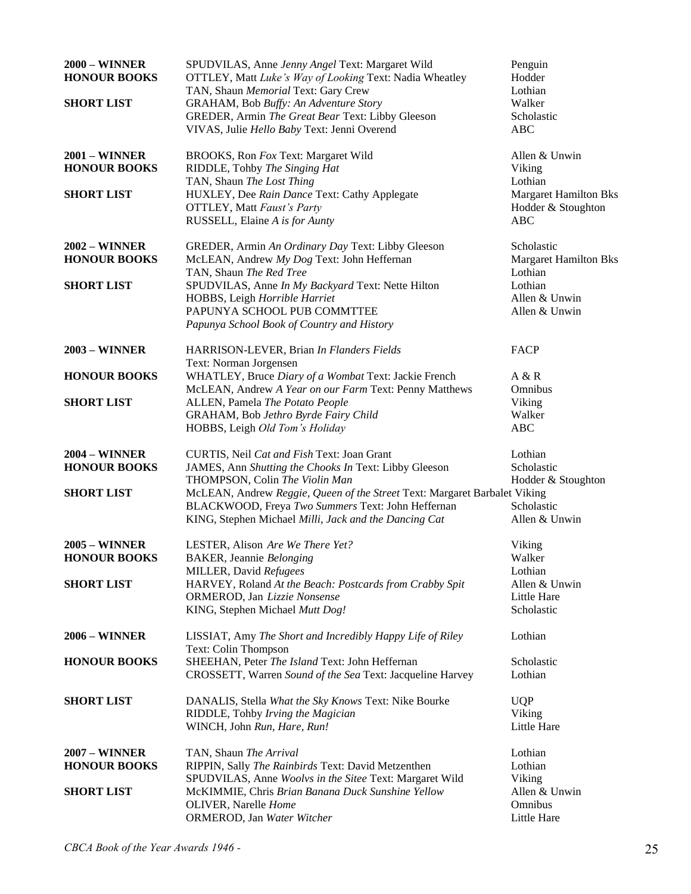| | | |
|---|---|---|
| **2000 – WINNER** | SPUDVILAS, Anne *Jenny Angel* Text: Margaret Wild | Penguin |
| **HONOUR BOOKS** | OTTLEY, Matt *Luke's Way of Looking* Text: Nadia Wheatley | Hodder |
| | TAN, Shaun *Memorial* Text: Gary Crew | Lothian |
| **SHORT LIST** | GRAHAM, Bob *Buffy: An Adventure Story* | Walker |
| | GREDER, Armin *The Great Bear* Text: Libby Gleeson | Scholastic |
| | VIVAS, Julie *Hello Baby* Text: Jenni Overend | ABC |
| **2001 – WINNER** | BROOKS, Ron *Fox* Text: Margaret Wild | Allen & Unwin |
| **HONOUR BOOKS** | RIDDLE, Tohby *The Singing Hat* | Viking |
| | TAN, Shaun *The Lost Thing* | Lothian |
| **SHORT LIST** | HUXLEY, Dee *Rain Dance* Text: Cathy Applegate | Margaret Hamilton Bks |
| | OTTLEY, Matt *Faust's Party* | Hodder & Stoughton |
| | RUSSELL, Elaine *A is for Aunty* | ABC |
| **2002 – WINNER** | GREDER, Armin *An Ordinary Day* Text: Libby Gleeson | Scholastic |
| **HONOUR BOOKS** | McLEAN, Andrew *My Dog* Text: John Heffernan | Margaret Hamilton Bks |
| | TAN, Shaun *The Red Tree* | Lothian |
| **SHORT LIST** | SPUDVILAS, Anne *In My Backyard* Text: Nette Hilton | Lothian |
| | HOBBS, Leigh *Horrible Harriet* | Allen & Unwin |
| | PAPUNYA SCHOOL PUB COMMTTEE *Papunya School Book of Country and History* | Allen & Unwin |
| **2003 – WINNER** | HARRISON-LEVER, Brian *In Flanders Fields* Text: Norman Jorgensen | FACP |
| **HONOUR BOOKS** | WHATLEY, Bruce *Diary of a Wombat* Text: Jackie French | A & R |
| | McLEAN, Andrew *A Year on our Farm* Text: Penny Matthews | Omnibus |
| **SHORT LIST** | ALLEN, Pamela *The Potato People* | Viking |
| | GRAHAM, Bob *Jethro Byrde Fairy Child* | Walker |
| | HOBBS, Leigh *Old Tom's Holiday* | ABC |
| **2004 – WINNER** | CURTIS, Neil *Cat and Fish* Text: Joan Grant | Lothian |
| **HONOUR BOOKS** | JAMES, Ann *Shutting the Chooks In* Text: Libby Gleeson | Scholastic |
| | THOMPSON, Colin *The Violin Man* | Hodder & Stoughton |
| **SHORT LIST** | McLEAN, Andrew *Reggie, Queen of the Street* Text: Margaret Barbalet | Viking |
| | BLACKWOOD, Freya *Two Summers* Text: John Heffernan | Scholastic |
| | KING, Stephen Michael *Milli, Jack and the Dancing Cat* | Allen & Unwin |
| **2005 – WINNER** | LESTER, Alison *Are We There Yet?* | Viking |
| **HONOUR BOOKS** | BAKER, Jeannie *Belonging* | Walker |
| | MILLER, David *Refugees* | Lothian |
| **SHORT LIST** | HARVEY, Roland *At the Beach: Postcards from Crabby Spit* | Allen & Unwin |
| | ORMEROD, Jan *Lizzie Nonsense* | Little Hare |
| | KING, Stephen Michael *Mutt Dog!* | Scholastic |
| **2006 – WINNER** | LISSIAT, Amy *The Short and Incredibly Happy Life of Riley* Text: Colin Thompson | Lothian |
| **HONOUR BOOKS** | SHEEHAN, Peter *The Island* Text: John Heffernan | Scholastic |
| | CROSSETT, Warren *Sound of the Sea* Text: Jacqueline Harvey | Lothian |
| **SHORT LIST** | DANALIS, Stella *What the Sky Knows* Text: Nike Bourke | UQP |
| | RIDDLE, Tohby *Irving the Magician* | Viking |
| | WINCH, John *Run, Hare, Run!* | Little Hare |
| **2007 – WINNER** | TAN, Shaun *The Arrival* | Lothian |
| **HONOUR BOOKS** | RIPPIN, Sally *The Rainbirds* Text: David Metzenthen | Lothian |
| | SPUDVILAS, Anne *Woolvs in the Sitee* Text: Margaret Wild | Viking |
| **SHORT LIST** | McKIMMIE, Chris *Brian Banana Duck Sunshine Yellow* | Allen & Unwin |
| | OLIVER, Narelle *Home* | Omnibus |
| | ORMEROD, Jan *Water Witcher* | Little Hare |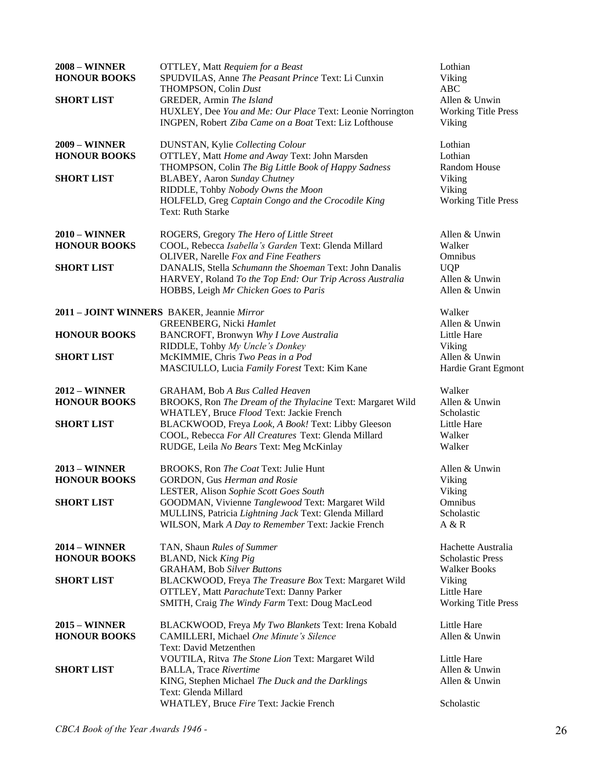| | | |
|---|---|---|
| **2008 – WINNER** | OTTLEY, Matt *Requiem for a Beast* | Lothian |
| **HONOUR BOOKS** | SPUDVILAS, Anne *The Peasant Prince* Text: Li Cunxin | Viking |
| | THOMPSON, Colin *Dust* | ABC |
| **SHORT LIST** | GREDER, Armin *The Island* | Allen & Unwin |
| | HUXLEY, Dee *You and Me: Our Place* Text: Leonie Norrington | Working Title Press |
| | INGPEN, Robert *Ziba Came on a Boat* Text: Liz Lofthouse | Viking |
| **2009 – WINNER** | DUNSTAN, Kylie *Collecting Colour* | Lothian |
| **HONOUR BOOKS** | OTTLEY, Matt *Home and Away* Text: John Marsden | Lothian |
| | THOMPSON, Colin *The Big Little Book of Happy Sadness* | Random House |
| **SHORT LIST** | BLABEY, Aaron *Sunday Chutney* | Viking |
| | RIDDLE, Tohby *Nobody Owns the Moon* | Viking |
| | HOLFELD, Greg *Captain Congo and the Crocodile King* Text: Ruth Starke | Working Title Press |
| **2010 – WINNER** | ROGERS, Gregory *The Hero of Little Street* | Allen & Unwin |
| **HONOUR BOOKS** | COOL, Rebecca *Isabella's Garden* Text: Glenda Millard | Walker |
| | OLIVER, Narelle *Fox and Fine Feathers* | Omnibus |
| **SHORT LIST** | DANALIS, Stella *Schumann the Shoeman* Text: John Danalis | UQP |
| | HARVEY, Roland *To the Top End: Our Trip Across Australia* | Allen & Unwin |
| | HOBBS, Leigh *Mr Chicken Goes to Paris* | Allen & Unwin |
| **2011 – JOINT WINNERS** | BAKER, Jeannie *Mirror* | Walker |
| | GREENBERG, Nicki *Hamlet* | Allen & Unwin |
| **HONOUR BOOKS** | BANCROFT, Bronwyn *Why I Love Australia* | Little Hare |
| | RIDDLE, Tohby *My Uncle's Donkey* | Viking |
| **SHORT LIST** | McKIMMIE, Chris *Two Peas in a Pod* | Allen & Unwin |
| | MASCIULLO, Lucia *Family Forest* Text: Kim Kane | Hardie Grant Egmont |
| **2012 – WINNER** | GRAHAM, Bob *A Bus Called Heaven* | Walker |
| **HONOUR BOOKS** | BROOKS, Ron *The Dream of the Thylacine* Text: Margaret Wild | Allen & Unwin |
| | WHATLEY, Bruce *Flood* Text: Jackie French | Scholastic |
| **SHORT LIST** | BLACKWOOD, Freya *Look, A Book!* Text: Libby Gleeson | Little Hare |
| | COOL, Rebecca *For All Creatures* Text: Glenda Millard | Walker |
| | RUDGE, Leila *No Bears* Text: Meg McKinlay | Walker |
| **2013 – WINNER** | BROOKS, Ron *The Coat* Text: Julie Hunt | Allen & Unwin |
| **HONOUR BOOKS** | GORDON, Gus *Herman and Rosie* | Viking |
| | LESTER, Alison *Sophie Scott Goes South* | Viking |
| **SHORT LIST** | GOODMAN, Vivienne *Tanglewood* Text: Margaret Wild | Omnibus |
| | MULLINS, Patricia *Lightning Jack* Text: Glenda Millard | Scholastic |
| | WILSON, Mark *A Day to Remember* Text: Jackie French | A & R |
| **2014 – WINNER** | TAN, Shaun *Rules of Summer* | Hachette Australia |
| **HONOUR BOOKS** | BLAND, Nick *King Pig* | Scholastic Press |
| | GRAHAM, Bob *Silver Buttons* | Walker Books |
| **SHORT LIST** | BLACKWOOD, Freya *The Treasure Box* Text: Margaret Wild | Viking |
| | OTTLEY, Matt *Parachute* Text: Danny Parker | Little Hare |
| | SMITH, Craig *The Windy Farm* Text: Doug MacLeod | Working Title Press |
| **2015 – WINNER** | BLACKWOOD, Freya *My Two Blankets* Text: Irena Kobald | Little Hare |
| **HONOUR BOOKS** | CAMILLERI, Michael *One Minute's Silence* Text: David Metzenthen | Allen & Unwin |
| | VOUTILA, Ritva *The Stone Lion* Text: Margaret Wild | Little Hare |
| **SHORT LIST** | BALLA, Trace *Rivertime* | Allen & Unwin |
| | KING, Stephen Michael *The Duck and the Darklings* Text: Glenda Millard | Allen & Unwin |
| | WHATLEY, Bruce *Fire* Text: Jackie French | Scholastic |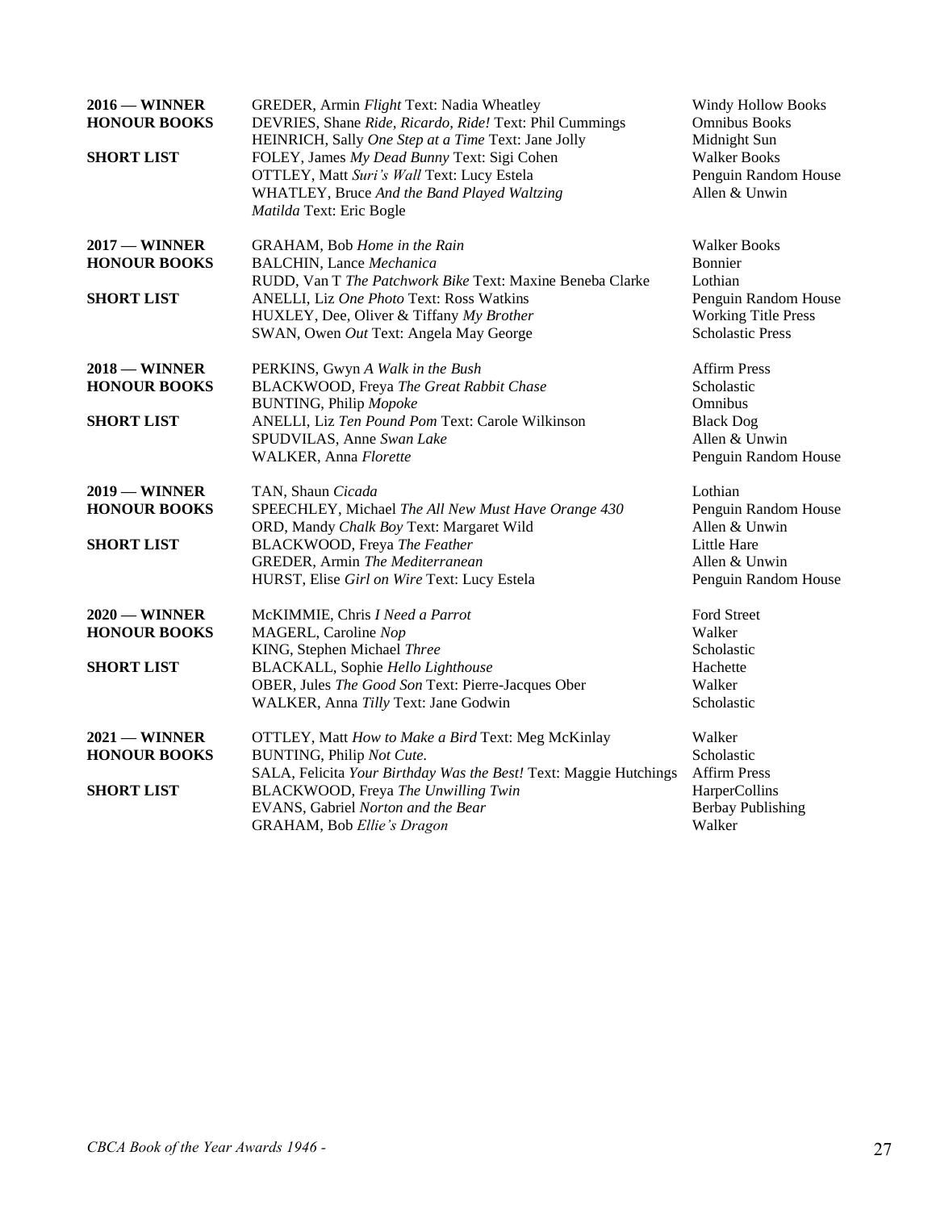| | | |
|---|---|---|
| **2016 — WINNER** | GREDER, Armin *Flight* Text: Nadia Wheatley | Windy Hollow Books |
| **HONOUR BOOKS** | DEVRIES, Shane *Ride, Ricardo, Ride!* Text: Phil Cummings | Omnibus Books |
| | HEINRICH, Sally *One Step at a Time* Text: Jane Jolly | Midnight Sun |
| **SHORT LIST** | FOLEY, James *My Dead Bunny* Text: Sigi Cohen | Walker Books |
| | OTTLEY, Matt *Suri's Wall* Text: Lucy Estela | Penguin Random House |
| | WHATLEY, Bruce *And the Band Played Waltzing Matilda* Text: Eric Bogle | Allen & Unwin |
| **2017 — WINNER** | GRAHAM, Bob *Home in the Rain* | Walker Books |
| **HONOUR BOOKS** | BALCHIN, Lance *Mechanica* | Bonnier |
| | RUDD, Van T *The Patchwork Bike* Text: Maxine Beneba Clarke | Lothian |
| **SHORT LIST** | ANELLI, Liz *One Photo* Text: Ross Watkins | Penguin Random House |
| | HUXLEY, Dee, Oliver & Tiffany *My Brother* | Working Title Press |
| | SWAN, Owen *Out* Text: Angela May George | Scholastic Press |
| **2018 — WINNER** | PERKINS, Gwyn *A Walk in the Bush* | Affirm Press |
| **HONOUR BOOKS** | BLACKWOOD, Freya *The Great Rabbit Chase* | Scholastic |
| | BUNTING, Philip *Mopoke* | Omnibus |
| **SHORT LIST** | ANELLI, Liz *Ten Pound Pom* Text: Carole Wilkinson | Black Dog |
| | SPUDVILAS, Anne *Swan Lake* | Allen & Unwin |
| | WALKER, Anna *Florette* | Penguin Random House |
| **2019 — WINNER** | TAN, Shaun *Cicada* | Lothian |
| **HONOUR BOOKS** | SPEECHLEY, Michael *The All New Must Have Orange 430* | Penguin Random House |
| | ORD, Mandy *Chalk Boy* Text: Margaret Wild | Allen & Unwin |
| **SHORT LIST** | BLACKWOOD, Freya *The Feather* | Little Hare |
| | GREDER, Armin *The Mediterranean* | Allen & Unwin |
| | HURST, Elise *Girl on Wire* Text: Lucy Estela | Penguin Random House |
| **2020 — WINNER** | McKIMMIE, Chris *I Need a Parrot* | Ford Street |
| **HONOUR BOOKS** | MAGERL, Caroline *Nop* | Walker |
| | KING, Stephen Michael *Three* | Scholastic |
| **SHORT LIST** | BLACKALL, Sophie *Hello Lighthouse* | Hachette |
| | OBER, Jules *The Good Son* Text: Pierre-Jacques Ober | Walker |
| | WALKER, Anna *Tilly* Text: Jane Godwin | Scholastic |
| **2021 — WINNER** | OTTLEY, Matt *How to Make a Bird* Text: Meg McKinlay | Walker |
| **HONOUR BOOKS** | BUNTING, Philip *Not Cute.* | Scholastic |
| | SALA, Felicita *Your Birthday Was the Best!* Text: Maggie Hutchings | Affirm Press |
| **SHORT LIST** | BLACKWOOD, Freya *The Unwilling Twin* | HarperCollins |
| | EVANS, Gabriel *Norton and the Bear* | Berbay Publishing |
| | GRAHAM, Bob *Ellie's Dragon* | Walker |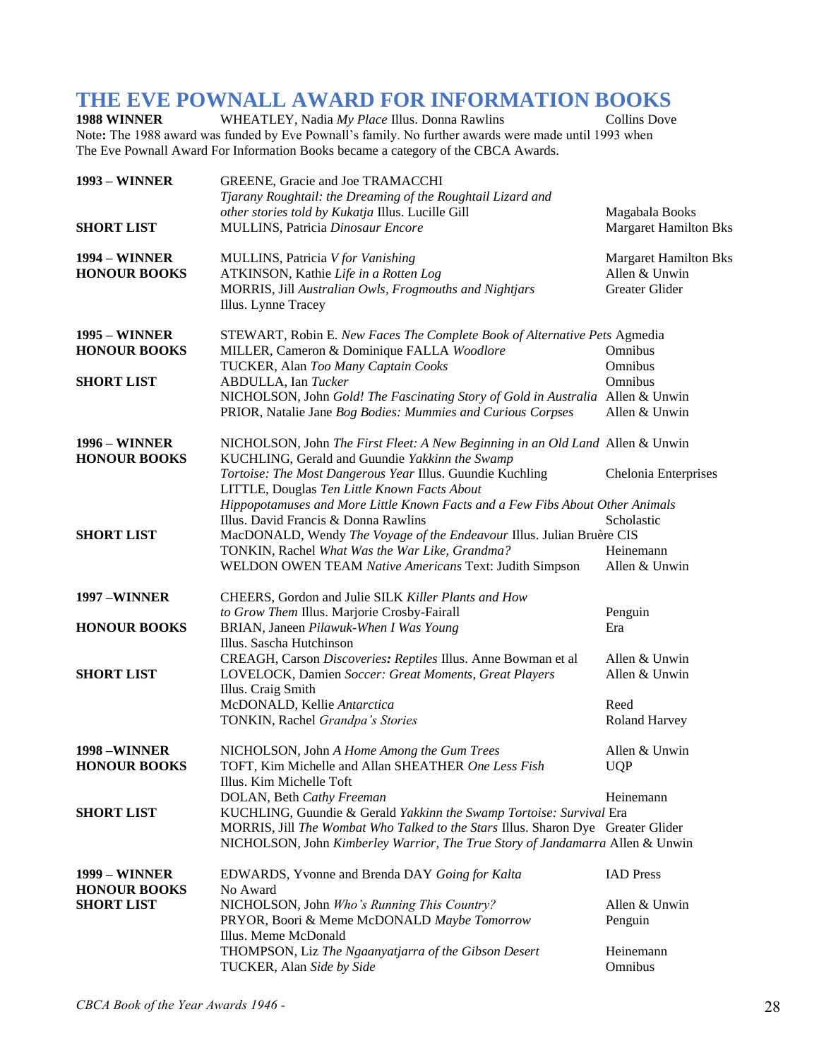# THE EVE POWNALL AWARD FOR INFORMATION BOOKS

| | | |
|---|---|---|
| **1988 WINNER** | WHEATLEY, Nadia *My Place* Illus. Donna Rawlins | Collins Dove |

Note**:** The 1988 award was funded by Eve Pownall's family. No further awards were made until 1993 when The Eve Pownall Award For Information Books became a category of the CBCA Awards.

| | | |
|---|---|---|
| **1993 – WINNER** | GREENE, Gracie and Joe TRAMACCHI *Tjarany Roughtail: the Dreaming of the Roughtail Lizard and other stories told by Kukatja* Illus. Lucille Gill | Magabala Books |
| **SHORT LIST** | MULLINS, Patricia *Dinosaur Encore* | Margaret Hamilton Bks |
| | | |
| **1994 – WINNER** | MULLINS, Patricia *V for Vanishing* | Margaret Hamilton Bks |
| **HONOUR BOOKS** | ATKINSON, Kathie *Life in a Rotten Log* | Allen & Unwin |
| | MORRIS, Jill *Australian Owls, Frogmouths and Nightjars* Illus. Lynne Tracey | Greater Glider |
| | | |
| **1995 – WINNER** | STEWART, Robin E. *New Faces The Complete Book of Alternative Pets* | Agmedia |
| **HONOUR BOOKS** | MILLER, Cameron & Dominique FALLA *Woodlore* | Omnibus |
| | TUCKER, Alan *Too Many Captain Cooks* | Omnibus |
| **SHORT LIST** | ABDULLA, Ian *Tucker* | Omnibus |
| | NICHOLSON, John *Gold! The Fascinating Story of Gold in Australia* | Allen & Unwin |
| | PRIOR, Natalie Jane *Bog Bodies: Mummies and Curious Corpses* | Allen & Unwin |
| | | |
| **1996 – WINNER** | NICHOLSON, John *The First Fleet: A New Beginning in an Old Land* | Allen & Unwin |
| **HONOUR BOOKS** | KUCHLING, Gerald and Guundie *Yakkinn the Swamp Tortoise: The Most Dangerous Year* Illus. Guundie Kuchling | Chelonia Enterprises |
| | LITTLE, Douglas *Ten Little Known Facts About Hippopotamuses and More Little Known Facts and a Few Fibs About Other Animals* Illus. David Francis & Donna Rawlins | Scholastic |
| **SHORT LIST** | MacDONALD, Wendy *The Voyage of the Endeavour* Illus. Julian Bruère | CIS |
| | TONKIN, Rachel *What Was the War Like, Grandma?* | Heinemann |
| | WELDON OWEN TEAM *Native Americans* Text: Judith Simpson | Allen & Unwin |
| | | |
| **1997 –WINNER** | CHEERS, Gordon and Julie SILK *Killer Plants and How to Grow Them* Illus. Marjorie Crosby-Fairall | Penguin |
| **HONOUR BOOKS** | BRIAN, Janeen *Pilawuk-When I Was Young* Illus. Sascha Hutchinson | Era |
| | CREAGH, Carson *Discoveries: Reptiles* Illus. Anne Bowman et al | Allen & Unwin |
| **SHORT LIST** | LOVELOCK, Damien *Soccer: Great Moments, Great Players* Illus. Craig Smith | Allen & Unwin |
| | McDONALD, Kellie *Antarctica* | Reed |
| | TONKIN, Rachel *Grandpa's Stories* | Roland Harvey |
| | | |
| **1998 –WINNER** | NICHOLSON, John *A Home Among the Gum Trees* | Allen & Unwin |
| **HONOUR BOOKS** | TOFT, Kim Michelle and Allan SHEATHER *One Less Fish* Illus. Kim Michelle Toft | UQP |
| | DOLAN, Beth *Cathy Freeman* | Heinemann |
| **SHORT LIST** | KUCHLING, Guundie & Gerald *Yakkinn the Swamp Tortoise: Survival* | Era |
| | MORRIS, Jill *The Wombat Who Talked to the Stars* Illus. Sharon Dye | Greater Glider |
| | NICHOLSON, John *Kimberley Warrior, The True Story of Jandamarra* | Allen & Unwin |
| | | |
| **1999 – WINNER** | EDWARDS, Yvonne and Brenda DAY *Going for Kalta* | IAD Press |
| **HONOUR BOOKS** | No Award | |
| **SHORT LIST** | NICHOLSON, John *Who's Running This Country?* | Allen & Unwin |
| | PRYOR, Boori & Meme McDONALD *Maybe Tomorrow* Illus. Meme McDonald | Penguin |
| | THOMPSON, Liz *The Ngaanyatjarra of the Gibson Desert* | Heinemann |
| | TUCKER, Alan *Side by Side* | Omnibus |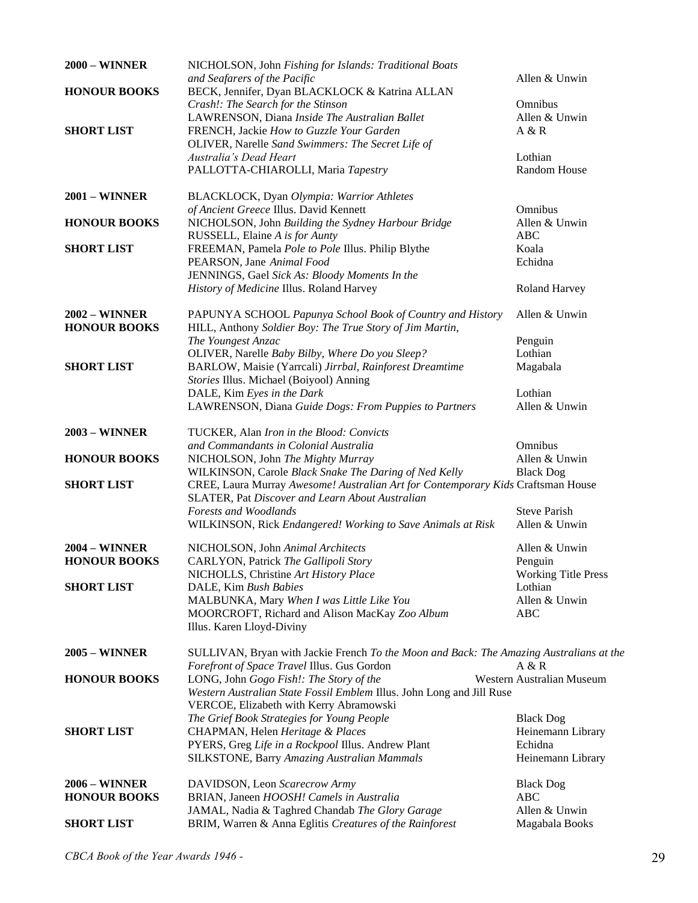| | | |
|---|---|---|
| **2000 – WINNER** | NICHOLSON, John *Fishing for Islands: Traditional Boats and Seafarers of the Pacific* | Allen & Unwin |
| **HONOUR BOOKS** | BECK, Jennifer, Dyan BLACKLOCK & Katrina ALLAN *Crash!: The Search for the Stinson* | Omnibus |
| | LAWRENSON, Diana *Inside The Australian Ballet* | Allen & Unwin |
| **SHORT LIST** | FRENCH, Jackie *How to Guzzle Your Garden* | A & R |
| | OLIVER, Narelle *Sand Swimmers: The Secret Life of Australia's Dead Heart* | Lothian |
| | PALLOTTA-CHIAROLLI, Maria *Tapestry* | Random House |
| **2001 – WINNER** | BLACKLOCK, Dyan *Olympia: Warrior Athletes of Ancient Greece* Illus. David Kennett | Omnibus |
| **HONOUR BOOKS** | NICHOLSON, John *Building the Sydney Harbour Bridge* | Allen & Unwin |
| | RUSSELL, Elaine *A is for Aunty* | ABC |
| **SHORT LIST** | FREEMAN, Pamela *Pole to Pole* Illus. Philip Blythe | Koala |
| | PEARSON, Jane *Animal Food* | Echidna |
| | JENNINGS, Gael *Sick As: Bloody Moments In the History of Medicine* Illus. Roland Harvey | Roland Harvey |
| **2002 – WINNER** | PAPUNYA SCHOOL *Papunya School Book of Country and History* | Allen & Unwin |
| **HONOUR BOOKS** | HILL, Anthony *Soldier Boy: The True Story of Jim Martin, The Youngest Anzac* | Penguin |
| | OLIVER, Narelle *Baby Bilby, Where Do you Sleep?* | Lothian |
| **SHORT LIST** | BARLOW, Maisie (Yarrcali) *Jirrbal, Rainforest Dreamtime Stories* Illus. Michael (Boiyool) Anning | Magabala |
| | DALE, Kim *Eyes in the Dark* | Lothian |
| | LAWRENSON, Diana *Guide Dogs: From Puppies to Partners* | Allen & Unwin |
| **2003 – WINNER** | TUCKER, Alan *Iron in the Blood: Convicts and Commandants in Colonial Australia* | Omnibus |
| **HONOUR BOOKS** | NICHOLSON, John *The Mighty Murray* | Allen & Unwin |
| | WILKINSON, Carole *Black Snake The Daring of Ned Kelly* | Black Dog |
| **SHORT LIST** | CREE, Laura Murray *Awesome! Australian Art for Contemporary Kids* | Craftsman House |
| | SLATER, Pat *Discover and Learn About Australian Forests and Woodlands* | Steve Parish |
| | WILKINSON, Rick *Endangered! Working to Save Animals at Risk* | Allen & Unwin |
| **2004 – WINNER** | NICHOLSON, John *Animal Architects* | Allen & Unwin |
| **HONOUR BOOKS** | CARLYON, Patrick *The Gallipoli Story* | Penguin |
| | NICHOLLS, Christine *Art History Place* | Working Title Press |
| **SHORT LIST** | DALE, Kim *Bush Babies* | Lothian |
| | MALBUNKA, Mary *When I was Little Like You* | Allen & Unwin |
| | MOORCROFT, Richard and Alison MacKay *Zoo Album* Illus. Karen Lloyd-Diviny | ABC |
| **2005 – WINNER** | SULLIVAN, Bryan with Jackie French *To the Moon and Back: The Amazing Australians at the Forefront of Space Travel* Illus. Gus Gordon | A & R |
| **HONOUR BOOKS** | LONG, John *Gogo Fish!: The Story of the Western Australian State Fossil Emblem* Illus. John Long and Jill Ruse | Western Australian Museum |
| | VERCOE, Elizabeth with Kerry Abramowski *The Grief Book Strategies for Young People* | Black Dog |
| **SHORT LIST** | CHAPMAN, Helen *Heritage & Places* | Heinemann Library |
| | PYERS, Greg *Life in a Rockpool* Illus. Andrew Plant | Echidna |
| | SILKSTONE, Barry *Amazing Australian Mammals* | Heinemann Library |
| **2006 – WINNER** | DAVIDSON, Leon *Scarecrow Army* | Black Dog |
| **HONOUR BOOKS** | BRIAN, Janeen *HOOSH! Camels in Australia* | ABC |
| | JAMAL, Nadia & Taghred Chandab *The Glory Garage* | Allen & Unwin |
| **SHORT LIST** | BRIM, Warren & Anna Eglitis *Creatures of the Rainforest* | Magabala Books |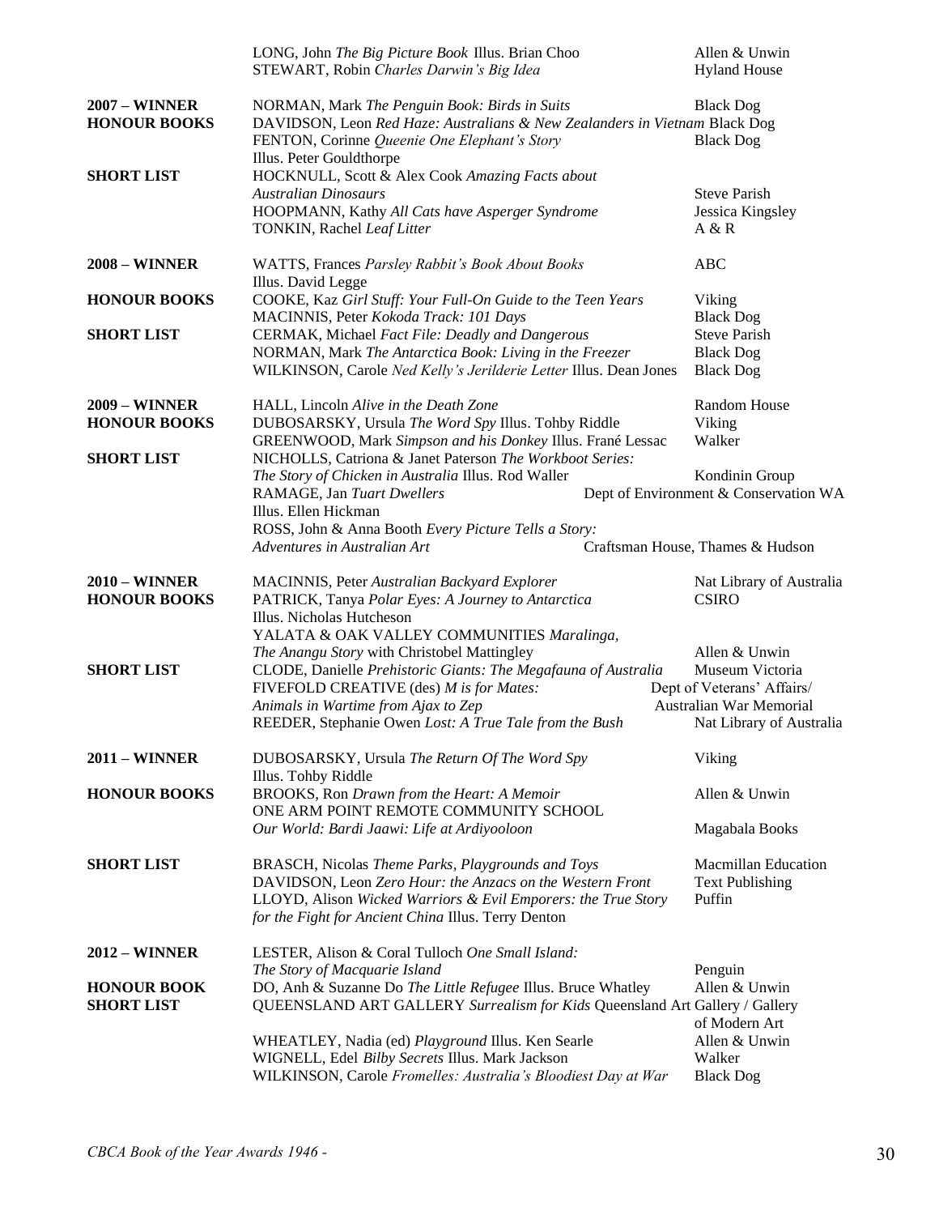| | | |
|---|---|---|
| | LONG, John *The Big Picture Book* Illus. Brian Choo | Allen & Unwin |
| | STEWART, Robin *Charles Darwin's Big Idea* | Hyland House |
| **2007 – WINNER** | NORMAN, Mark *The Penguin Book: Birds in Suits* | Black Dog |
| **HONOUR BOOKS** | DAVIDSON, Leon *Red Haze: Australians & New Zealanders in Vietnam* | Black Dog |
| | FENTON, Corinne *Queenie One Elephant's Story* Illus. Peter Gouldthorpe | Black Dog |
| **SHORT LIST** | HOCKNULL, Scott & Alex Cook *Amazing Facts about Australian Dinosaurs* | Steve Parish |
| | HOOPMANN, Kathy *All Cats have Asperger Syndrome* | Jessica Kingsley |
| | TONKIN, Rachel *Leaf Litter* | A & R |
| **2008 – WINNER** | WATTS, Frances *Parsley Rabbit's Book About Books* Illus. David Legge | ABC |
| **HONOUR BOOKS** | COOKE, Kaz *Girl Stuff: Your Full-On Guide to the Teen Years* | Viking |
| | MACINNIS, Peter *Kokoda Track: 101 Days* | Black Dog |
| **SHORT LIST** | CERMAK, Michael *Fact File: Deadly and Dangerous* | Steve Parish |
| | NORMAN, Mark *The Antarctica Book: Living in the Freezer* | Black Dog |
| | WILKINSON, Carole *Ned Kelly's Jerilderie Letter* Illus. Dean Jones | Black Dog |
| **2009 – WINNER** | HALL, Lincoln *Alive in the Death Zone* | Random House |
| **HONOUR BOOKS** | DUBOSARSKY, Ursula *The Word Spy* Illus. Tohby Riddle | Viking |
| | GREENWOOD, Mark *Simpson and his Donkey* Illus. Frané Lessac | Walker |
| **SHORT LIST** | NICHOLLS, Catriona & Janet Paterson *The Workboot Series: The Story of Chicken in Australia* Illus. Rod Waller | Kondinin Group |
| | RAMAGE, Jan *Tuart Dwellers* Illus. Ellen Hickman | Dept of Environment & Conservation WA |
| | ROSS, John & Anna Booth *Every Picture Tells a Story: Adventures in Australian Art* | Craftsman House, Thames & Hudson |
| **2010 – WINNER** | MACINNIS, Peter *Australian Backyard Explorer* | Nat Library of Australia |
| **HONOUR BOOKS** | PATRICK, Tanya *Polar Eyes: A Journey to Antarctica* Illus. Nicholas Hutcheson | CSIRO |
| | YALATA & OAK VALLEY COMMUNITIES *Maralinga, The Anangu Story* with Christobel Mattingley | Allen & Unwin |
| **SHORT LIST** | CLODE, Danielle *Prehistoric Giants: The Megafauna of Australia* | Museum Victoria |
| | FIVEFOLD CREATIVE (des) *M is for Mates: Animals in Wartime from Ajax to Zep* | Dept of Veterans' Affairs/ Australian War Memorial |
| | REEDER, Stephanie Owen *Lost: A True Tale from the Bush* | Nat Library of Australia |
| **2011 – WINNER** | DUBOSARSKY, Ursula *The Return Of The Word Spy* Illus. Tohby Riddle | Viking |
| **HONOUR BOOKS** | BROOKS, Ron *Drawn from the Heart: A Memoir* | Allen & Unwin |
| | ONE ARM POINT REMOTE COMMUNITY SCHOOL *Our World: Bardi Jaawi: Life at Ardiyooloon* | Magabala Books |
| **SHORT LIST** | BRASCH, Nicolas *Theme Parks, Playgrounds and Toys* | Macmillan Education |
| | DAVIDSON, Leon *Zero Hour: the Anzacs on the Western Front* | Text Publishing |
| | LLOYD, Alison *Wicked Warriors & Evil Emporers: the True Story for the Fight for Ancient China* Illus. Terry Denton | Puffin |
| **2012 – WINNER** | LESTER, Alison & Coral Tulloch *One Small Island: The Story of Macquarie Island* | Penguin |
| **HONOUR BOOK** | DO, Anh & Suzanne Do *The Little Refugee* Illus. Bruce Whatley | Allen & Unwin |
| **SHORT LIST** | QUEENSLAND ART GALLERY *Surrealism for Kids* | Queensland Art Gallery / Gallery of Modern Art |
| | WHEATLEY, Nadia (ed) *Playground* Illus. Ken Searle | Allen & Unwin |
| | WIGNELL, Edel *Bilby Secrets* Illus. Mark Jackson | Walker |
| | WILKINSON, Carole *Fromelles: Australia's Bloodiest Day at War* | Black Dog |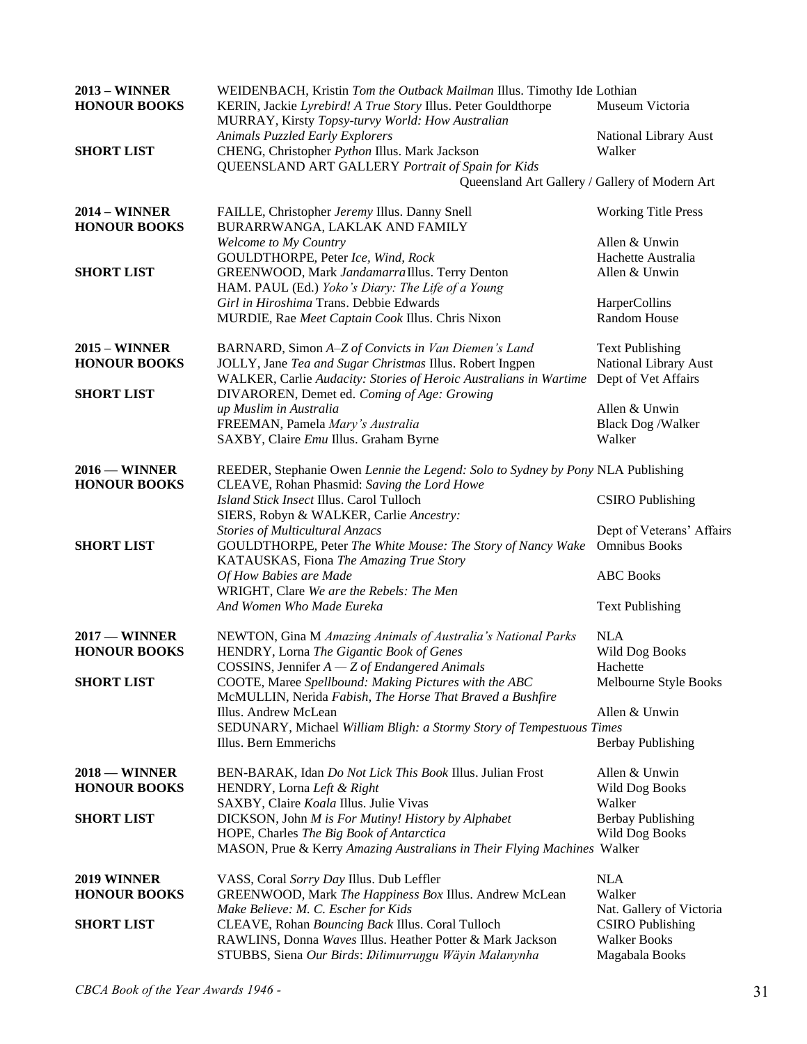| | | |
|---|---|---|
| **2013 – WINNER** | WEIDENBACH, Kristin *Tom the Outback Mailman* Illus. Timothy Ide | Lothian |
| **HONOUR BOOKS** | KERIN, Jackie *Lyrebird! A True Story* Illus. Peter Gouldthorpe | Museum Victoria |
| | MURRAY, Kirsty *Topsy-turvy World: How Australian Animals Puzzled Early Explorers* | National Library Aust |
| **SHORT LIST** | CHENG, Christopher *Python* Illus. Mark Jackson | Walker |
| | QUEENSLAND ART GALLERY *Portrait of Spain for Kids* | Queensland Art Gallery / Gallery of Modern Art |
| **2014 – WINNER** | FAILLE, Christopher *Jeremy* Illus. Danny Snell | Working Title Press |
| **HONOUR BOOKS** | BURARRWANGA, LAKLAK AND FAMILY *Welcome to My Country* | Allen & Unwin |
| | GOULDTHORPE, Peter *Ice, Wind, Rock* | Hachette Australia |
| **SHORT LIST** | GREENWOOD, Mark *Jandamarra* Illus. Terry Denton | Allen & Unwin |
| | HAM. PAUL (Ed.) *Yoko's Diary: The Life of a Young Girl in Hiroshima* Trans. Debbie Edwards | HarperCollins |
| | MURDIE, Rae *Meet Captain Cook* Illus. Chris Nixon | Random House |
| **2015 – WINNER** | BARNARD, Simon *A–Z of Convicts in Van Diemen's Land* | Text Publishing |
| **HONOUR BOOKS** | JOLLY, Jane *Tea and Sugar Christmas* Illus. Robert Ingpen | National Library Aust |
| | WALKER, Carlie *Audacity: Stories of Heroic Australians in Wartime* | Dept of Vet Affairs |
| **SHORT LIST** | DIVAROREN, Demet ed. *Coming of Age: Growing up Muslim in Australia* | Allen & Unwin |
| | FREEMAN, Pamela *Mary's Australia* | Black Dog /Walker |
| | SAXBY, Claire *Emu* Illus. Graham Byrne | Walker |
| **2016 — WINNER** | REEDER, Stephanie Owen *Lennie the Legend: Solo to Sydney by Pony* | NLA Publishing |
| **HONOUR BOOKS** | CLEAVE, Rohan Phasmid: *Saving the Lord Howe Island Stick Insect* Illus. Carol Tulloch | CSIRO Publishing |
| | SIERS, Robyn & WALKER, Carlie *Ancestry: Stories of Multicultural Anzacs* | Dept of Veterans' Affairs |
| **SHORT LIST** | GOULDTHORPE, Peter *The White Mouse: The Story of Nancy Wake* | Omnibus Books |
| | KATAUSKAS, Fiona *The Amazing True Story Of How Babies are Made* | ABC Books |
| | WRIGHT, Clare *We are the Rebels: The Men And Women Who Made Eureka* | Text Publishing |
| **2017 — WINNER** | NEWTON, Gina M *Amazing Animals of Australia's National Parks* | NLA |
| **HONOUR BOOKS** | HENDRY, Lorna *The Gigantic Book of Genes* | Wild Dog Books |
| | COSSINS, Jennifer *A — Z of Endangered Animals* | Hachette |
| **SHORT LIST** | COOTE, Maree *Spellbound: Making Pictures with the ABC* | Melbourne Style Books |
| | McMULLIN, Nerida *Fabish, The Horse That Braved a Bushfire* Illus. Andrew McLean | Allen & Unwin |
| | SEDUNARY, Michael *William Bligh: a Stormy Story of Tempestuous Times* Illus. Bern Emmerichs | Berbay Publishing |
| **2018 — WINNER** | BEN-BARAK, Idan *Do Not Lick This Book* Illus. Julian Frost | Allen & Unwin |
| **HONOUR BOOKS** | HENDRY, Lorna *Left & Right* | Wild Dog Books |
| | SAXBY, Claire *Koala* Illus. Julie Vivas | Walker |
| **SHORT LIST** | DICKSON, John *M is For Mutiny! History by Alphabet* | Berbay Publishing |
| | HOPE, Charles *The Big Book of Antarctica* | Wild Dog Books |
| | MASON, Prue & Kerry *Amazing Australians in Their Flying Machines* | Walker |
| **2019 WINNER** | VASS, Coral *Sorry Day* Illus. Dub Leffler | NLA |
| **HONOUR BOOKS** | GREENWOOD, Mark *The Happiness Box* Illus. Andrew McLean | Walker |
| | *Make Believe: M. C. Escher for Kids* | Nat. Gallery of Victoria |
| **SHORT LIST** | CLEAVE, Rohan *Bouncing Back* Illus. Coral Tulloch | CSIRO Publishing |
| | RAWLINS, Donna *Waves* Illus. Heather Potter & Mark Jackson | Walker Books |
| | STUBBS, Siena *Our Birds: Ḏilimurruŋgu Wäyin Malanynha* | Magabala Books |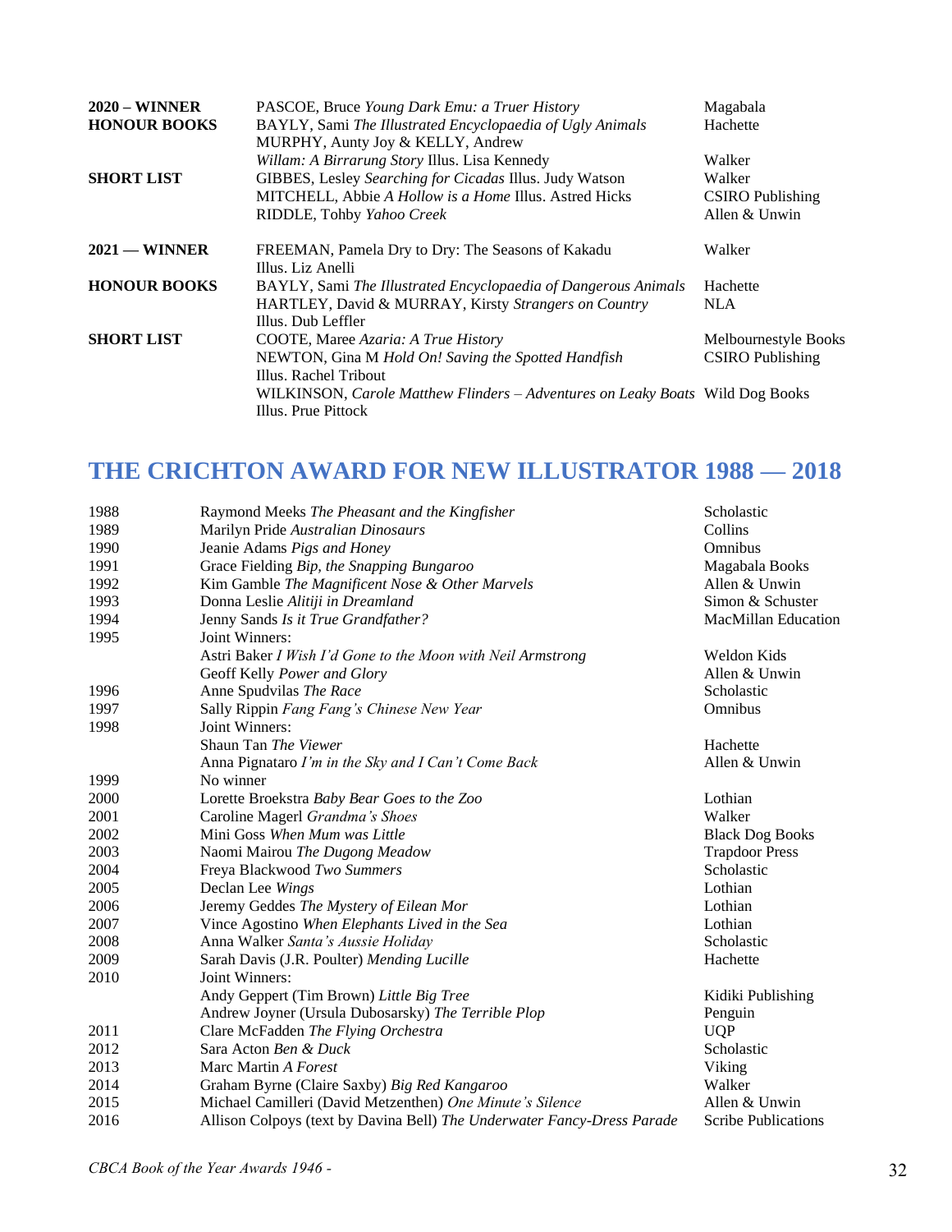| | | |
|---|---|---|
| **2020 – WINNER** | PASCOE, Bruce *Young Dark Emu: a Truer History* | Magabala |
| **HONOUR BOOKS** | BAYLY, Sami *The Illustrated Encyclopaedia of Ugly Animals* | Hachette |
| | MURPHY, Aunty Joy & KELLY, Andrew *Willam: A Birrarung Story* Illus. Lisa Kennedy | Walker |
| **SHORT LIST** | GIBBES, Lesley *Searching for Cicadas* Illus. Judy Watson | Walker |
| | MITCHELL, Abbie *A Hollow is a Home* Illus. Astred Hicks | CSIRO Publishing |
| | RIDDLE, Tohby *Yahoo Creek* | Allen & Unwin |
| **2021 — WINNER** | FREEMAN, Pamela Dry to Dry: The Seasons of Kakadu Illus. Liz Anelli | Walker |
| **HONOUR BOOKS** | BAYLY, Sami *The Illustrated Encyclopaedia of Dangerous Animals* | Hachette |
| | HARTLEY, David & MURRAY, Kirsty *Strangers on Country* Illus. Dub Leffler | NLA |
| **SHORT LIST** | COOTE, Maree *Azaria: A True History* | Melbournestyle Books |
| | NEWTON, Gina M *Hold On! Saving the Spotted Handfish* Illus. Rachel Tribout | CSIRO Publishing |
| | WILKINSON, *Carole Matthew Flinders – Adventures on Leaky Boats* Illus. Prue Pittock | Wild Dog Books |

## THE CRICHTON AWARD FOR NEW ILLUSTRATOR 1988 — 2018

| | | |
|---|---|---|
| 1988 | Raymond Meeks *The Pheasant and the Kingfisher* | Scholastic |
| 1989 | Marilyn Pride *Australian Dinosaurs* | Collins |
| 1990 | Jeanie Adams *Pigs and Honey* | Omnibus |
| 1991 | Grace Fielding *Bip, the Snapping Bungaroo* | Magabala Books |
| 1992 | Kim Gamble *The Magnificent Nose & Other Marvels* | Allen & Unwin |
| 1993 | Donna Leslie *Alitiji in Dreamland* | Simon & Schuster |
| 1994 | Jenny Sands *Is it True Grandfather?* | MacMillan Education |
| 1995 | Joint Winners: | |
| | Astri Baker *I Wish I'd Gone to the Moon with Neil Armstrong* | Weldon Kids |
| | Geoff Kelly *Power and Glory* | Allen & Unwin |
| 1996 | Anne Spudvilas *The Race* | Scholastic |
| 1997 | Sally Rippin *Fang Fang's Chinese New Year* | Omnibus |
| 1998 | Joint Winners: | |
| | Shaun Tan *The Viewer* | Hachette |
| | Anna Pignataro *I'm in the Sky and I Can't Come Back* | Allen & Unwin |
| 1999 | No winner | |
| 2000 | Lorette Broekstra *Baby Bear Goes to the Zoo* | Lothian |
| 2001 | Caroline Magerl *Grandma's Shoes* | Walker |
| 2002 | Mini Goss *When Mum was Little* | Black Dog Books |
| 2003 | Naomi Mairou *The Dugong Meadow* | Trapdoor Press |
| 2004 | Freya Blackwood *Two Summers* | Scholastic |
| 2005 | Declan Lee *Wings* | Lothian |
| 2006 | Jeremy Geddes *The Mystery of Eilean Mor* | Lothian |
| 2007 | Vince Agostino *When Elephants Lived in the Sea* | Lothian |
| 2008 | Anna Walker *Santa's Aussie Holiday* | Scholastic |
| 2009 | Sarah Davis (J.R. Poulter) *Mending Lucille* | Hachette |
| 2010 | Joint Winners: | |
| | Andy Geppert (Tim Brown) *Little Big Tree* | Kidiki Publishing |
| | Andrew Joyner (Ursula Dubosarsky) *The Terrible Plop* | Penguin |
| 2011 | Clare McFadden *The Flying Orchestra* | UQP |
| 2012 | Sara Acton *Ben & Duck* | Scholastic |
| 2013 | Marc Martin *A Forest* | Viking |
| 2014 | Graham Byrne (Claire Saxby) *Big Red Kangaroo* | Walker |
| 2015 | Michael Camilleri (David Metzenthen) *One Minute's Silence* | Allen & Unwin |
| 2016 | Allison Colpoys (text by Davina Bell) *The Underwater Fancy-Dress Parade* | Scribe Publications |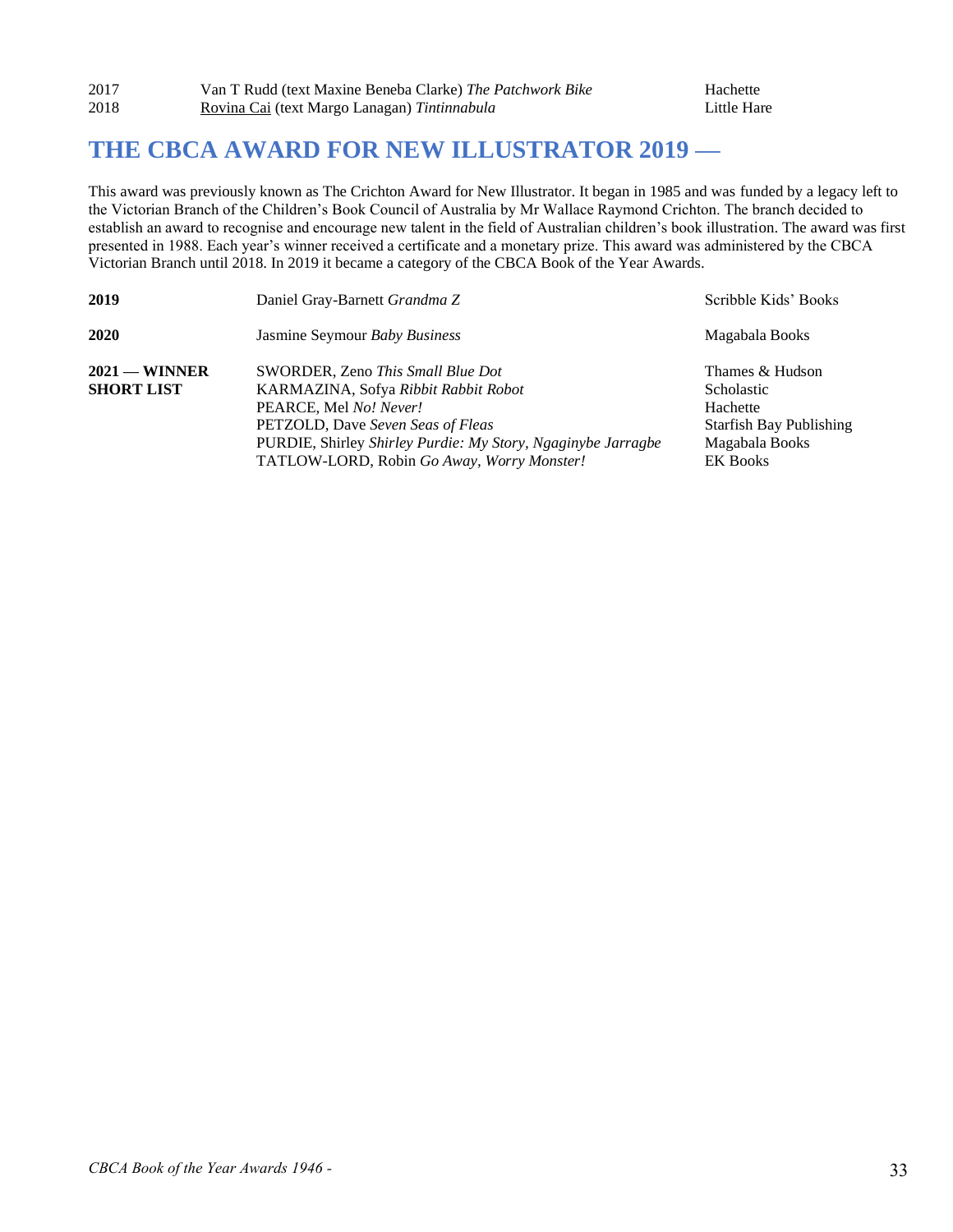| | | |
|---|---|---|
| 2017 | Van T Rudd (text Maxine Beneba Clarke) *The Patchwork Bike* | Hachette |
| 2018 | Rovina Cai (text Margo Lanagan) *Tintinnabula* | Little Hare |

## THE CBCA AWARD FOR NEW ILLUSTRATOR 2019 —

This award was previously known as The Crichton Award for New Illustrator. It began in 1985 and was funded by a legacy left to the Victorian Branch of the Children's Book Council of Australia by Mr Wallace Raymond Crichton. The branch decided to establish an award to recognise and encourage new talent in the field of Australian children's book illustration. The award was first presented in 1988. Each year's winner received a certificate and a monetary prize. This award was administered by the CBCA Victorian Branch until 2018. In 2019 it became a category of the CBCA Book of the Year Awards.

| | | |
|---|---|---|
| **2019** | Daniel Gray-Barnett *Grandma Z* | Scribble Kids' Books |
| **2020** | Jasmine Seymour *Baby Business* | Magabala Books |
| **2021 — WINNER** | SWORDER, Zeno *This Small Blue Dot* | Thames & Hudson |
| **SHORT LIST** | KARMAZINA, Sofya *Ribbit Rabbit Robot* | Scholastic |
| | PEARCE, Mel *No! Never!* | Hachette |
| | PETZOLD, Dave *Seven Seas of Fleas* | Starfish Bay Publishing |
| | PURDIE, Shirley *Shirley Purdie: My Story, Ngaginybe Jarragbe* | Magabala Books |
| | TATLOW-LORD, Robin *Go Away, Worry Monster!* | EK Books |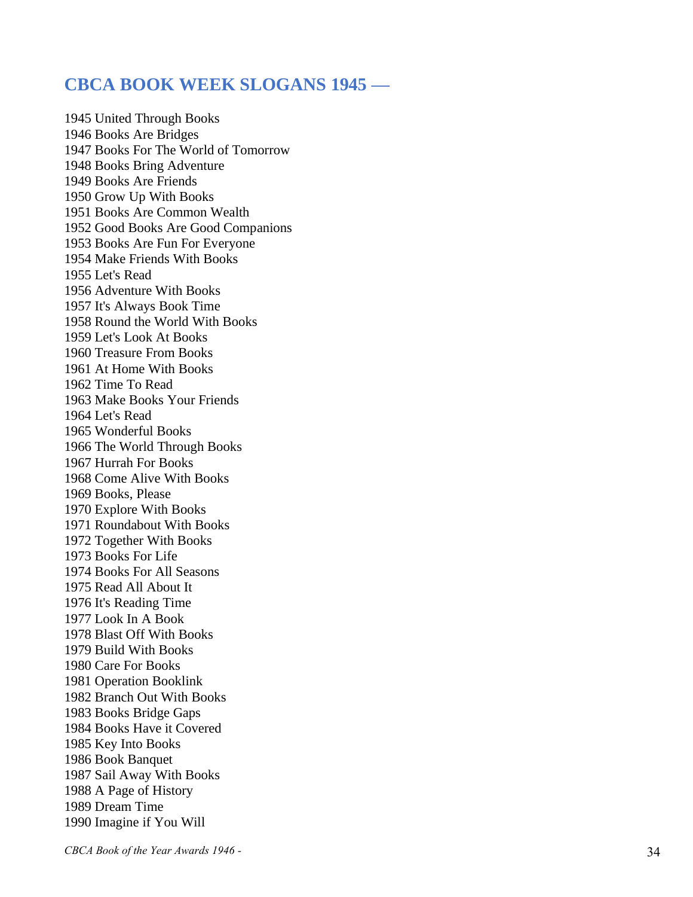## CBCA BOOK WEEK SLOGANS 1945 —

1945 United Through Books
1946 Books Are Bridges
1947 Books For The World of Tomorrow
1948 Books Bring Adventure
1949 Books Are Friends
1950 Grow Up With Books
1951 Books Are Common Wealth
1952 Good Books Are Good Companions
1953 Books Are Fun For Everyone
1954 Make Friends With Books
1955 Let's Read
1956 Adventure With Books
1957 It's Always Book Time
1958 Round the World With Books
1959 Let's Look At Books
1960 Treasure From Books
1961 At Home With Books
1962 Time To Read
1963 Make Books Your Friends
1964 Let's Read
1965 Wonderful Books
1966 The World Through Books
1967 Hurrah For Books
1968 Come Alive With Books
1969 Books, Please
1970 Explore With Books
1971 Roundabout With Books
1972 Together With Books
1973 Books For Life
1974 Books For All Seasons
1975 Read All About It
1976 It's Reading Time
1977 Look In A Book
1978 Blast Off With Books
1979 Build With Books
1980 Care For Books
1981 Operation Booklink
1982 Branch Out With Books
1983 Books Bridge Gaps
1984 Books Have it Covered
1985 Key Into Books
1986 Book Banquet
1987 Sail Away With Books
1988 A Page of History
1989 Dream Time
1990 Imagine if You Will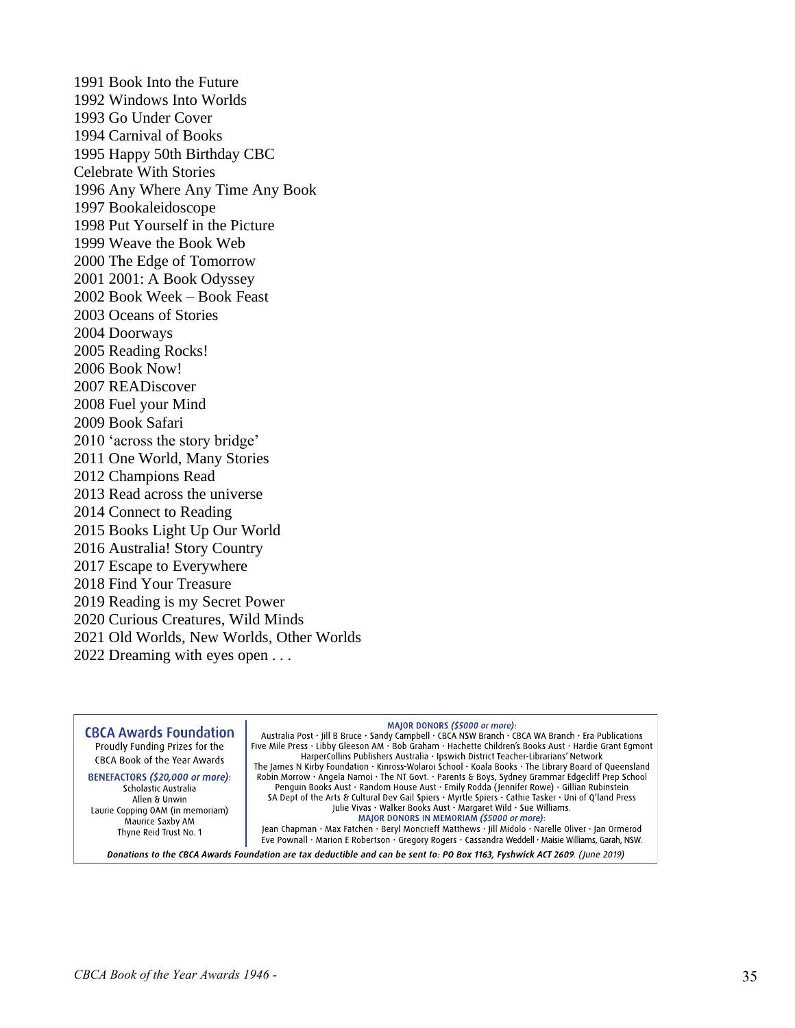1991 Book Into the Future
1992 Windows Into Worlds
1993 Go Under Cover
1994 Carnival of Books
1995 Happy 50th Birthday CBC
Celebrate With Stories
1996 Any Where Any Time Any Book
1997 Bookaleidoscope
1998 Put Yourself in the Picture
1999 Weave the Book Web
2000 The Edge of Tomorrow
2001 2001: A Book Odyssey
2002 Book Week – Book Feast
2003 Oceans of Stories
2004 Doorways
2005 Reading Rocks!
2006 Book Now!
2007 READiscover
2008 Fuel your Mind
2009 Book Safari
2010 'across the story bridge'
2011 One World, Many Stories
2012 Champions Read
2013 Read across the universe
2014 Connect to Reading
2015 Books Light Up Our World
2016 Australia! Story Country
2017 Escape to Everywhere
2018 Find Your Treasure
2019 Reading is my Secret Power
2020 Curious Creatures, Wild Minds
2021 Old Worlds, New Worlds, Other Worlds
2022 Dreaming with eyes open . . .

## CBCA Awards Foundation

Proudly Funding Prizes for the CBCA Book of the Year Awards

**BENEFACTORS *($20,000 or more)*:**
Scholastic Australia
Allen & Unwin
Laurie Copping OAM (in memoriam)
Maurice Saxby AM
Thyne Reid Trust No. 1

**MAJOR DONORS *($5000 or more)*:**
Australia Post · Jill B Bruce · Sandy Campbell · CBCA NSW Branch · CBCA WA Branch · Era Publications
Five Mile Press · Libby Gleeson AM · Bob Graham · Hachette Children's Books Aust · Hardie Grant Egmont
HarperCollins Publishers Australia · Ipswich District Teacher-Librarians' Network
The James N Kirby Foundation · Kinross-Wolaroi School · Koala Books · The Library Board of Queensland
Robin Morrow · Angela Namoi · The NT Govt. · Parents & Boys, Sydney Grammar Edgecliff Prep School
Penguin Books Aust · Random House Aust · Emily Rodda (Jennifer Rowe) · Gillian Rubinstein
SA Dept of the Arts & Cultural Dev Gail Spiers · Myrtle Spiers · Cathie Tasker · Uni of Q'land Press
Julie Vivas · Walker Books Aust · Margaret Wild · Sue Williams.

**MAJOR DONORS IN MEMORIAM *($5000 or more)*:**
Jean Chapman · Max Fatchen · Beryl Moncrieff Matthews · Jill Midolo · Narelle Oliver · Jan Ormerod
Eve Pownall · Marion E Robertson · Gregory Rogers · Cassandra Weddell · Maisie Williams, Garah, NSW.

***Donations to the CBCA Awards Foundation are tax deductible and can be sent to: PO Box 1163, Fyshwick ACT 2609.** (June 2019)*